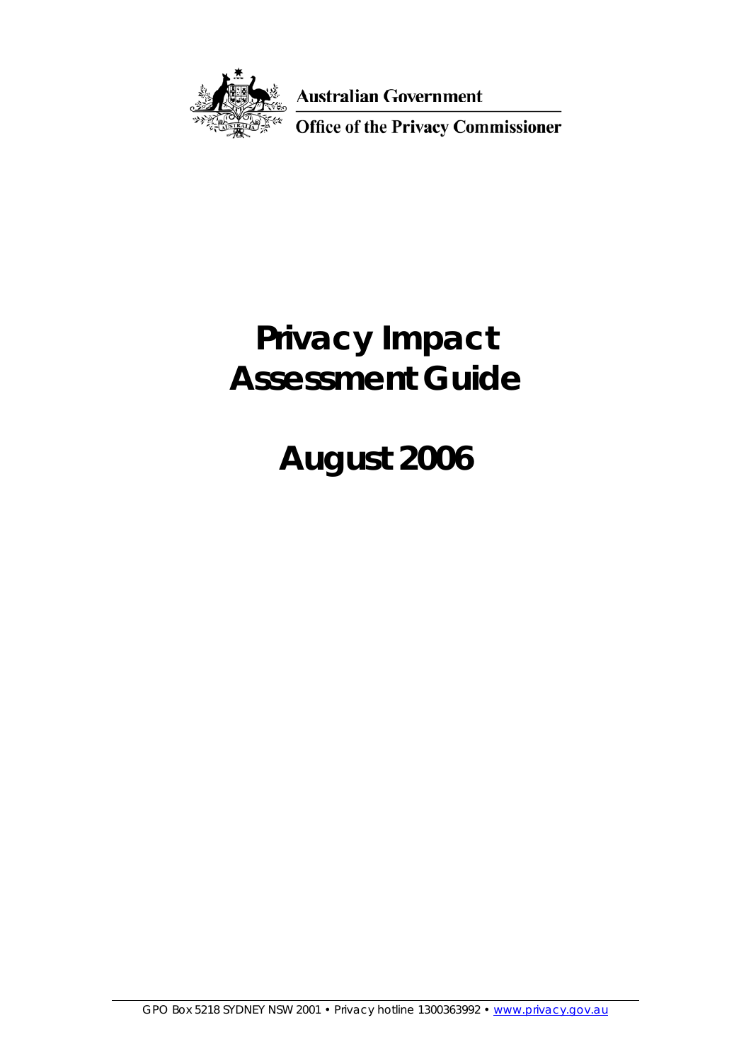Australian Government

Office of the Privacy Commissioner

# Privacy Impact Assessment Guide

# August 2006

GPO Box 5218 SYDNEY NSW 2001 • Privacy hotline 1300363992 • www.privacy.gov.au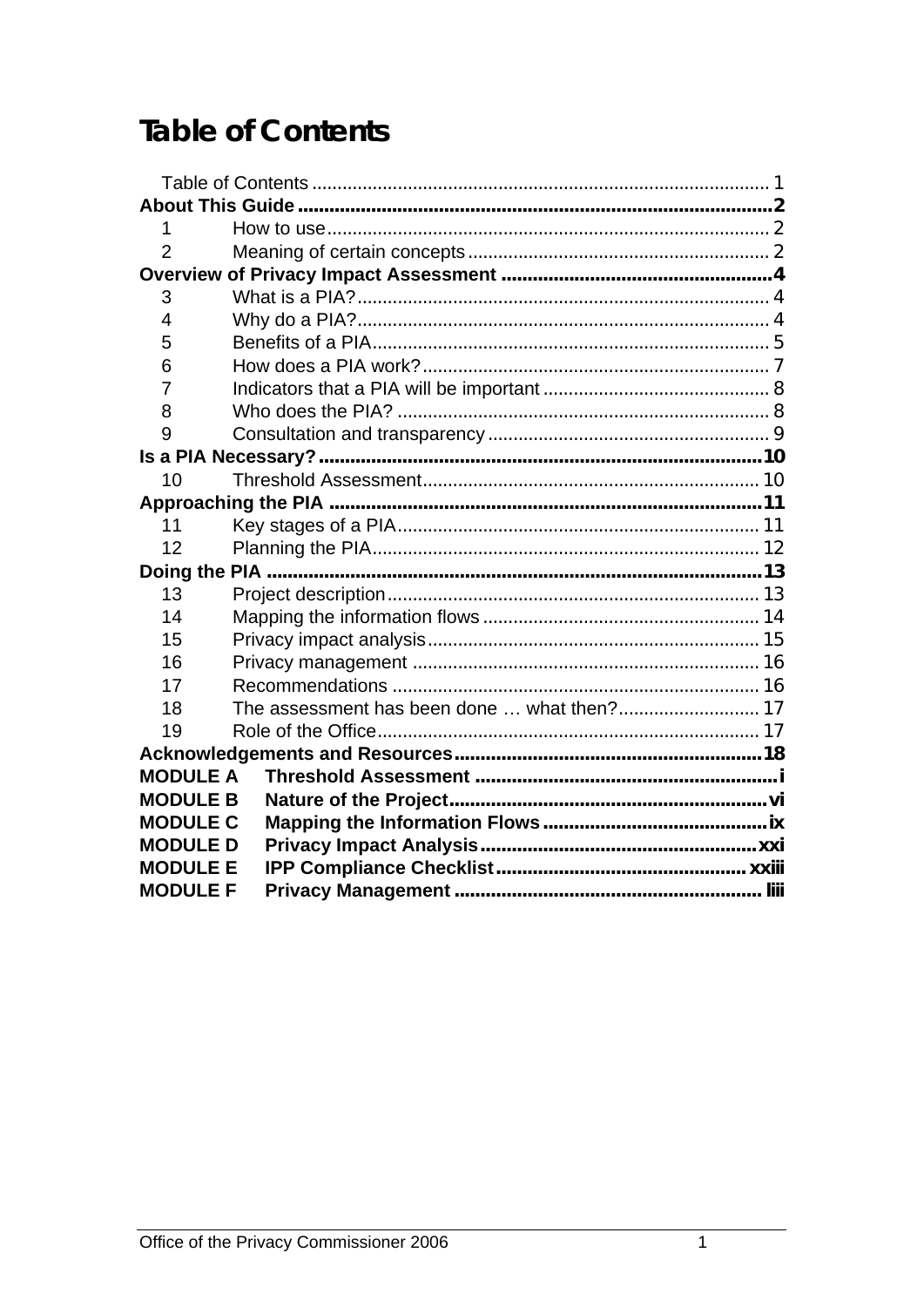# Table of Contents

| | | |
|---|---|---|
| Table of Contents | | 1 |
| **About This Guide** | | **2** |
| 1 | How to use | 2 |
| 2 | Meaning of certain concepts | 2 |
| **Overview of Privacy Impact Assessment** | | **4** |
| 3 | What is a PIA? | 4 |
| 4 | Why do a PIA? | 4 |
| 5 | Benefits of a PIA | 5 |
| 6 | How does a PIA work? | 7 |
| 7 | Indicators that a PIA will be important | 8 |
| 8 | Who does the PIA? | 8 |
| 9 | Consultation and transparency | 9 |
| **Is a PIA Necessary?** | | **10** |
| 10 | Threshold Assessment | 10 |
| **Approaching the PIA** | | **11** |
| 11 | Key stages of a PIA | 11 |
| 12 | Planning the PIA | 12 |
| **Doing the PIA** | | **13** |
| 13 | Project description | 13 |
| 14 | Mapping the information flows | 14 |
| 15 | Privacy impact analysis | 15 |
| 16 | Privacy management | 16 |
| 17 | Recommendations | 16 |
| 18 | The assessment has been done … what then? | 17 |
| 19 | Role of the Office | 17 |
| **Acknowledgements and Resources** | | **18** |
| **MODULE A** | **Threshold Assessment** | **i** |
| **MODULE B** | **Nature of the Project** | **vi** |
| **MODULE C** | **Mapping the Information Flows** | **ix** |
| **MODULE D** | **Privacy Impact Analysis** | **xxi** |
| **MODULE E** | **IPP Compliance Checklist** | **xxiii** |
| **MODULE F** | **Privacy Management** | **liii** |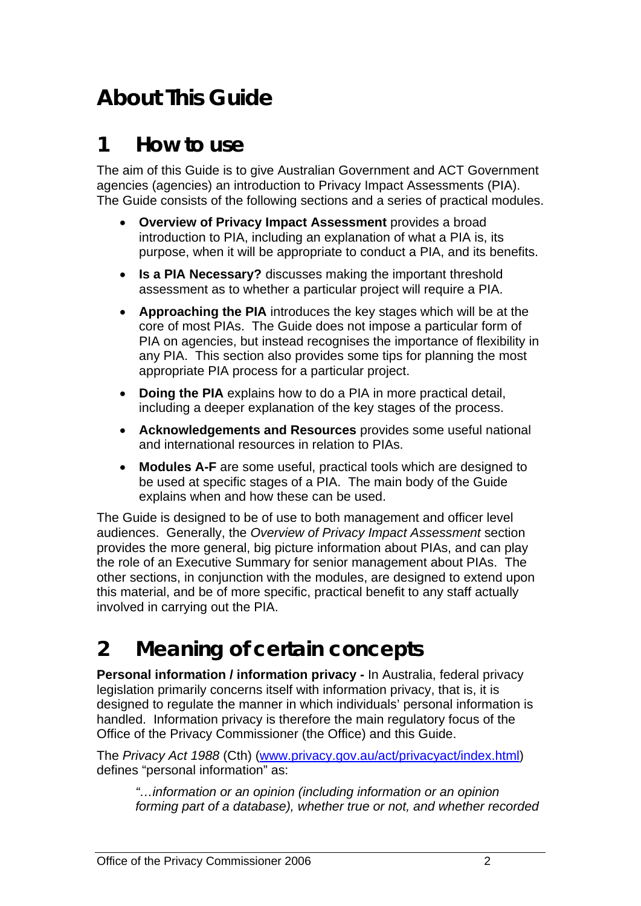# About This Guide

## 1 How to use

The aim of this Guide is to give Australian Government and ACT Government agencies (agencies) an introduction to Privacy Impact Assessments (PIA). The Guide consists of the following sections and a series of practical modules.

- **Overview of Privacy Impact Assessment** provides a broad introduction to PIA, including an explanation of what a PIA is, its purpose, when it will be appropriate to conduct a PIA, and its benefits.
- **Is a PIA Necessary?** discusses making the important threshold assessment as to whether a particular project will require a PIA.
- **Approaching the PIA** introduces the key stages which will be at the core of most PIAs. The Guide does not impose a particular form of PIA on agencies, but instead recognises the importance of flexibility in any PIA. This section also provides some tips for planning the most appropriate PIA process for a particular project.
- **Doing the PIA** explains how to do a PIA in more practical detail, including a deeper explanation of the key stages of the process.
- **Acknowledgements and Resources** provides some useful national and international resources in relation to PIAs.
- **Modules A-F** are some useful, practical tools which are designed to be used at specific stages of a PIA. The main body of the Guide explains when and how these can be used.

The Guide is designed to be of use to both management and officer level audiences. Generally, the *Overview of Privacy Impact Assessment* section provides the more general, big picture information about PIAs, and can play the role of an Executive Summary for senior management about PIAs. The other sections, in conjunction with the modules, are designed to extend upon this material, and be of more specific, practical benefit to any staff actually involved in carrying out the PIA.

## 2 Meaning of certain concepts

**Personal information / information privacy -** In Australia, federal privacy legislation primarily concerns itself with information privacy, that is, it is designed to regulate the manner in which individuals' personal information is handled. Information privacy is therefore the main regulatory focus of the Office of the Privacy Commissioner (the Office) and this Guide.

The *Privacy Act 1988* (Cth) (www.privacy.gov.au/act/privacyact/index.html) defines "personal information" as:

> *"…information or an opinion (including information or an opinion forming part of a database), whether true or not, and whether recorded*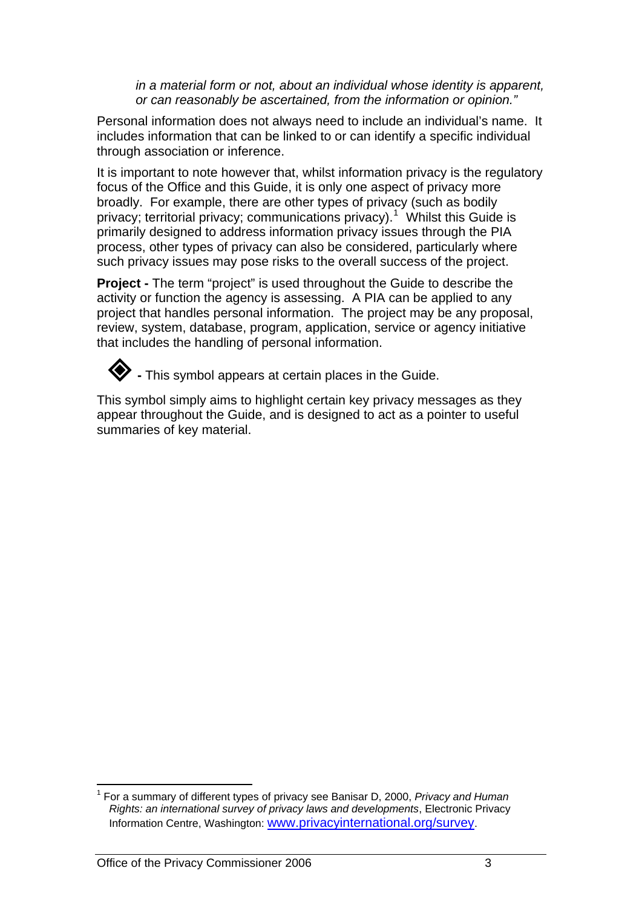*in a material form or not, about an individual whose identity is apparent, or can reasonably be ascertained, from the information or opinion."*

Personal information does not always need to include an individual's name. It includes information that can be linked to or can identify a specific individual through association or inference.

It is important to note however that, whilst information privacy is the regulatory focus of the Office and this Guide, it is only one aspect of privacy more broadly. For example, there are other types of privacy (such as bodily privacy; territorial privacy; communications privacy).[1] Whilst this Guide is primarily designed to address information privacy issues through the PIA process, other types of privacy can also be considered, particularly where such privacy issues may pose risks to the overall success of the project.

**Project -** The term "project" is used throughout the Guide to describe the activity or function the agency is assessing. A PIA can be applied to any project that handles personal information. The project may be any proposal, review, system, database, program, application, service or agency initiative that includes the handling of personal information.

◈ **-** This symbol appears at certain places in the Guide.

This symbol simply aims to highlight certain key privacy messages as they appear throughout the Guide, and is designed to act as a pointer to useful summaries of key material.

---

[1] For a summary of different types of privacy see Banisar D, 2000, *Privacy and Human Rights: an international survey of privacy laws and developments*, Electronic Privacy Information Centre, Washington: www.privacyinternational.org/survey.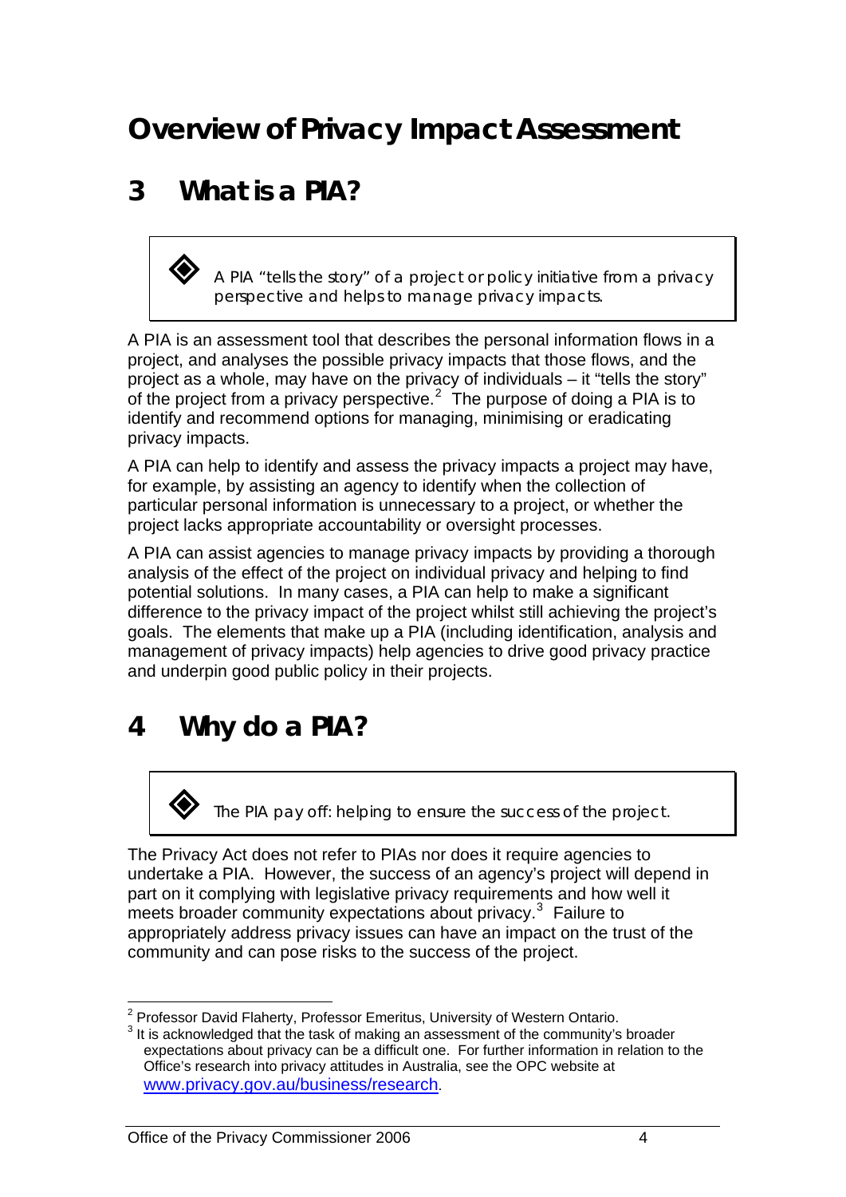# Overview of Privacy Impact Assessment

## 3 What is a PIA?

> ◈ *A PIA "tells the story" of a project or policy initiative from a privacy perspective and helps to manage privacy impacts.*

A PIA is an assessment tool that describes the personal information flows in a project, and analyses the possible privacy impacts that those flows, and the project as a whole, may have on the privacy of individuals – it "tells the story" of the project from a privacy perspective.[2] The purpose of doing a PIA is to identify and recommend options for managing, minimising or eradicating privacy impacts.

A PIA can help to identify and assess the privacy impacts a project may have, for example, by assisting an agency to identify when the collection of particular personal information is unnecessary to a project, or whether the project lacks appropriate accountability or oversight processes.

A PIA can assist agencies to manage privacy impacts by providing a thorough analysis of the effect of the project on individual privacy and helping to find potential solutions. In many cases, a PIA can help to make a significant difference to the privacy impact of the project whilst still achieving the project's goals. The elements that make up a PIA (including identification, analysis and management of privacy impacts) help agencies to drive good privacy practice and underpin good public policy in their projects.

## 4 Why do a PIA?

> ◈ *The PIA pay off: helping to ensure the success of the project.*

The Privacy Act does not refer to PIAs nor does it require agencies to undertake a PIA. However, the success of an agency's project will depend in part on it complying with legislative privacy requirements and how well it meets broader community expectations about privacy.[3] Failure to appropriately address privacy issues can have an impact on the trust of the community and can pose risks to the success of the project.

---

[2] Professor David Flaherty, Professor Emeritus, University of Western Ontario.

[3] It is acknowledged that the task of making an assessment of the community's broader expectations about privacy can be a difficult one. For further information in relation to the Office's research into privacy attitudes in Australia, see the OPC website at www.privacy.gov.au/business/research.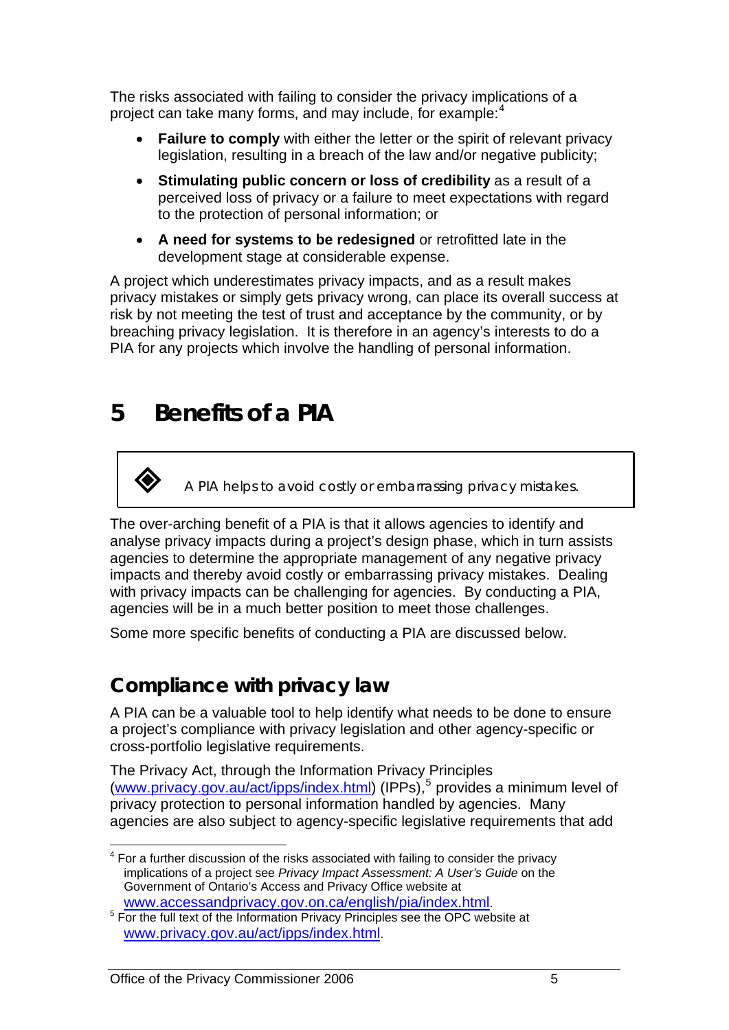The risks associated with failing to consider the privacy implications of a project can take many forms, and may include, for example:[4]

- **Failure to comply** with either the letter or the spirit of relevant privacy legislation, resulting in a breach of the law and/or negative publicity;
- **Stimulating public concern or loss of credibility** as a result of a perceived loss of privacy or a failure to meet expectations with regard to the protection of personal information; or
- **A need for systems to be redesigned** or retrofitted late in the development stage at considerable expense.

A project which underestimates privacy impacts, and as a result makes privacy mistakes or simply gets privacy wrong, can place its overall success at risk by not meeting the test of trust and acceptance by the community, or by breaching privacy legislation. It is therefore in an agency's interests to do a PIA for any projects which involve the handling of personal information.

# 5 Benefits of a PIA

> ◈ A PIA helps to avoid costly or embarrassing privacy mistakes.

The over-arching benefit of a PIA is that it allows agencies to identify and analyse privacy impacts during a project's design phase, which in turn assists agencies to determine the appropriate management of any negative privacy impacts and thereby avoid costly or embarrassing privacy mistakes. Dealing with privacy impacts can be challenging for agencies. By conducting a PIA, agencies will be in a much better position to meet those challenges.

Some more specific benefits of conducting a PIA are discussed below.

## Compliance with privacy law

A PIA can be a valuable tool to help identify what needs to be done to ensure a project's compliance with privacy legislation and other agency-specific or cross-portfolio legislative requirements.

The Privacy Act, through the Information Privacy Principles (www.privacy.gov.au/act/ipps/index.html) (IPPs),[5] provides a minimum level of privacy protection to personal information handled by agencies. Many agencies are also subject to agency-specific legislative requirements that add

---

[4] For a further discussion of the risks associated with failing to consider the privacy implications of a project see *Privacy Impact Assessment: A User's Guide* on the Government of Ontario's Access and Privacy Office website at www.accessandprivacy.gov.on.ca/english/pia/index.html.

[5] For the full text of the Information Privacy Principles see the OPC website at www.privacy.gov.au/act/ipps/index.html.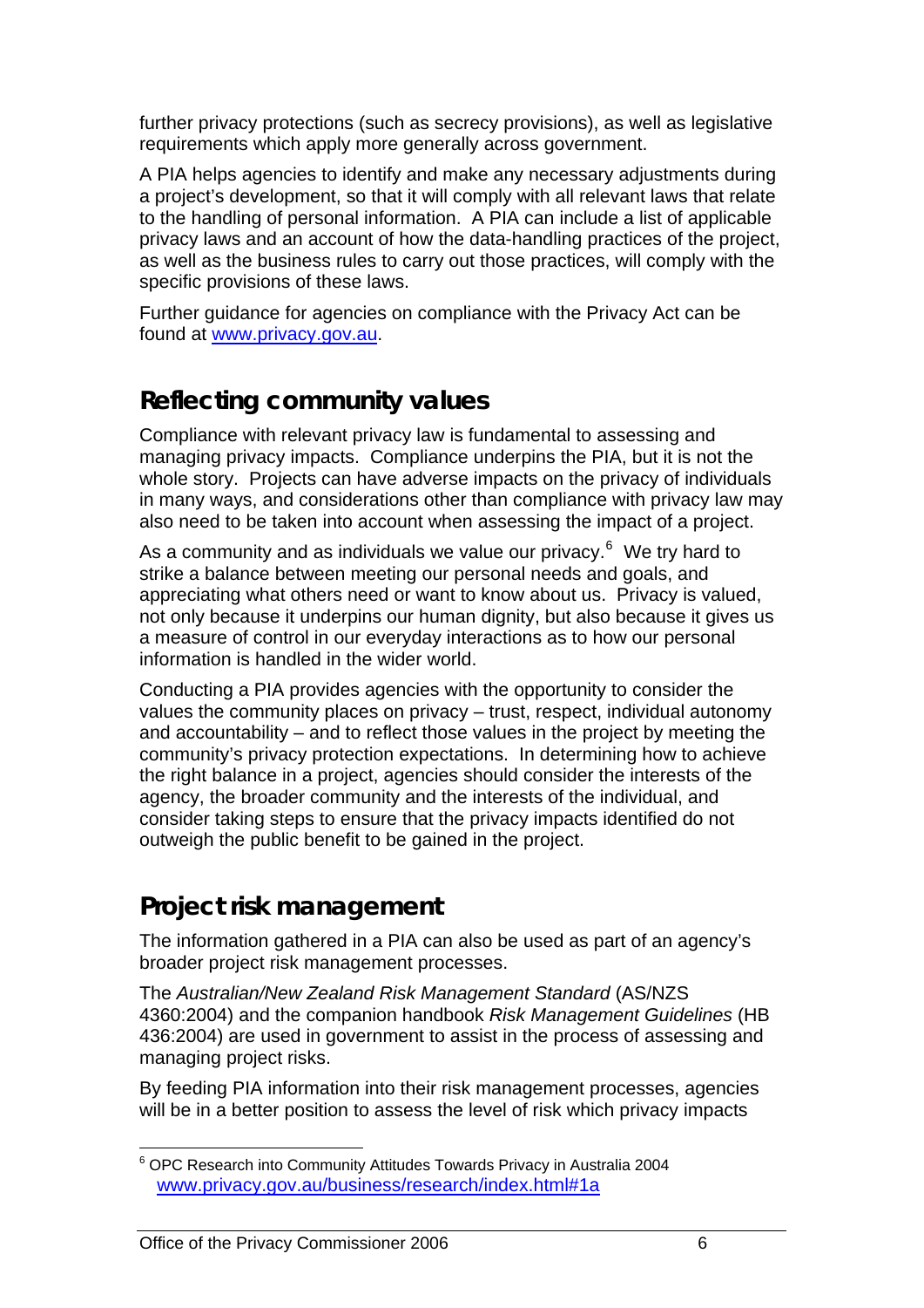further privacy protections (such as secrecy provisions), as well as legislative requirements which apply more generally across government.

A PIA helps agencies to identify and make any necessary adjustments during a project's development, so that it will comply with all relevant laws that relate to the handling of personal information. A PIA can include a list of applicable privacy laws and an account of how the data-handling practices of the project, as well as the business rules to carry out those practices, will comply with the specific provisions of these laws.

Further guidance for agencies on compliance with the Privacy Act can be found at [www.privacy.gov.au](http://www.privacy.gov.au).

## Reflecting community values

Compliance with relevant privacy law is fundamental to assessing and managing privacy impacts. Compliance underpins the PIA, but it is not the whole story. Projects can have adverse impacts on the privacy of individuals in many ways, and considerations other than compliance with privacy law may also need to be taken into account when assessing the impact of a project.

As a community and as individuals we value our privacy.[6] We try hard to strike a balance between meeting our personal needs and goals, and appreciating what others need or want to know about us. Privacy is valued, not only because it underpins our human dignity, but also because it gives us a measure of control in our everyday interactions as to how our personal information is handled in the wider world.

Conducting a PIA provides agencies with the opportunity to consider the values the community places on privacy – trust, respect, individual autonomy and accountability – and to reflect those values in the project by meeting the community's privacy protection expectations. In determining how to achieve the right balance in a project, agencies should consider the interests of the agency, the broader community and the interests of the individual, and consider taking steps to ensure that the privacy impacts identified do not outweigh the public benefit to be gained in the project.

## Project risk management

The information gathered in a PIA can also be used as part of an agency's broader project risk management processes.

The *Australian/New Zealand Risk Management Standard* (AS/NZS 4360:2004) and the companion handbook *Risk Management Guidelines* (HB 436:2004) are used in government to assist in the process of assessing and managing project risks.

By feeding PIA information into their risk management processes, agencies will be in a better position to assess the level of risk which privacy impacts

[6] OPC Research into Community Attitudes Towards Privacy in Australia 2004 [www.privacy.gov.au/business/research/index.html#1a](http://www.privacy.gov.au/business/research/index.html#1a)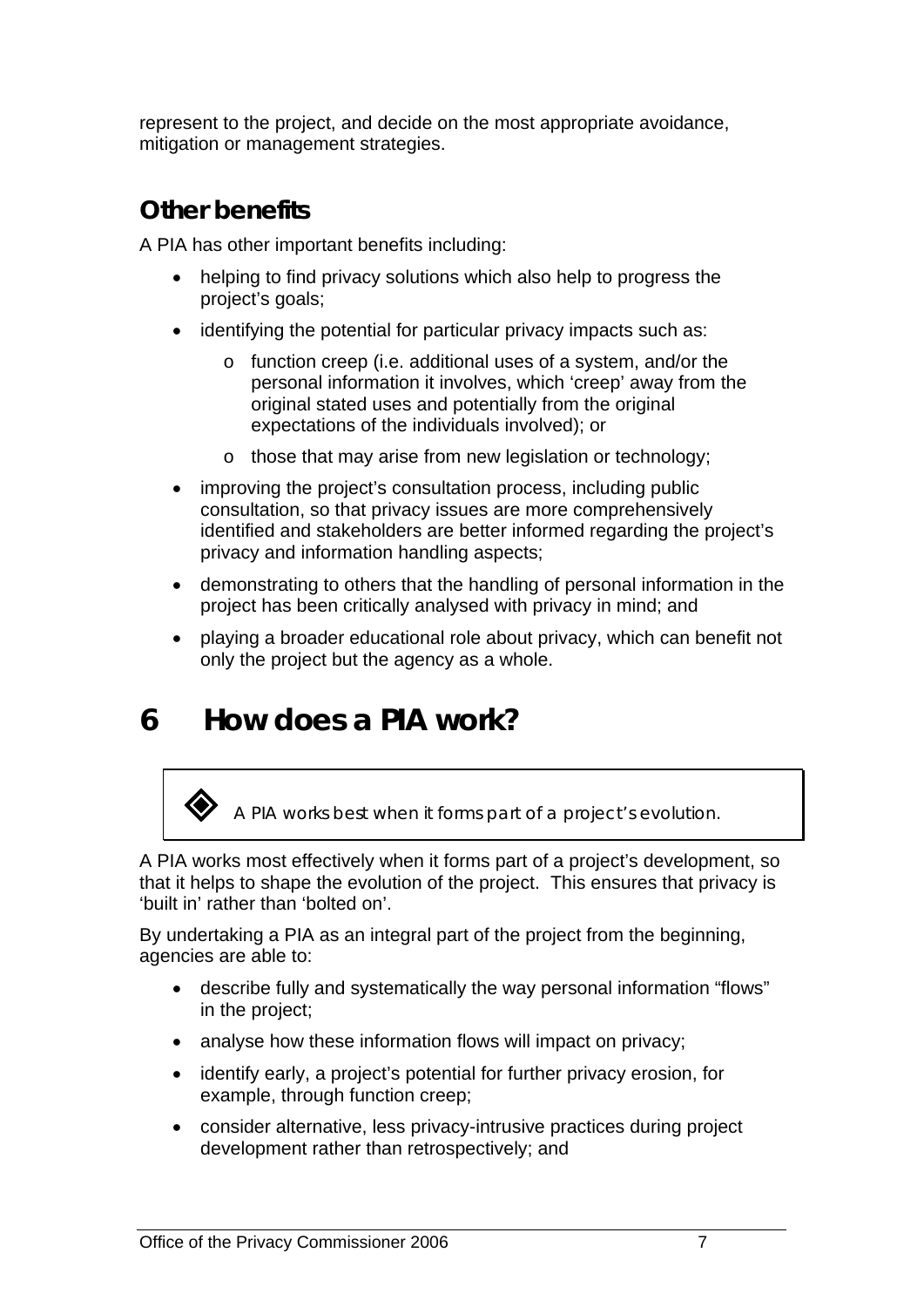represent to the project, and decide on the most appropriate avoidance, mitigation or management strategies.

## Other benefits

A PIA has other important benefits including:

- helping to find privacy solutions which also help to progress the project's goals;
- identifying the potential for particular privacy impacts such as:
  - function creep (i.e. additional uses of a system, and/or the personal information it involves, which 'creep' away from the original stated uses and potentially from the original expectations of the individuals involved); or
  - those that may arise from new legislation or technology;
- improving the project's consultation process, including public consultation, so that privacy issues are more comprehensively identified and stakeholders are better informed regarding the project's privacy and information handling aspects;
- demonstrating to others that the handling of personal information in the project has been critically analysed with privacy in mind; and
- playing a broader educational role about privacy, which can benefit not only the project but the agency as a whole.

# 6 How does a PIA work?

> ◈ A PIA works best when it forms part of a project's evolution.

A PIA works most effectively when it forms part of a project's development, so that it helps to shape the evolution of the project. This ensures that privacy is 'built in' rather than 'bolted on'.

By undertaking a PIA as an integral part of the project from the beginning, agencies are able to:

- describe fully and systematically the way personal information "flows" in the project;
- analyse how these information flows will impact on privacy;
- identify early, a project's potential for further privacy erosion, for example, through function creep;
- consider alternative, less privacy-intrusive practices during project development rather than retrospectively; and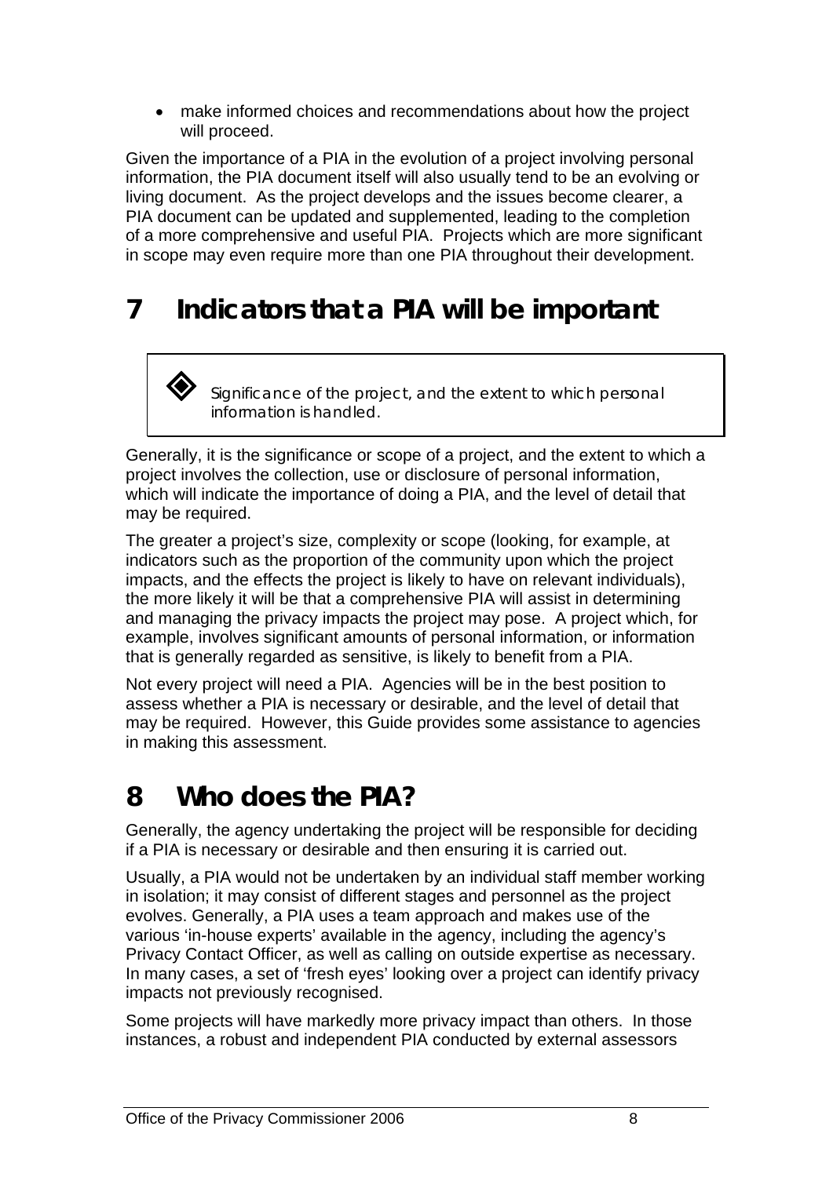- make informed choices and recommendations about how the project will proceed.

Given the importance of a PIA in the evolution of a project involving personal information, the PIA document itself will also usually tend to be an evolving or living document. As the project develops and the issues become clearer, a PIA document can be updated and supplemented, leading to the completion of a more comprehensive and useful PIA. Projects which are more significant in scope may even require more than one PIA throughout their development.

# 7 Indicators that a PIA will be important

> ◈ *Significance of the project, and the extent to which personal information is handled.*

Generally, it is the significance or scope of a project, and the extent to which a project involves the collection, use or disclosure of personal information, which will indicate the importance of doing a PIA, and the level of detail that may be required.

The greater a project's size, complexity or scope (looking, for example, at indicators such as the proportion of the community upon which the project impacts, and the effects the project is likely to have on relevant individuals), the more likely it will be that a comprehensive PIA will assist in determining and managing the privacy impacts the project may pose. A project which, for example, involves significant amounts of personal information, or information that is generally regarded as sensitive, is likely to benefit from a PIA.

Not every project will need a PIA. Agencies will be in the best position to assess whether a PIA is necessary or desirable, and the level of detail that may be required. However, this Guide provides some assistance to agencies in making this assessment.

# 8 Who does the PIA?

Generally, the agency undertaking the project will be responsible for deciding if a PIA is necessary or desirable and then ensuring it is carried out.

Usually, a PIA would not be undertaken by an individual staff member working in isolation; it may consist of different stages and personnel as the project evolves. Generally, a PIA uses a team approach and makes use of the various 'in-house experts' available in the agency, including the agency's Privacy Contact Officer, as well as calling on outside expertise as necessary. In many cases, a set of 'fresh eyes' looking over a project can identify privacy impacts not previously recognised.

Some projects will have markedly more privacy impact than others. In those instances, a robust and independent PIA conducted by external assessors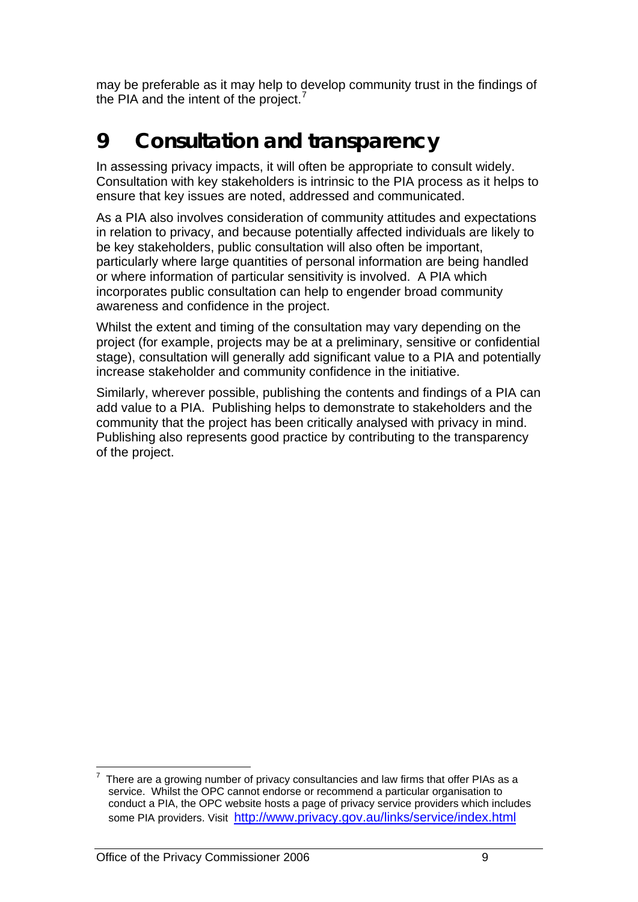may be preferable as it may help to develop community trust in the findings of the PIA and the intent of the project.[7]

# 9 Consultation and transparency

In assessing privacy impacts, it will often be appropriate to consult widely. Consultation with key stakeholders is intrinsic to the PIA process as it helps to ensure that key issues are noted, addressed and communicated.

As a PIA also involves consideration of community attitudes and expectations in relation to privacy, and because potentially affected individuals are likely to be key stakeholders, public consultation will also often be important, particularly where large quantities of personal information are being handled or where information of particular sensitivity is involved. A PIA which incorporates public consultation can help to engender broad community awareness and confidence in the project.

Whilst the extent and timing of the consultation may vary depending on the project (for example, projects may be at a preliminary, sensitive or confidential stage), consultation will generally add significant value to a PIA and potentially increase stakeholder and community confidence in the initiative.

Similarly, wherever possible, publishing the contents and findings of a PIA can add value to a PIA. Publishing helps to demonstrate to stakeholders and the community that the project has been critically analysed with privacy in mind. Publishing also represents good practice by contributing to the transparency of the project.

---

[7] There are a growing number of privacy consultancies and law firms that offer PIAs as a service. Whilst the OPC cannot endorse or recommend a particular organisation to conduct a PIA, the OPC website hosts a page of privacy service providers which includes some PIA providers. Visit http://www.privacy.gov.au/links/service/index.html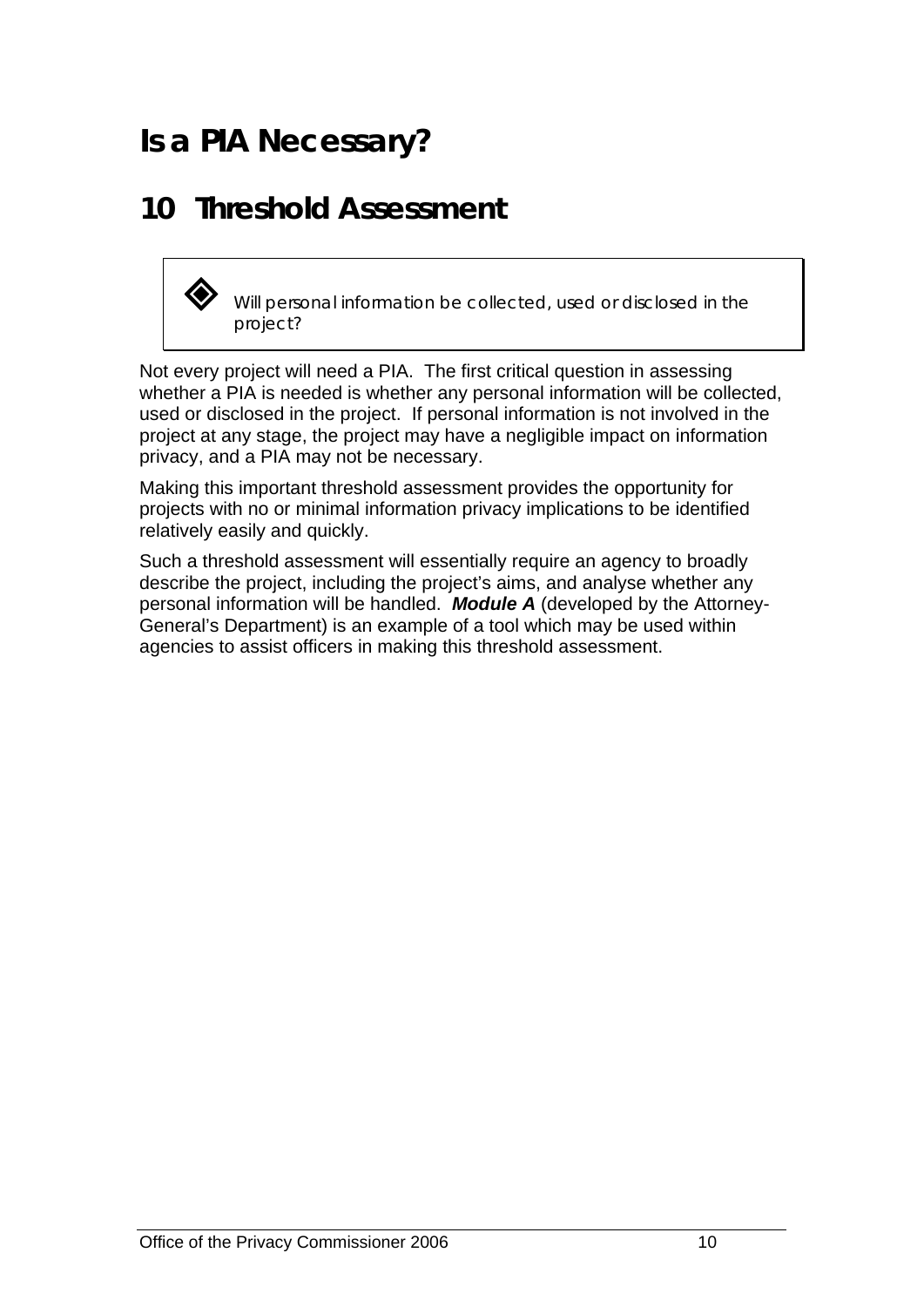# Is a PIA Necessary?

## 10 Threshold Assessment

> ◈ Will personal information be collected, used or disclosed in the project?

Not every project will need a PIA. The first critical question in assessing whether a PIA is needed is whether any personal information will be collected, used or disclosed in the project. If personal information is not involved in the project at any stage, the project may have a negligible impact on information privacy, and a PIA may not be necessary.

Making this important threshold assessment provides the opportunity for projects with no or minimal information privacy implications to be identified relatively easily and quickly.

Such a threshold assessment will essentially require an agency to broadly describe the project, including the project's aims, and analyse whether any personal information will be handled. ***Module A*** (developed by the Attorney-General's Department) is an example of a tool which may be used within agencies to assist officers in making this threshold assessment.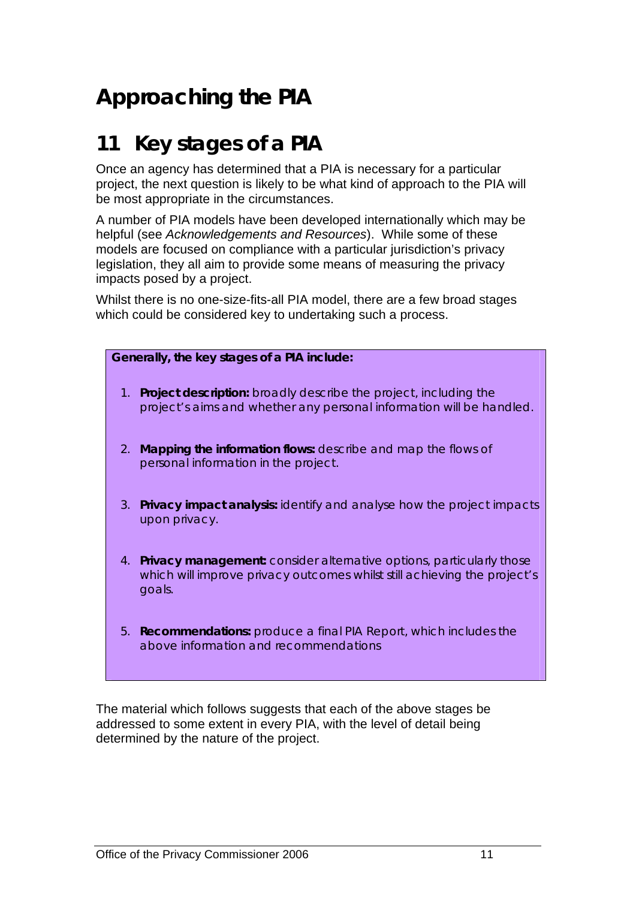# Approaching the PIA

## 11 Key stages of a PIA

Once an agency has determined that a PIA is necessary for a particular project, the next question is likely to be what kind of approach to the PIA will be most appropriate in the circumstances.

A number of PIA models have been developed internationally which may be helpful (see *Acknowledgements and Resources*). While some of these models are focused on compliance with a particular jurisdiction's privacy legislation, they all aim to provide some means of measuring the privacy impacts posed by a project.

Whilst there is no one-size-fits-all PIA model, there are a few broad stages which could be considered key to undertaking such a process.

**Generally, the key stages of a PIA include:**

1. **Project description:** broadly describe the project, including the project's aims and whether any personal information will be handled.
2. **Mapping the information flows:** describe and map the flows of personal information in the project.
3. **Privacy impact analysis:** identify and analyse how the project impacts upon privacy.
4. **Privacy management:** consider alternative options, particularly those which will improve privacy outcomes whilst still achieving the project's goals.
5. **Recommendations:** produce a final PIA Report, which includes the above information and recommendations

The material which follows suggests that each of the above stages be addressed to some extent in every PIA, with the level of detail being determined by the nature of the project.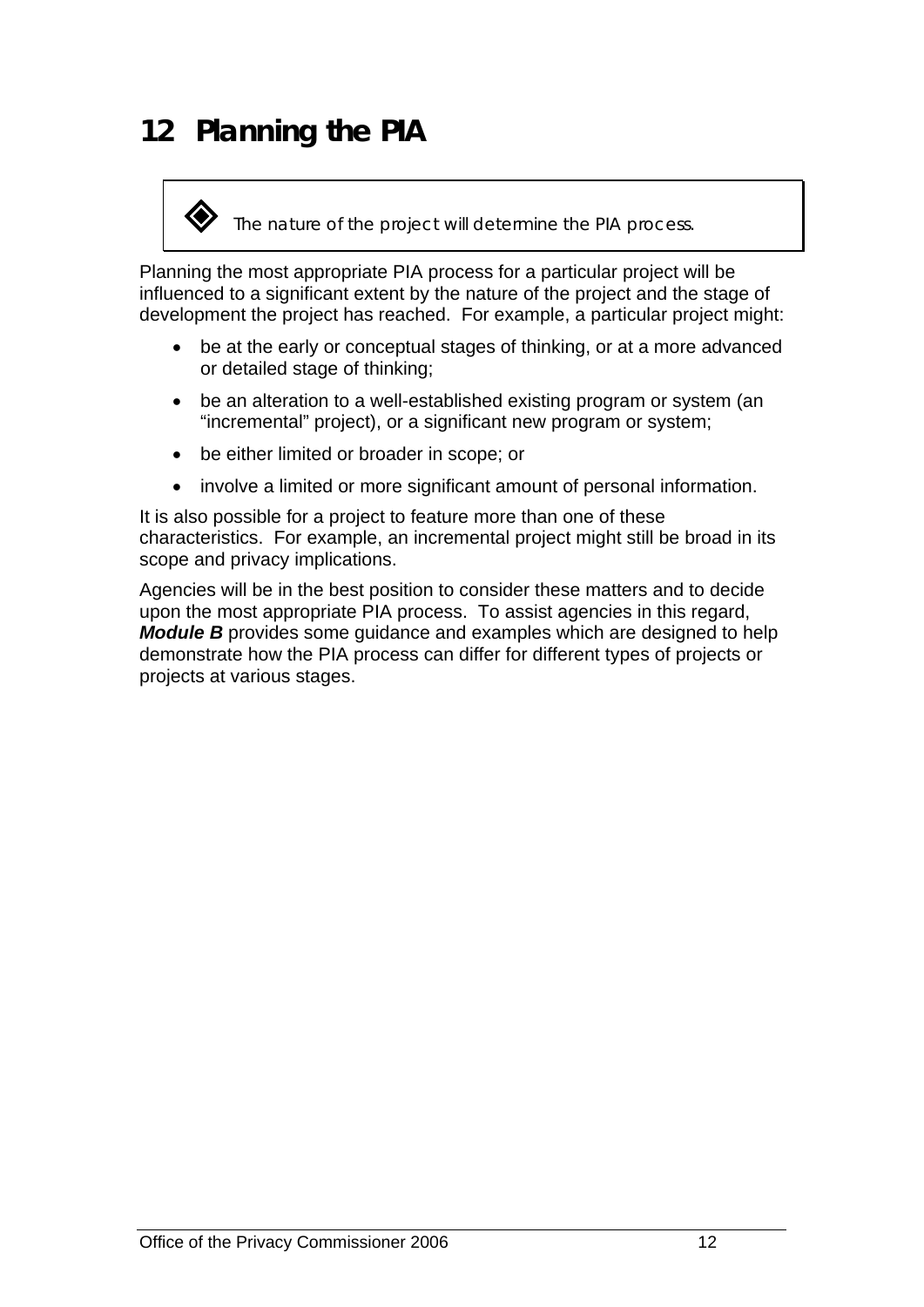# 12 Planning the PIA

> The nature of the project will determine the PIA process.

Planning the most appropriate PIA process for a particular project will be influenced to a significant extent by the nature of the project and the stage of development the project has reached. For example, a particular project might:

- be at the early or conceptual stages of thinking, or at a more advanced or detailed stage of thinking;
- be an alteration to a well-established existing program or system (an "incremental" project), or a significant new program or system;
- be either limited or broader in scope; or
- involve a limited or more significant amount of personal information.

It is also possible for a project to feature more than one of these characteristics. For example, an incremental project might still be broad in its scope and privacy implications.

Agencies will be in the best position to consider these matters and to decide upon the most appropriate PIA process. To assist agencies in this regard, ***Module B*** provides some guidance and examples which are designed to help demonstrate how the PIA process can differ for different types of projects or projects at various stages.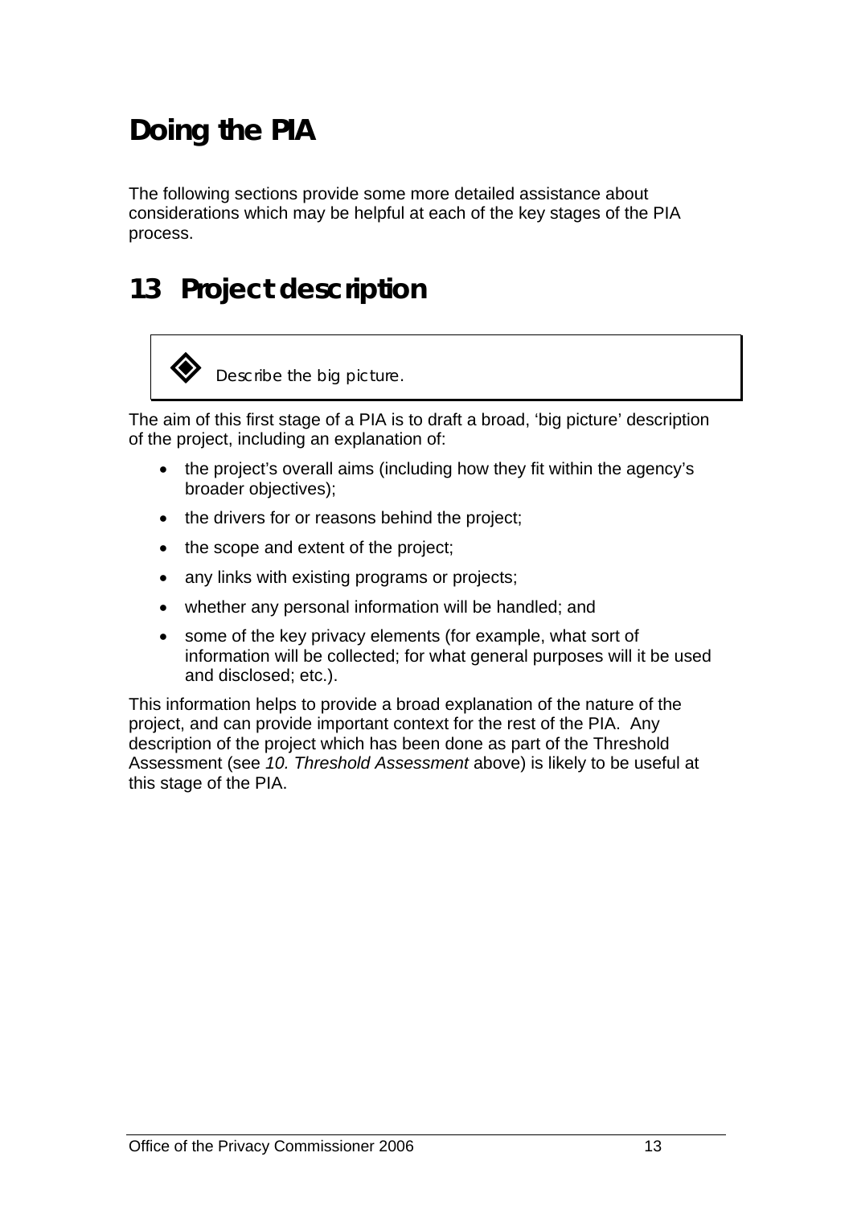# Doing the PIA

The following sections provide some more detailed assistance about considerations which may be helpful at each of the key stages of the PIA process.

# 13 Project description

> ◈ Describe the big picture.

The aim of this first stage of a PIA is to draft a broad, 'big picture' description of the project, including an explanation of:

- the project's overall aims (including how they fit within the agency's broader objectives);
- the drivers for or reasons behind the project;
- the scope and extent of the project;
- any links with existing programs or projects;
- whether any personal information will be handled; and
- some of the key privacy elements (for example, what sort of information will be collected; for what general purposes will it be used and disclosed; etc.).

This information helps to provide a broad explanation of the nature of the project, and can provide important context for the rest of the PIA. Any description of the project which has been done as part of the Threshold Assessment (see *10. Threshold Assessment* above) is likely to be useful at this stage of the PIA.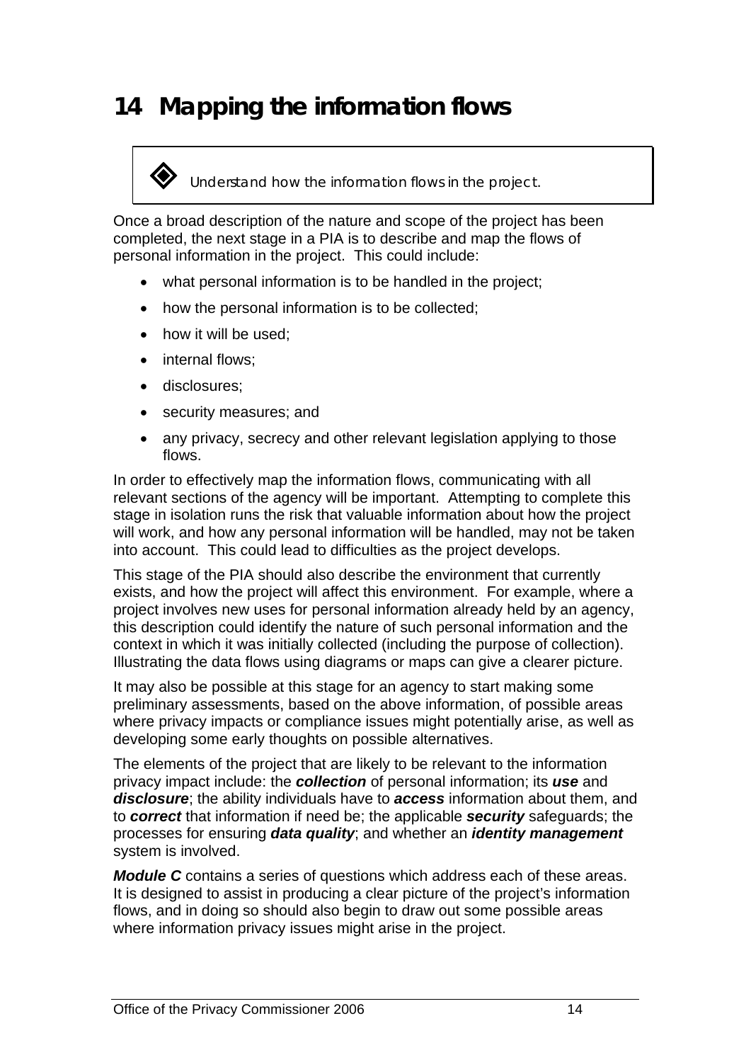# 14 Mapping the information flows

> ◈ *Understand how the information flows in the project.*

Once a broad description of the nature and scope of the project has been completed, the next stage in a PIA is to describe and map the flows of personal information in the project. This could include:

- what personal information is to be handled in the project;
- how the personal information is to be collected;
- how it will be used;
- internal flows;
- disclosures;
- security measures; and
- any privacy, secrecy and other relevant legislation applying to those flows.

In order to effectively map the information flows, communicating with all relevant sections of the agency will be important. Attempting to complete this stage in isolation runs the risk that valuable information about how the project will work, and how any personal information will be handled, may not be taken into account. This could lead to difficulties as the project develops.

This stage of the PIA should also describe the environment that currently exists, and how the project will affect this environment. For example, where a project involves new uses for personal information already held by an agency, this description could identify the nature of such personal information and the context in which it was initially collected (including the purpose of collection). Illustrating the data flows using diagrams or maps can give a clearer picture.

It may also be possible at this stage for an agency to start making some preliminary assessments, based on the above information, of possible areas where privacy impacts or compliance issues might potentially arise, as well as developing some early thoughts on possible alternatives.

The elements of the project that are likely to be relevant to the information privacy impact include: the ***collection*** of personal information; its ***use*** and ***disclosure***; the ability individuals have to ***access*** information about them, and to ***correct*** that information if need be; the applicable ***security*** safeguards; the processes for ensuring ***data quality***; and whether an ***identity management*** system is involved.

***Module C*** contains a series of questions which address each of these areas. It is designed to assist in producing a clear picture of the project's information flows, and in doing so should also begin to draw out some possible areas where information privacy issues might arise in the project.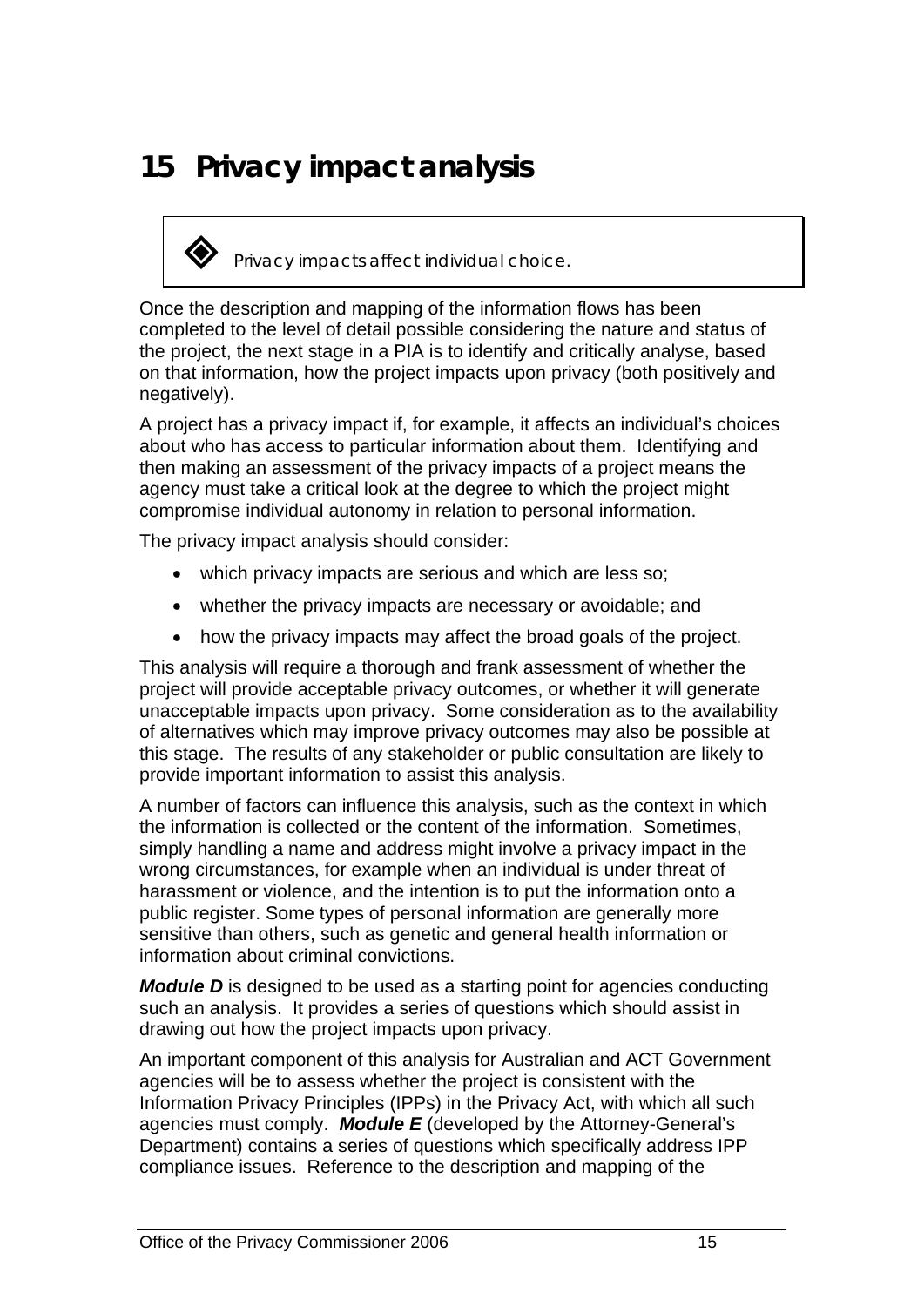# 15 Privacy impact analysis

> ◈ *Privacy impacts affect individual choice.*

Once the description and mapping of the information flows has been completed to the level of detail possible considering the nature and status of the project, the next stage in a PIA is to identify and critically analyse, based on that information, how the project impacts upon privacy (both positively and negatively).

A project has a privacy impact if, for example, it affects an individual's choices about who has access to particular information about them. Identifying and then making an assessment of the privacy impacts of a project means the agency must take a critical look at the degree to which the project might compromise individual autonomy in relation to personal information.

The privacy impact analysis should consider:

- which privacy impacts are serious and which are less so;
- whether the privacy impacts are necessary or avoidable; and
- how the privacy impacts may affect the broad goals of the project.

This analysis will require a thorough and frank assessment of whether the project will provide acceptable privacy outcomes, or whether it will generate unacceptable impacts upon privacy. Some consideration as to the availability of alternatives which may improve privacy outcomes may also be possible at this stage. The results of any stakeholder or public consultation are likely to provide important information to assist this analysis.

A number of factors can influence this analysis, such as the context in which the information is collected or the content of the information. Sometimes, simply handling a name and address might involve a privacy impact in the wrong circumstances, for example when an individual is under threat of harassment or violence, and the intention is to put the information onto a public register. Some types of personal information are generally more sensitive than others, such as genetic and general health information or information about criminal convictions.

***Module D*** is designed to be used as a starting point for agencies conducting such an analysis. It provides a series of questions which should assist in drawing out how the project impacts upon privacy.

An important component of this analysis for Australian and ACT Government agencies will be to assess whether the project is consistent with the Information Privacy Principles (IPPs) in the Privacy Act, with which all such agencies must comply. ***Module E*** (developed by the Attorney-General's Department) contains a series of questions which specifically address IPP compliance issues. Reference to the description and mapping of the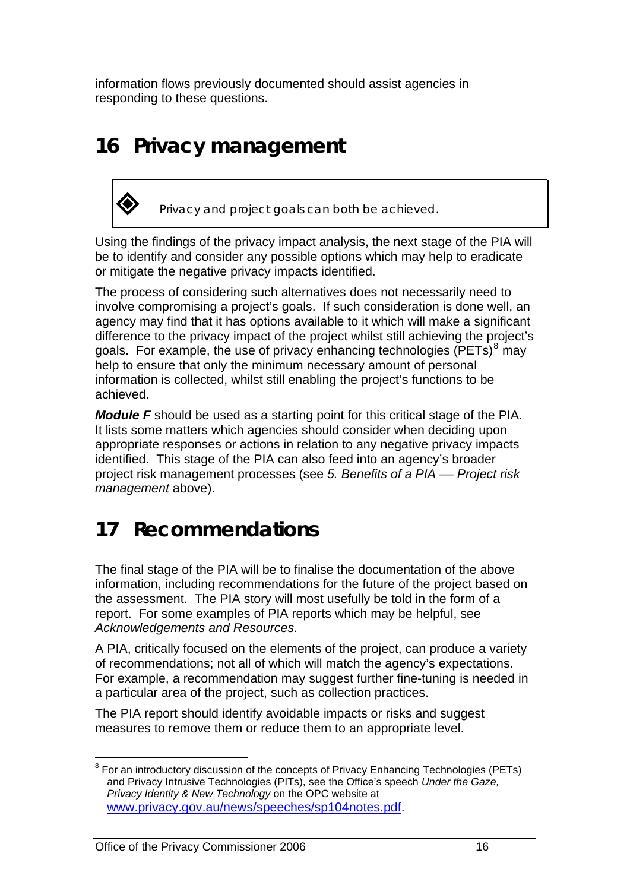information flows previously documented should assist agencies in responding to these questions.

# 16 Privacy management

> ◈ *Privacy and project goals can both be achieved.*

Using the findings of the privacy impact analysis, the next stage of the PIA will be to identify and consider any possible options which may help to eradicate or mitigate the negative privacy impacts identified.

The process of considering such alternatives does not necessarily need to involve compromising a project's goals. If such consideration is done well, an agency may find that it has options available to it which will make a significant difference to the privacy impact of the project whilst still achieving the project's goals. For example, the use of privacy enhancing technologies (PETs)[8] may help to ensure that only the minimum necessary amount of personal information is collected, whilst still enabling the project's functions to be achieved.

***Module F*** should be used as a starting point for this critical stage of the PIA. It lists some matters which agencies should consider when deciding upon appropriate responses or actions in relation to any negative privacy impacts identified. This stage of the PIA can also feed into an agency's broader project risk management processes (see *5. Benefits of a PIA — Project risk management* above).

# 17 Recommendations

The final stage of the PIA will be to finalise the documentation of the above information, including recommendations for the future of the project based on the assessment. The PIA story will most usefully be told in the form of a report. For some examples of PIA reports which may be helpful, see *Acknowledgements and Resources*.

A PIA, critically focused on the elements of the project, can produce a variety of recommendations; not all of which will match the agency's expectations. For example, a recommendation may suggest further fine-tuning is needed in a particular area of the project, such as collection practices.

The PIA report should identify avoidable impacts or risks and suggest measures to remove them or reduce them to an appropriate level.

---

[8] For an introductory discussion of the concepts of Privacy Enhancing Technologies (PETs) and Privacy Intrusive Technologies (PITs), see the Office's speech *Under the Gaze, Privacy Identity & New Technology* on the OPC website at www.privacy.gov.au/news/speeches/sp104notes.pdf.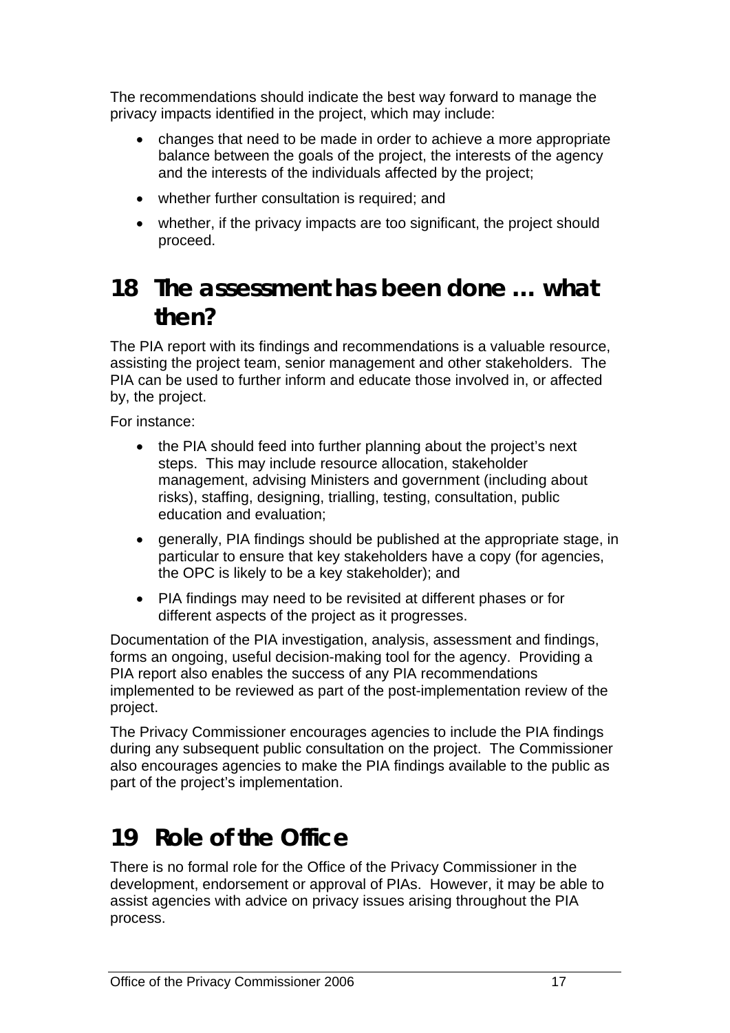The recommendations should indicate the best way forward to manage the privacy impacts identified in the project, which may include:

- changes that need to be made in order to achieve a more appropriate balance between the goals of the project, the interests of the agency and the interests of the individuals affected by the project;
- whether further consultation is required; and
- whether, if the privacy impacts are too significant, the project should proceed.

# 18 The assessment has been done … what then?

The PIA report with its findings and recommendations is a valuable resource, assisting the project team, senior management and other stakeholders. The PIA can be used to further inform and educate those involved in, or affected by, the project.

For instance:

- the PIA should feed into further planning about the project's next steps. This may include resource allocation, stakeholder management, advising Ministers and government (including about risks), staffing, designing, trialling, testing, consultation, public education and evaluation;
- generally, PIA findings should be published at the appropriate stage, in particular to ensure that key stakeholders have a copy (for agencies, the OPC is likely to be a key stakeholder); and
- PIA findings may need to be revisited at different phases or for different aspects of the project as it progresses.

Documentation of the PIA investigation, analysis, assessment and findings, forms an ongoing, useful decision-making tool for the agency. Providing a PIA report also enables the success of any PIA recommendations implemented to be reviewed as part of the post-implementation review of the project.

The Privacy Commissioner encourages agencies to include the PIA findings during any subsequent public consultation on the project. The Commissioner also encourages agencies to make the PIA findings available to the public as part of the project's implementation.

# 19 Role of the Office

There is no formal role for the Office of the Privacy Commissioner in the development, endorsement or approval of PIAs. However, it may be able to assist agencies with advice on privacy issues arising throughout the PIA process.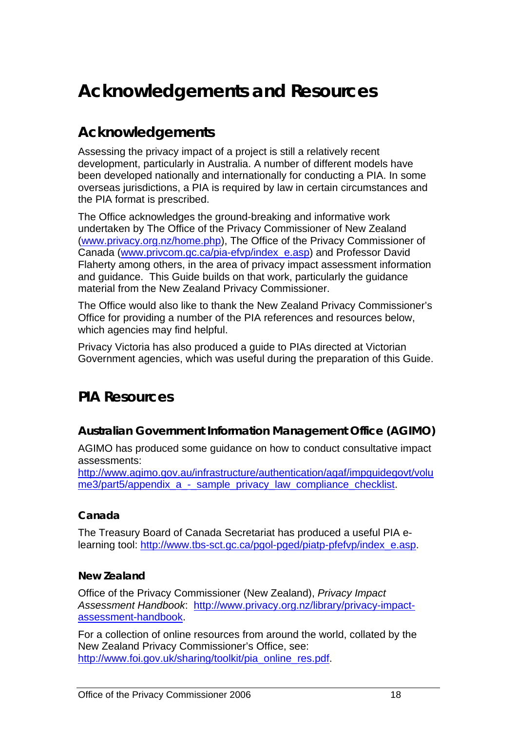# Acknowledgements and Resources

## Acknowledgements

Assessing the privacy impact of a project is still a relatively recent development, particularly in Australia. A number of different models have been developed nationally and internationally for conducting a PIA. In some overseas jurisdictions, a PIA is required by law in certain circumstances and the PIA format is prescribed.

The Office acknowledges the ground-breaking and informative work undertaken by The Office of the Privacy Commissioner of New Zealand (www.privacy.org.nz/home.php), The Office of the Privacy Commissioner of Canada (www.privcom.gc.ca/pia-efvp/index_e.asp) and Professor David Flaherty among others, in the area of privacy impact assessment information and guidance. This Guide builds on that work, particularly the guidance material from the New Zealand Privacy Commissioner.

The Office would also like to thank the New Zealand Privacy Commissioner's Office for providing a number of the PIA references and resources below, which agencies may find helpful.

Privacy Victoria has also produced a guide to PIAs directed at Victorian Government agencies, which was useful during the preparation of this Guide.

## PIA Resources

### Australian Government Information Management Office (AGIMO)

AGIMO has produced some guidance on how to conduct consultative impact assessments: http://www.agimo.gov.au/infrastructure/authentication/agaf/impguidegovt/volume3/part5/appendix_a_-_sample_privacy_law_compliance_checklist.

### Canada

The Treasury Board of Canada Secretariat has produced a useful PIA e-learning tool: http://www.tbs-sct.gc.ca/pgol-pged/piatp-pfefvp/index_e.asp.

### New Zealand

Office of the Privacy Commissioner (New Zealand), *Privacy Impact Assessment Handbook*: http://www.privacy.org.nz/library/privacy-impact-assessment-handbook.

For a collection of online resources from around the world, collated by the New Zealand Privacy Commissioner's Office, see: http://www.foi.gov.uk/sharing/toolkit/pia_online_res.pdf.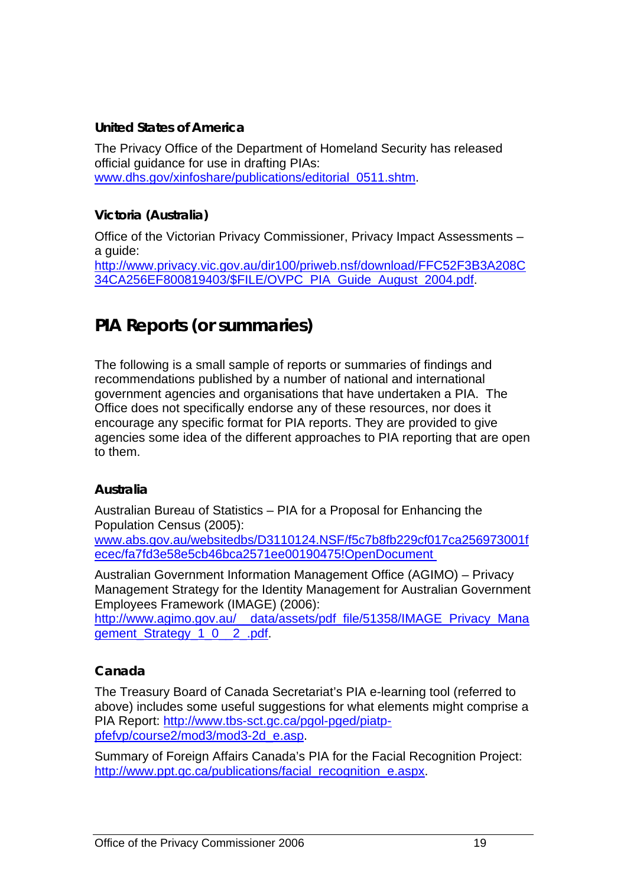### United States of America

The Privacy Office of the Department of Homeland Security has released official guidance for use in drafting PIAs: www.dhs.gov/xinfoshare/publications/editorial_0511.shtm.

### Victoria (Australia)

Office of the Victorian Privacy Commissioner, Privacy Impact Assessments – a guide: http://www.privacy.vic.gov.au/dir100/priweb.nsf/download/FFC52F3B3A208C34CA256EF800819403/$FILE/OVPC_PIA_Guide_August_2004.pdf.

## PIA Reports (or summaries)

The following is a small sample of reports or summaries of findings and recommendations published by a number of national and international government agencies and organisations that have undertaken a PIA. The Office does not specifically endorse any of these resources, nor does it encourage any specific format for PIA reports. They are provided to give agencies some idea of the different approaches to PIA reporting that are open to them.

### Australia

Australian Bureau of Statistics – PIA for a Proposal for Enhancing the Population Census (2005): www.abs.gov.au/websitedbs/D3110124.NSF/f5c7b8fb229cf017ca256973001fecec/fa7fd3e58e5cb46bca2571ee00190475!OpenDocument

Australian Government Information Management Office (AGIMO) – Privacy Management Strategy for the Identity Management for Australian Government Employees Framework (IMAGE) (2006): http://www.agimo.gov.au/__data/assets/pdf_file/51358/IMAGE_Privacy_Management_Strategy_1_0__2_.pdf.

### Canada

The Treasury Board of Canada Secretariat's PIA e-learning tool (referred to above) includes some useful suggestions for what elements might comprise a PIA Report: http://www.tbs-sct.gc.ca/pgol-pged/piatp-pfefvp/course2/mod3/mod3-2d_e.asp.

Summary of Foreign Affairs Canada's PIA for the Facial Recognition Project: http://www.ppt.gc.ca/publications/facial_recognition_e.aspx.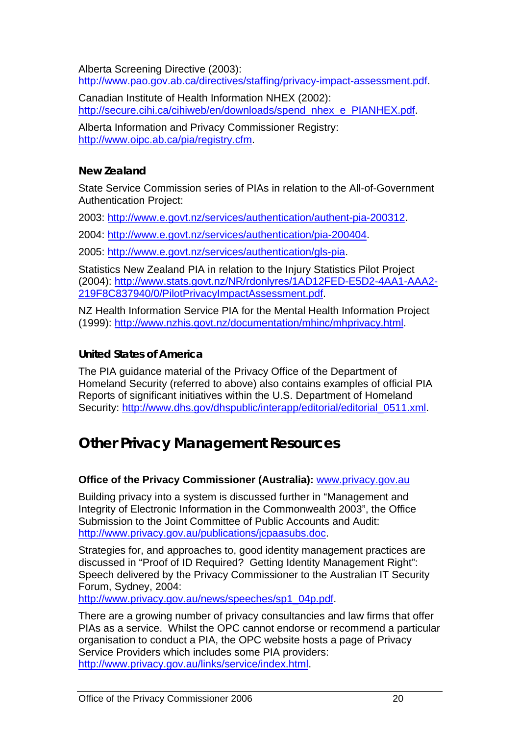Alberta Screening Directive (2003):
http://www.pao.gov.ab.ca/directives/staffing/privacy-impact-assessment.pdf.

Canadian Institute of Health Information NHEX (2002):
http://secure.cihi.ca/cihiweb/en/downloads/spend_nhex_e_PIANHEX.pdf.

Alberta Information and Privacy Commissioner Registry:
http://www.oipc.ab.ca/pia/registry.cfm.

### New Zealand

State Service Commission series of PIAs in relation to the All-of-Government Authentication Project:

2003: http://www.e.govt.nz/services/authentication/authent-pia-200312.

2004: http://www.e.govt.nz/services/authentication/pia-200404.

2005: http://www.e.govt.nz/services/authentication/gls-pia.

Statistics New Zealand PIA in relation to the Injury Statistics Pilot Project (2004): http://www.stats.govt.nz/NR/rdonlyres/1AD12FED-E5D2-4AA1-AAA2-219F8C837940/0/PilotPrivacyImpactAssessment.pdf.

NZ Health Information Service PIA for the Mental Health Information Project (1999): http://www.nzhis.govt.nz/documentation/mhinc/mhprivacy.html.

### United States of America

The PIA guidance material of the Privacy Office of the Department of Homeland Security (referred to above) also contains examples of official PIA Reports of significant initiatives within the U.S. Department of Homeland Security: http://www.dhs.gov/dhspublic/interapp/editorial/editorial_0511.xml.

## Other Privacy Management Resources

**Office of the Privacy Commissioner (Australia):** www.privacy.gov.au

Building privacy into a system is discussed further in "Management and Integrity of Electronic Information in the Commonwealth 2003", the Office Submission to the Joint Committee of Public Accounts and Audit: http://www.privacy.gov.au/publications/jcpaasubs.doc.

Strategies for, and approaches to, good identity management practices are discussed in "Proof of ID Required? Getting Identity Management Right": Speech delivered by the Privacy Commissioner to the Australian IT Security Forum, Sydney, 2004:
http://www.privacy.gov.au/news/speeches/sp1_04p.pdf.

There are a growing number of privacy consultancies and law firms that offer PIAs as a service. Whilst the OPC cannot endorse or recommend a particular organisation to conduct a PIA, the OPC website hosts a page of Privacy Service Providers which includes some PIA providers:
http://www.privacy.gov.au/links/service/index.html.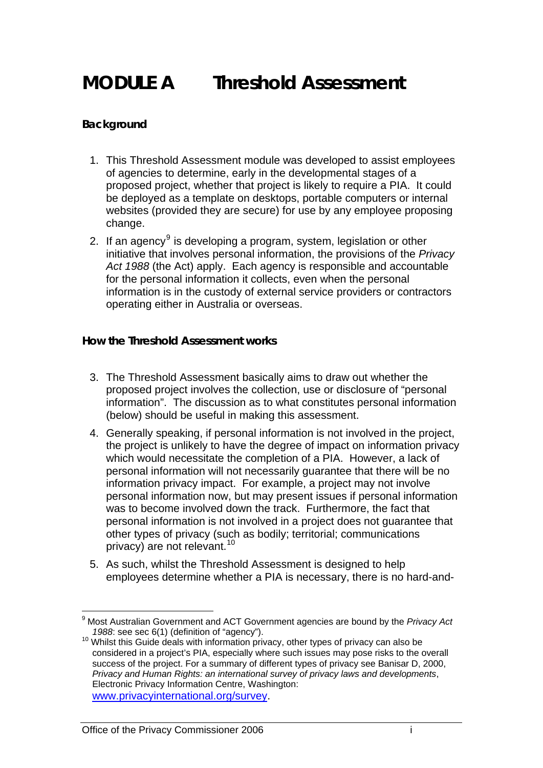# MODULE A Threshold Assessment

### Background

1. This Threshold Assessment module was developed to assist employees of agencies to determine, early in the developmental stages of a proposed project, whether that project is likely to require a PIA. It could be deployed as a template on desktops, portable computers or internal websites (provided they are secure) for use by any employee proposing change.
2. If an agency[9] is developing a program, system, legislation or other initiative that involves personal information, the provisions of the *Privacy Act 1988* (the Act) apply. Each agency is responsible and accountable for the personal information it collects, even when the personal information is in the custody of external service providers or contractors operating either in Australia or overseas.

### How the Threshold Assessment works

3. The Threshold Assessment basically aims to draw out whether the proposed project involves the collection, use or disclosure of "personal information". The discussion as to what constitutes personal information (below) should be useful in making this assessment.
4. Generally speaking, if personal information is not involved in the project, the project is unlikely to have the degree of impact on information privacy which would necessitate the completion of a PIA. However, a lack of personal information will not necessarily guarantee that there will be no information privacy impact. For example, a project may not involve personal information now, but may present issues if personal information was to become involved down the track. Furthermore, the fact that personal information is not involved in a project does not guarantee that other types of privacy (such as bodily; territorial; communications privacy) are not relevant.[10]
5. As such, whilst the Threshold Assessment is designed to help employees determine whether a PIA is necessary, there is no hard-and-

---

[9] Most Australian Government and ACT Government agencies are bound by the *Privacy Act 1988*: see sec 6(1) (definition of "agency").

[10] Whilst this Guide deals with information privacy, other types of privacy can also be considered in a project's PIA, especially where such issues may pose risks to the overall success of the project. For a summary of different types of privacy see Banisar D, 2000, *Privacy and Human Rights: an international survey of privacy laws and developments*, Electronic Privacy Information Centre, Washington: www.privacyinternational.org/survey.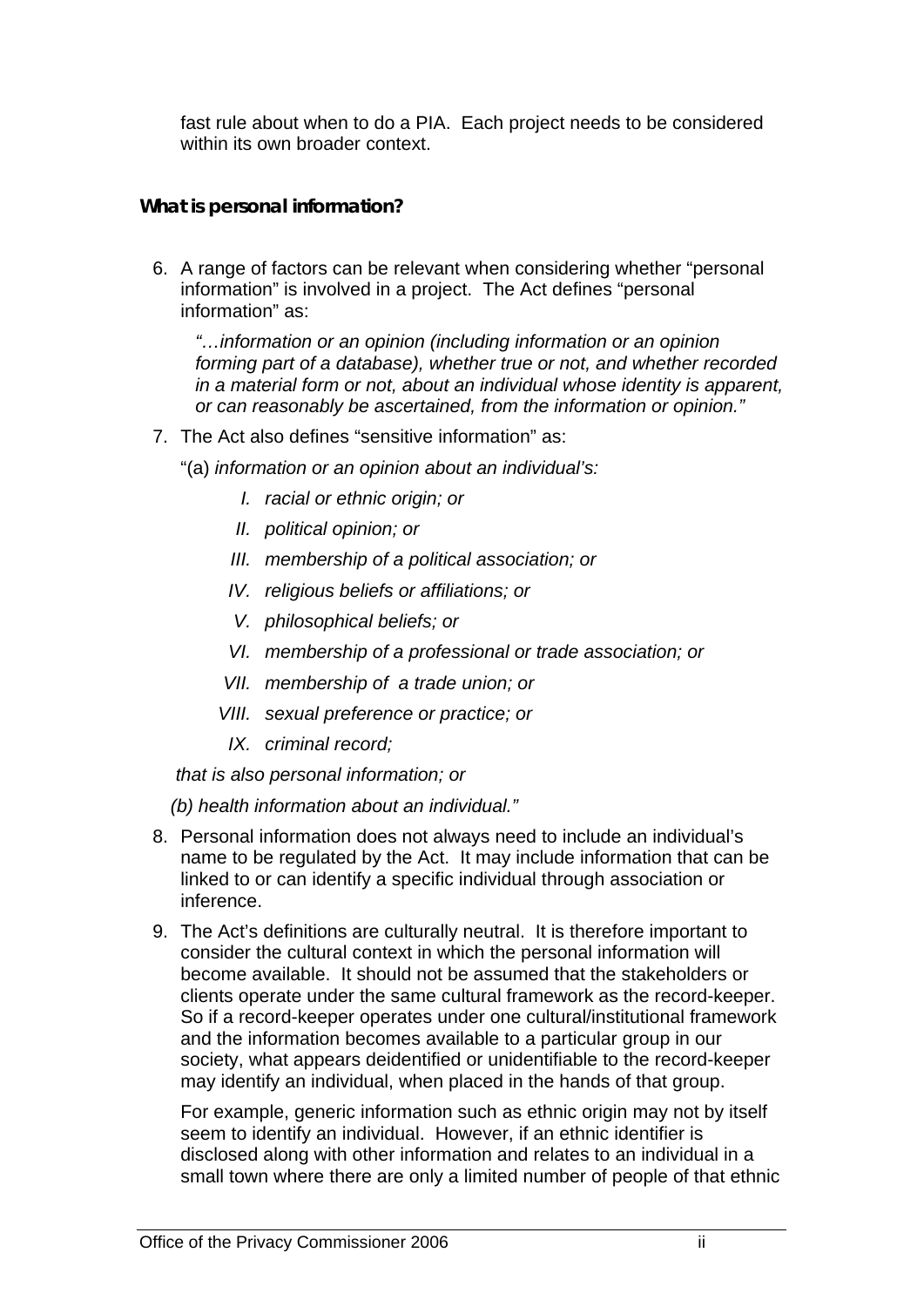fast rule about when to do a PIA. Each project needs to be considered within its own broader context.

### What is personal information?

6. A range of factors can be relevant when considering whether "personal information" is involved in a project. The Act defines "personal information" as:

   *"…information or an opinion (including information or an opinion forming part of a database), whether true or not, and whether recorded in a material form or not, about an individual whose identity is apparent, or can reasonably be ascertained, from the information or opinion."*

7. The Act also defines "sensitive information" as:

   "(a) *information or an opinion about an individual's:*

   I. *racial or ethnic origin; or*
   II. *political opinion; or*
   III. *membership of a political association; or*
   IV. *religious beliefs or affiliations; or*
   V. *philosophical beliefs; or*
   VI. *membership of a professional or trade association; or*
   VII. *membership of a trade union; or*
   VIII. *sexual preference or practice; or*
   IX. *criminal record;*

   *that is also personal information; or*

   *(b) health information about an individual."*

8. Personal information does not always need to include an individual's name to be regulated by the Act. It may include information that can be linked to or can identify a specific individual through association or inference.

9. The Act's definitions are culturally neutral. It is therefore important to consider the cultural context in which the personal information will become available. It should not be assumed that the stakeholders or clients operate under the same cultural framework as the record-keeper. So if a record-keeper operates under one cultural/institutional framework and the information becomes available to a particular group in our society, what appears deidentified or unidentifiable to the record-keeper may identify an individual, when placed in the hands of that group.

   For example, generic information such as ethnic origin may not by itself seem to identify an individual. However, if an ethnic identifier is disclosed along with other information and relates to an individual in a small town where there are only a limited number of people of that ethnic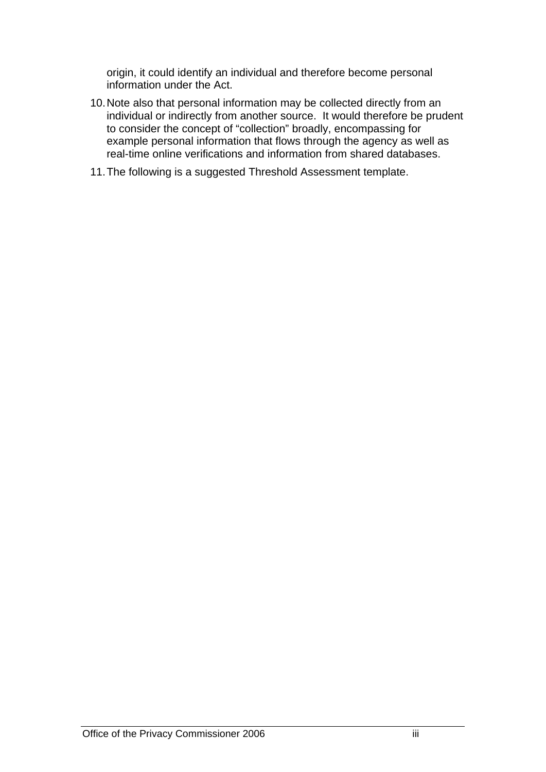origin, it could identify an individual and therefore become personal information under the Act.

10. Note also that personal information may be collected directly from an individual or indirectly from another source. It would therefore be prudent to consider the concept of "collection" broadly, encompassing for example personal information that flows through the agency as well as real-time online verifications and information from shared databases.

11. The following is a suggested Threshold Assessment template.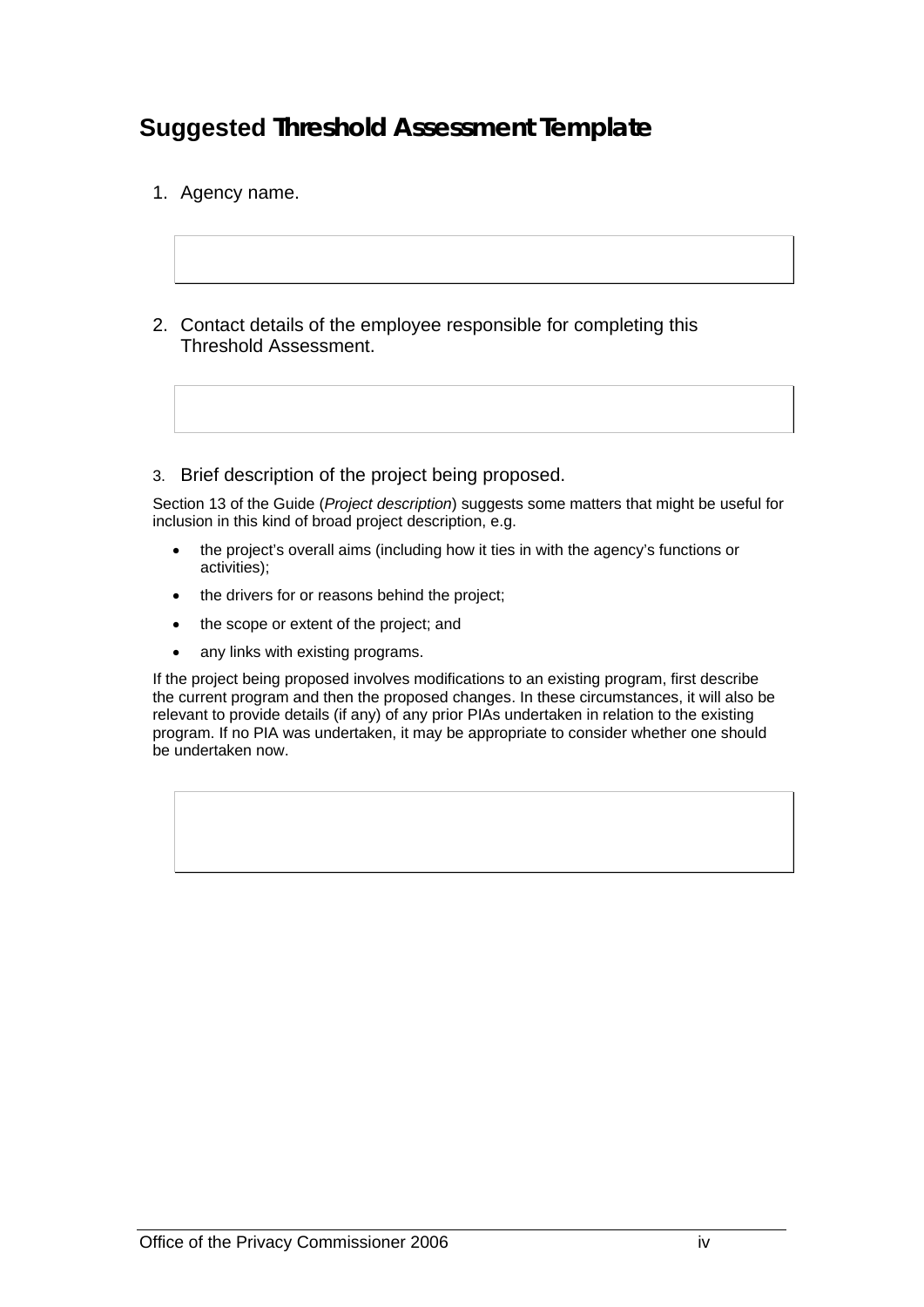## Suggested Threshold Assessment Template

1. Agency name.

2. Contact details of the employee responsible for completing this Threshold Assessment.

3. Brief description of the project being proposed.

Section 13 of the Guide (*Project description*) suggests some matters that might be useful for inclusion in this kind of broad project description, e.g.

- the project's overall aims (including how it ties in with the agency's functions or activities);
- the drivers for or reasons behind the project;
- the scope or extent of the project; and
- any links with existing programs.

If the project being proposed involves modifications to an existing program, first describe the current program and then the proposed changes. In these circumstances, it will also be relevant to provide details (if any) of any prior PIAs undertaken in relation to the existing program. If no PIA was undertaken, it may be appropriate to consider whether one should be undertaken now.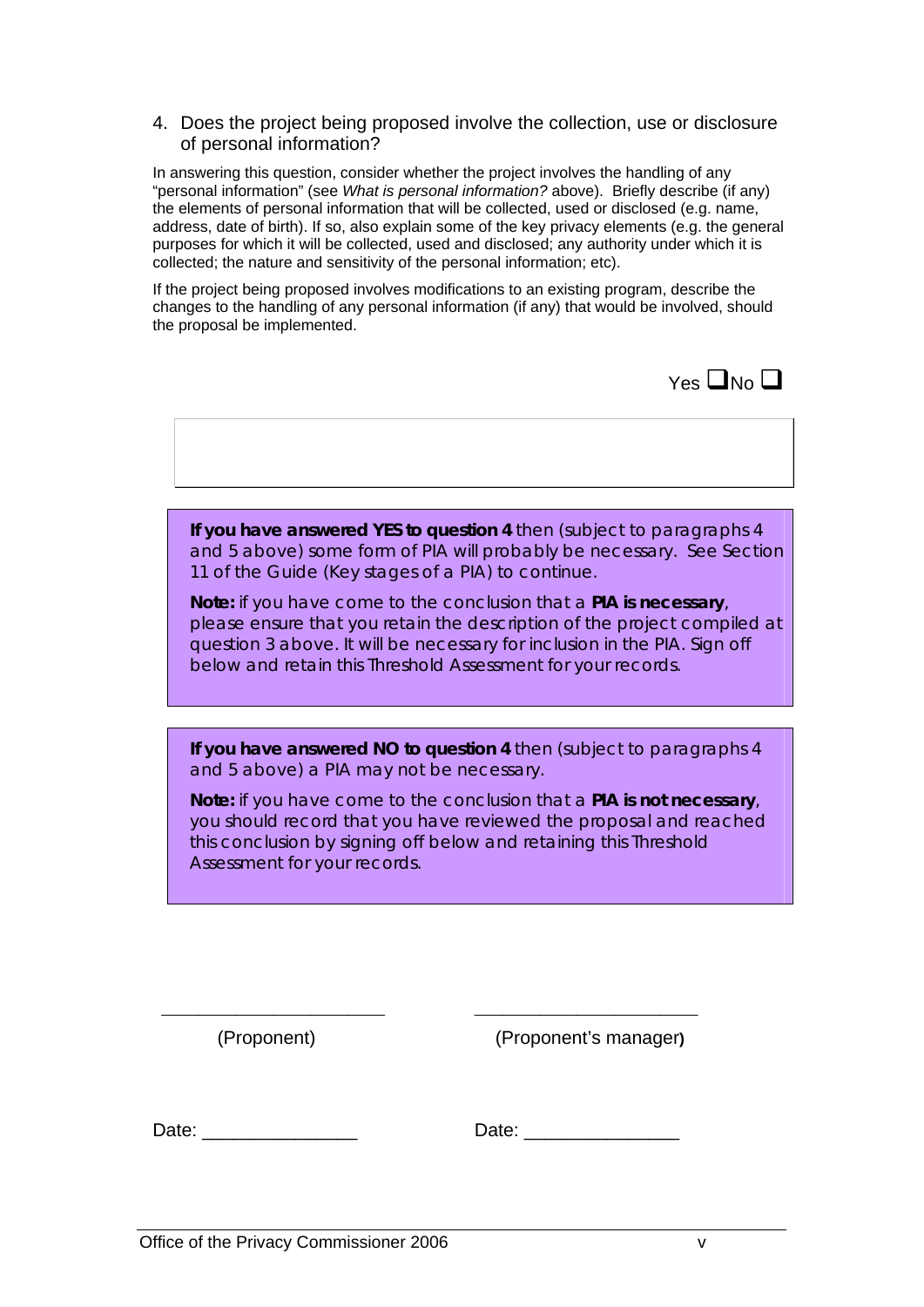4. Does the project being proposed involve the collection, use or disclosure of personal information?

In answering this question, consider whether the project involves the handling of any "personal information" (see *What is personal information?* above). Briefly describe (if any) the elements of personal information that will be collected, used or disclosed (e.g. name, address, date of birth). If so, also explain some of the key privacy elements (e.g. the general purposes for which it will be collected, used and disclosed; any authority under which it is collected; the nature and sensitivity of the personal information; etc).

If the project being proposed involves modifications to an existing program, describe the changes to the handling of any personal information (if any) that would be involved, should the proposal be implemented.

Yes ❑ No ❑

**If you have answered YES to question 4** then (subject to paragraphs 4 and 5 above) some form of PIA will probably be necessary. See Section 11 of the Guide (Key stages of a PIA) to continue.

**Note:** if you have come to the conclusion that a **PIA is necessary**, please ensure that you retain the description of the project compiled at question 3 above. It will be necessary for inclusion in the PIA. Sign off below and retain this Threshold Assessment for your records.

**If you have answered NO to question 4** then (subject to paragraphs 4 and 5 above) a PIA may not be necessary.

**Note:** if you have come to the conclusion that a **PIA is not necessary**, you should record that you have reviewed the proposal and reached this conclusion by signing off below and retaining this Threshold Assessment for your records.

_______________________ (Proponent)

_______________________ (Proponent's manager)

Date: _______________

Date: _______________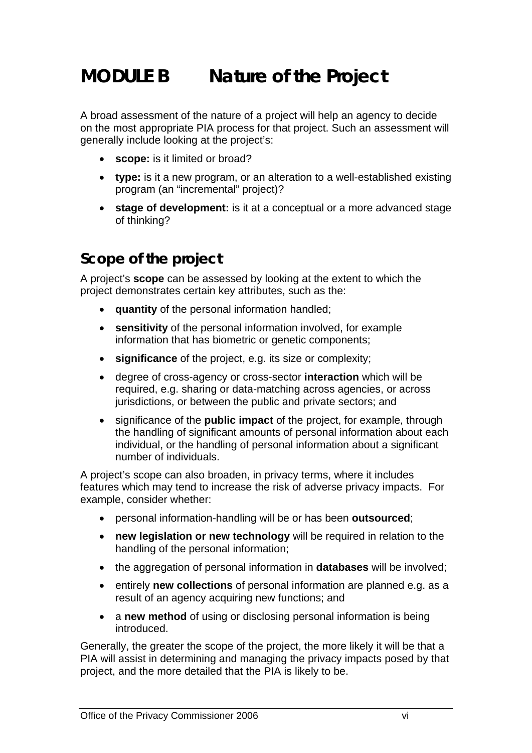# MODULE B    Nature of the Project

A broad assessment of the nature of a project will help an agency to decide on the most appropriate PIA process for that project. Such an assessment will generally include looking at the project's:

- **scope:** is it limited or broad?
- **type:** is it a new program, or an alteration to a well-established existing program (an "incremental" project)?
- **stage of development:** is it at a conceptual or a more advanced stage of thinking?

## Scope of the project

A project's **scope** can be assessed by looking at the extent to which the project demonstrates certain key attributes, such as the:

- **quantity** of the personal information handled;
- **sensitivity** of the personal information involved, for example information that has biometric or genetic components;
- **significance** of the project, e.g. its size or complexity;
- degree of cross-agency or cross-sector **interaction** which will be required, e.g. sharing or data-matching across agencies, or across jurisdictions, or between the public and private sectors; and
- significance of the **public impact** of the project, for example, through the handling of significant amounts of personal information about each individual, or the handling of personal information about a significant number of individuals.

A project's scope can also broaden, in privacy terms, where it includes features which may tend to increase the risk of adverse privacy impacts. For example, consider whether:

- personal information-handling will be or has been **outsourced**;
- **new legislation or new technology** will be required in relation to the handling of the personal information;
- the aggregation of personal information in **databases** will be involved;
- entirely **new collections** of personal information are planned e.g. as a result of an agency acquiring new functions; and
- a **new method** of using or disclosing personal information is being introduced.

Generally, the greater the scope of the project, the more likely it will be that a PIA will assist in determining and managing the privacy impacts posed by that project, and the more detailed that the PIA is likely to be.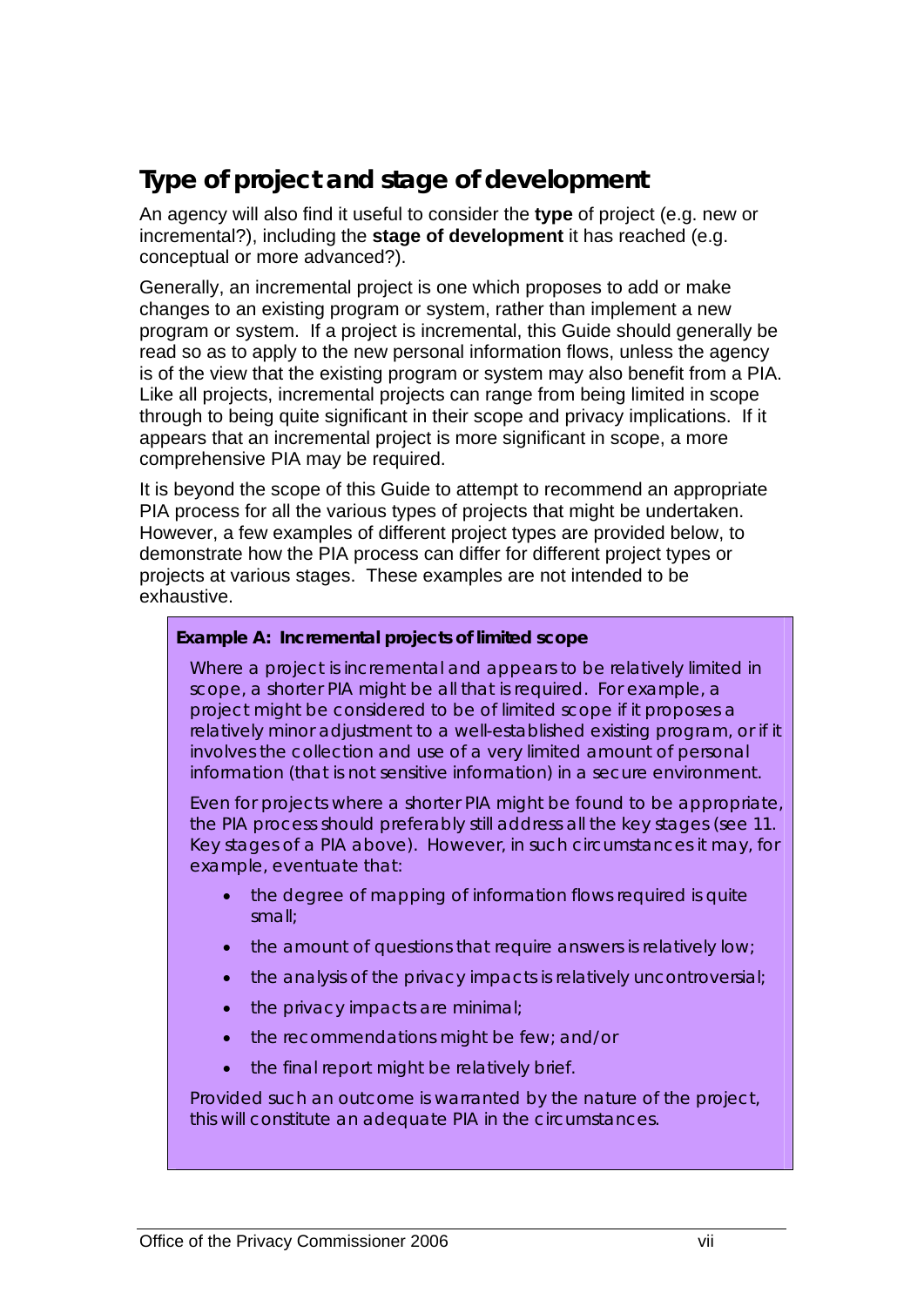## Type of project and stage of development

An agency will also find it useful to consider the **type** of project (e.g. new or incremental?), including the **stage of development** it has reached (e.g. conceptual or more advanced?).

Generally, an incremental project is one which proposes to add or make changes to an existing program or system, rather than implement a new program or system. If a project is incremental, this Guide should generally be read so as to apply to the new personal information flows, unless the agency is of the view that the existing program or system may also benefit from a PIA. Like all projects, incremental projects can range from being limited in scope through to being quite significant in their scope and privacy implications. If it appears that an incremental project is more significant in scope, a more comprehensive PIA may be required.

It is beyond the scope of this Guide to attempt to recommend an appropriate PIA process for all the various types of projects that might be undertaken. However, a few examples of different project types are provided below, to demonstrate how the PIA process can differ for different project types or projects at various stages. These examples are not intended to be exhaustive.

**Example A: Incremental projects of limited scope**

Where a project is incremental and appears to be relatively limited in scope, a shorter PIA might be all that is required. For example, a project might be considered to be of limited scope if it proposes a relatively minor adjustment to a well-established existing program, or if it involves the collection and use of a very limited amount of personal information (that is not sensitive information) in a secure environment.

Even for projects where a shorter PIA might be found to be appropriate, the PIA process should preferably still address all the key stages (see 11. Key stages of a PIA above). However, in such circumstances it may, for example, eventuate that:

- the degree of mapping of information flows required is quite small;
- the amount of questions that require answers is relatively low;
- the analysis of the privacy impacts is relatively uncontroversial;
- the privacy impacts are minimal;
- the recommendations might be few; and/or
- the final report might be relatively brief.

Provided such an outcome is warranted by the nature of the project, this will constitute an adequate PIA in the circumstances.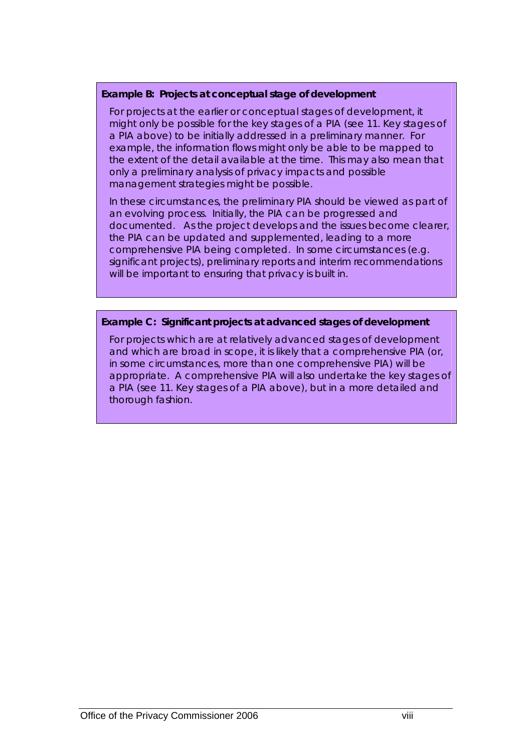**Example B: Projects at conceptual stage of development**

For projects at the earlier or conceptual stages of development, it might only be possible for the key stages of a PIA (see 11. Key stages of a PIA above) to be initially addressed in a preliminary manner. For example, the information flows might only be able to be mapped to the extent of the detail available at the time. This may also mean that only a preliminary analysis of privacy impacts and possible management strategies might be possible.

In these circumstances, the preliminary PIA should be viewed as part of an evolving process. Initially, the PIA can be progressed and documented. As the project develops and the issues become clearer, the PIA can be updated and supplemented, leading to a more comprehensive PIA being completed. In some circumstances (e.g. significant projects), preliminary reports and interim recommendations will be important to ensuring that privacy is built in.

**Example C: Significant projects at advanced stages of development**

For projects which are at relatively advanced stages of development and which are broad in scope, it is likely that a comprehensive PIA (or, in some circumstances, more than one comprehensive PIA) will be appropriate. A comprehensive PIA will also undertake the key stages of a PIA (see 11. Key stages of a PIA above), but in a more detailed and thorough fashion.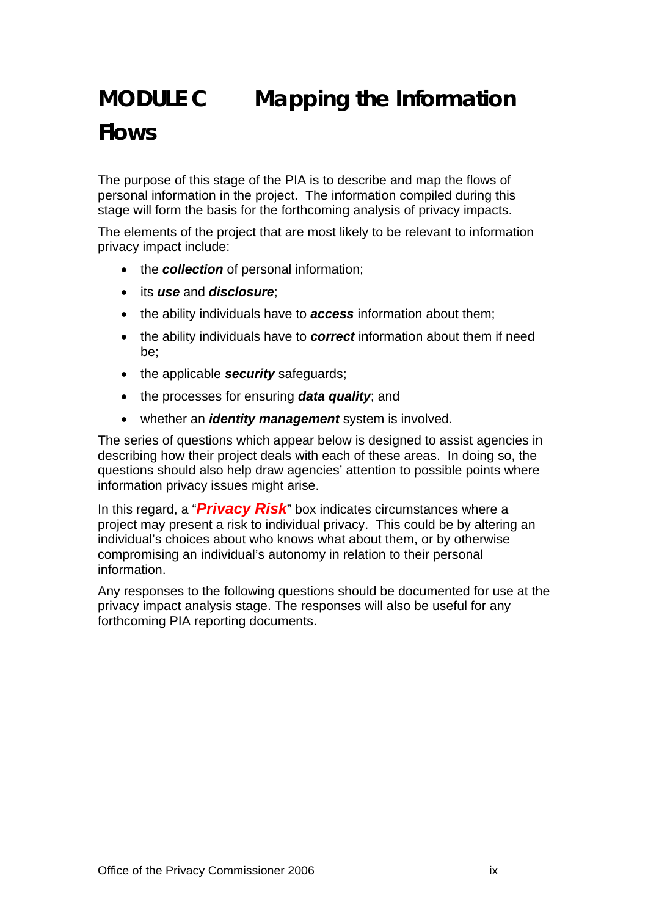# MODULE C Mapping the Information Flows

The purpose of this stage of the PIA is to describe and map the flows of personal information in the project. The information compiled during this stage will form the basis for the forthcoming analysis of privacy impacts.

The elements of the project that are most likely to be relevant to information privacy impact include:

- the ***collection*** of personal information;
- its ***use*** and ***disclosure***;
- the ability individuals have to ***access*** information about them;
- the ability individuals have to ***correct*** information about them if need be;
- the applicable ***security*** safeguards;
- the processes for ensuring ***data quality***; and
- whether an ***identity management*** system is involved.

The series of questions which appear below is designed to assist agencies in describing how their project deals with each of these areas. In doing so, the questions should also help draw agencies' attention to possible points where information privacy issues might arise.

In this regard, a "***Privacy Risk***" box indicates circumstances where a project may present a risk to individual privacy. This could be by altering an individual's choices about who knows what about them, or by otherwise compromising an individual's autonomy in relation to their personal information.

Any responses to the following questions should be documented for use at the privacy impact analysis stage. The responses will also be useful for any forthcoming PIA reporting documents.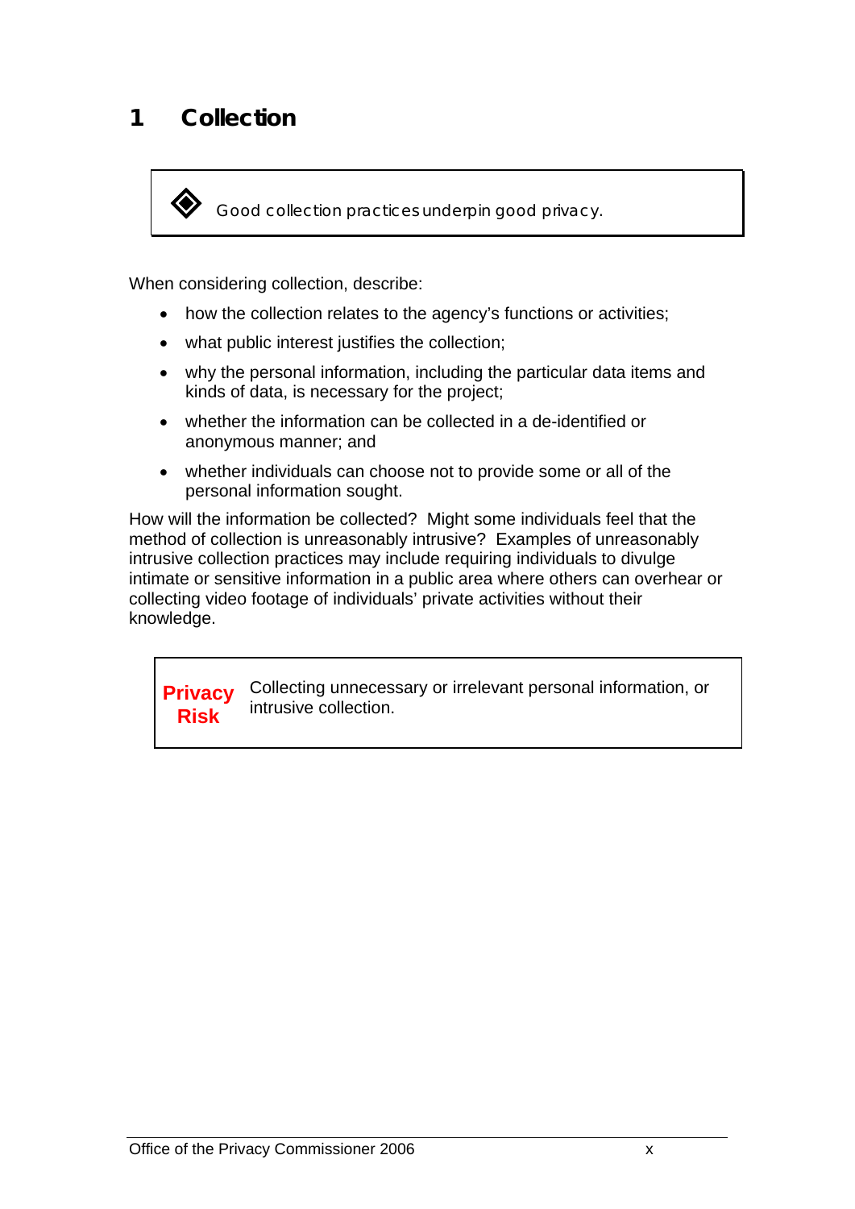# 1 Collection

> ◆ Good collection practices underpin good privacy.

When considering collection, describe:

- how the collection relates to the agency's functions or activities;
- what public interest justifies the collection;
- why the personal information, including the particular data items and kinds of data, is necessary for the project;
- whether the information can be collected in a de-identified or anonymous manner; and
- whether individuals can choose not to provide some or all of the personal information sought.

How will the information be collected? Might some individuals feel that the method of collection is unreasonably intrusive? Examples of unreasonably intrusive collection practices may include requiring individuals to divulge intimate or sensitive information in a public area where others can overhear or collecting video footage of individuals' private activities without their knowledge.

| **Privacy Risk** | Collecting unnecessary or irrelevant personal information, or intrusive collection. |
|---|---|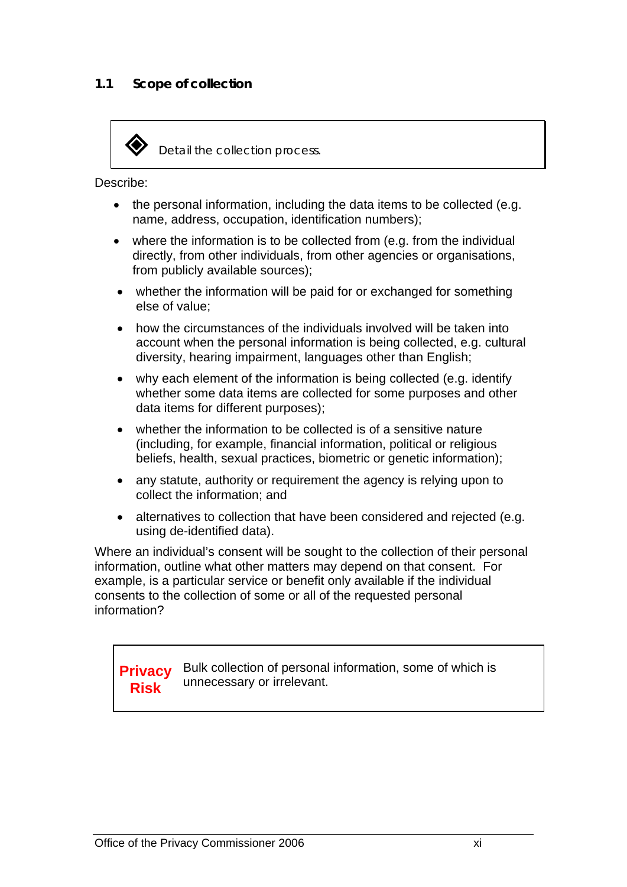### 1.1 Scope of collection

> ◈ Detail the collection process.

Describe:

- the personal information, including the data items to be collected (e.g. name, address, occupation, identification numbers);
- where the information is to be collected from (e.g. from the individual directly, from other individuals, from other agencies or organisations, from publicly available sources);
- whether the information will be paid for or exchanged for something else of value;
- how the circumstances of the individuals involved will be taken into account when the personal information is being collected, e.g. cultural diversity, hearing impairment, languages other than English;
- why each element of the information is being collected (e.g. identify whether some data items are collected for some purposes and other data items for different purposes);
- whether the information to be collected is of a sensitive nature (including, for example, financial information, political or religious beliefs, health, sexual practices, biometric or genetic information);
- any statute, authority or requirement the agency is relying upon to collect the information; and
- alternatives to collection that have been considered and rejected (e.g. using de-identified data).

Where an individual's consent will be sought to the collection of their personal information, outline what other matters may depend on that consent. For example, is a particular service or benefit only available if the individual consents to the collection of some or all of the requested personal information?

> **Privacy Risk** Bulk collection of personal information, some of which is unnecessary or irrelevant.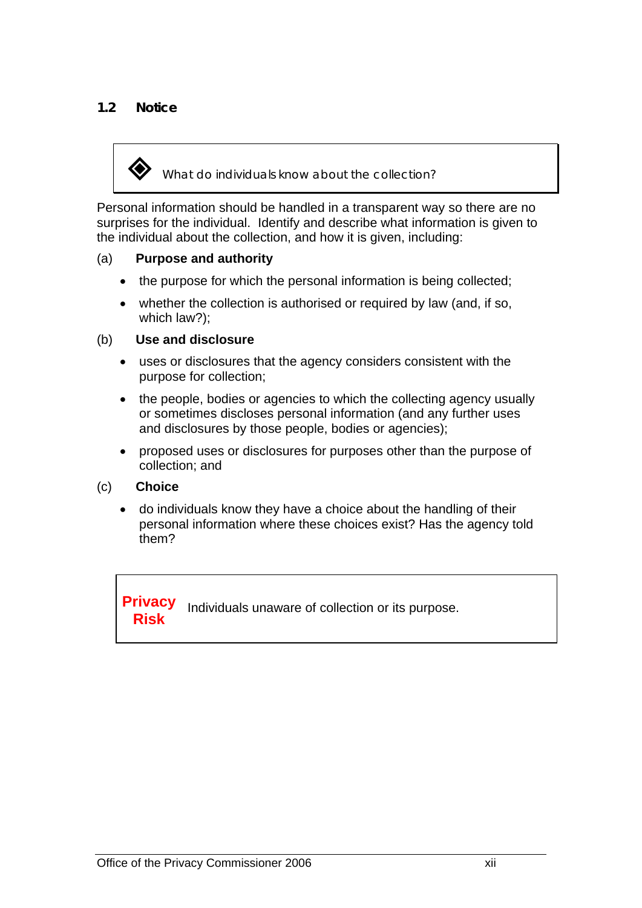## 1.2 Notice

> ◆ What do individuals know about the collection?

Personal information should be handled in a transparent way so there are no surprises for the individual. Identify and describe what information is given to the individual about the collection, and how it is given, including:

(a) **Purpose and authority**

- the purpose for which the personal information is being collected;
- whether the collection is authorised or required by law (and, if so, which law?);

(b) **Use and disclosure**

- uses or disclosures that the agency considers consistent with the purpose for collection;
- the people, bodies or agencies to which the collecting agency usually or sometimes discloses personal information (and any further uses and disclosures by those people, bodies or agencies);
- proposed uses or disclosures for purposes other than the purpose of collection; and

(c) **Choice**

- do individuals know they have a choice about the handling of their personal information where these choices exist? Has the agency told them?

| **Privacy Risk** | Individuals unaware of collection or its purpose. |
|---|---|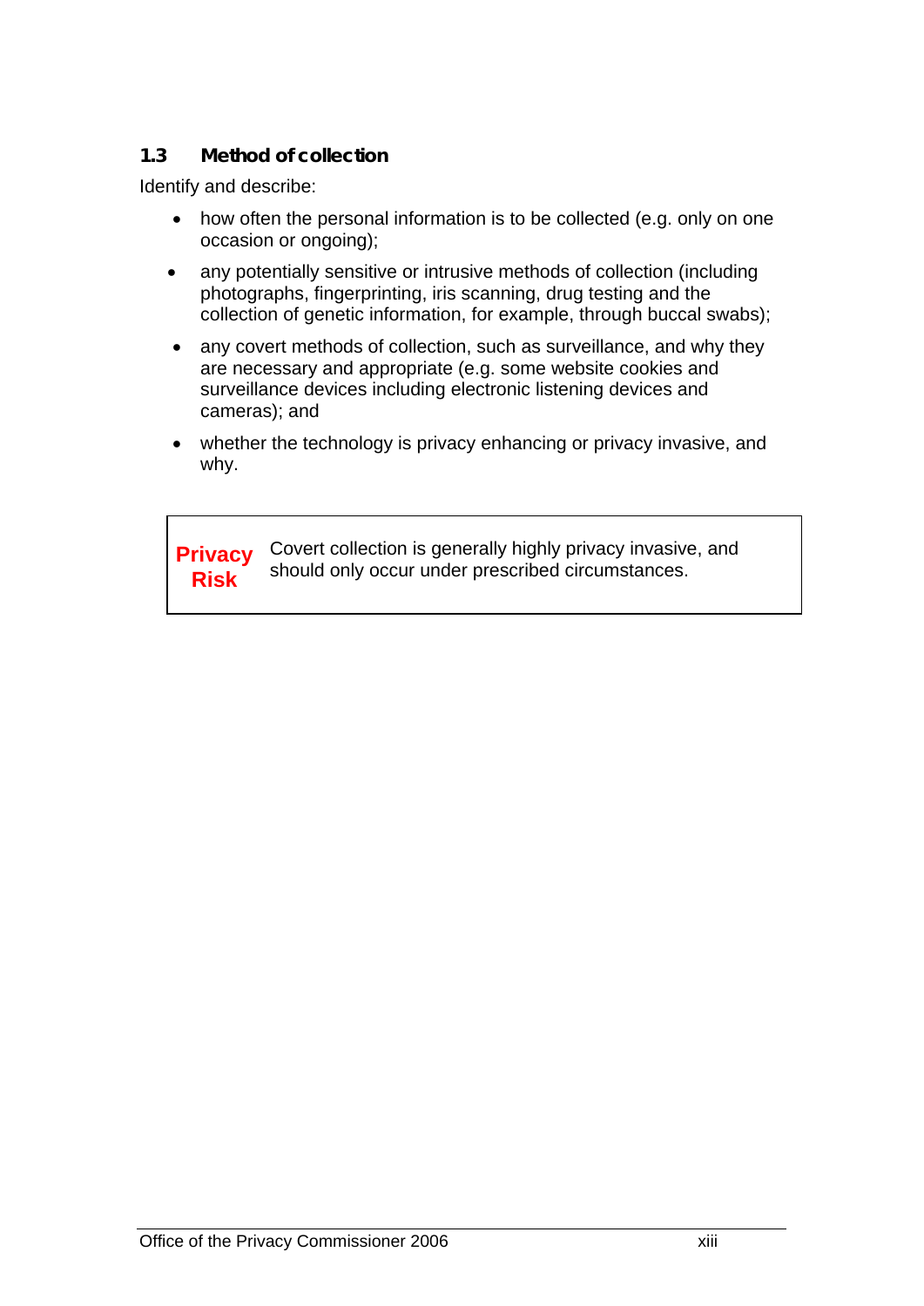### 1.3 Method of collection

Identify and describe:

- how often the personal information is to be collected (e.g. only on one occasion or ongoing);
- any potentially sensitive or intrusive methods of collection (including photographs, fingerprinting, iris scanning, drug testing and the collection of genetic information, for example, through buccal swabs);
- any covert methods of collection, such as surveillance, and why they are necessary and appropriate (e.g. some website cookies and surveillance devices including electronic listening devices and cameras); and
- whether the technology is privacy enhancing or privacy invasive, and why.

| **Privacy Risk** | Covert collection is generally highly privacy invasive, and should only occur under prescribed circumstances. |
|---|---|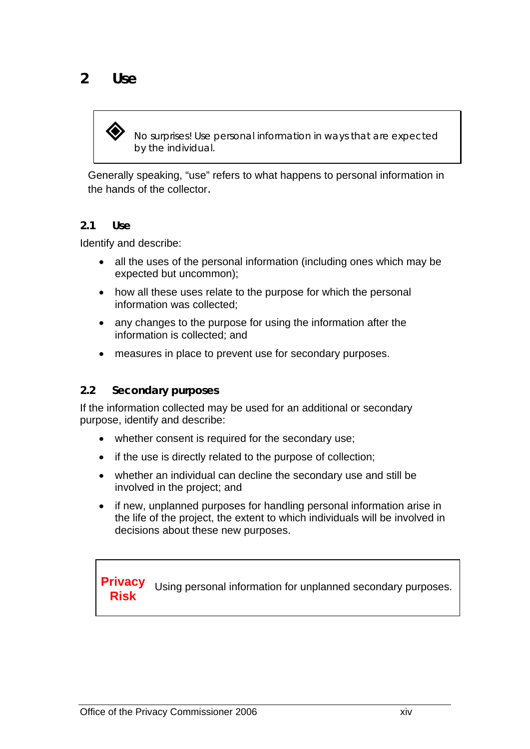# 2 Use

> ◈ *No surprises! Use personal information in ways that are expected by the individual.*

Generally speaking, "use" refers to what happens to personal information in the hands of the collector.

## 2.1 Use

Identify and describe:

- all the uses of the personal information (including ones which may be expected but uncommon);
- how all these uses relate to the purpose for which the personal information was collected;
- any changes to the purpose for using the information after the information is collected; and
- measures in place to prevent use for secondary purposes.

## 2.2 Secondary purposes

If the information collected may be used for an additional or secondary purpose, identify and describe:

- whether consent is required for the secondary use;
- if the use is directly related to the purpose of collection;
- whether an individual can decline the secondary use and still be involved in the project; and
- if new, unplanned purposes for handling personal information arise in the life of the project, the extent to which individuals will be involved in decisions about these new purposes.

| **Privacy Risk** | Using personal information for unplanned secondary purposes. |
|---|---|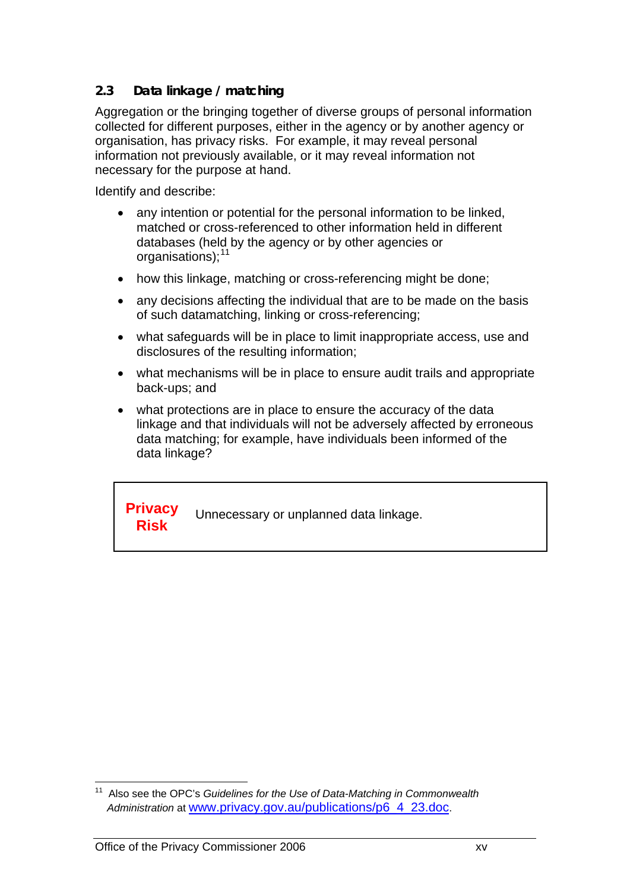## 2.3 Data linkage / matching

Aggregation or the bringing together of diverse groups of personal information collected for different purposes, either in the agency or by another agency or organisation, has privacy risks. For example, it may reveal personal information not previously available, or it may reveal information not necessary for the purpose at hand.

Identify and describe:

- any intention or potential for the personal information to be linked, matched or cross-referenced to other information held in different databases (held by the agency or by other agencies or organisations);[11]
- how this linkage, matching or cross-referencing might be done;
- any decisions affecting the individual that are to be made on the basis of such datamatching, linking or cross-referencing;
- what safeguards will be in place to limit inappropriate access, use and disclosures of the resulting information;
- what mechanisms will be in place to ensure audit trails and appropriate back-ups; and
- what protections are in place to ensure the accuracy of the data linkage and that individuals will not be adversely affected by erroneous data matching; for example, have individuals been informed of the data linkage?

| **Privacy Risk** | Unnecessary or unplanned data linkage. |
|---|---|

[11] Also see the OPC's *Guidelines for the Use of Data-Matching in Commonwealth Administration* at www.privacy.gov.au/publications/p6_4_23.doc.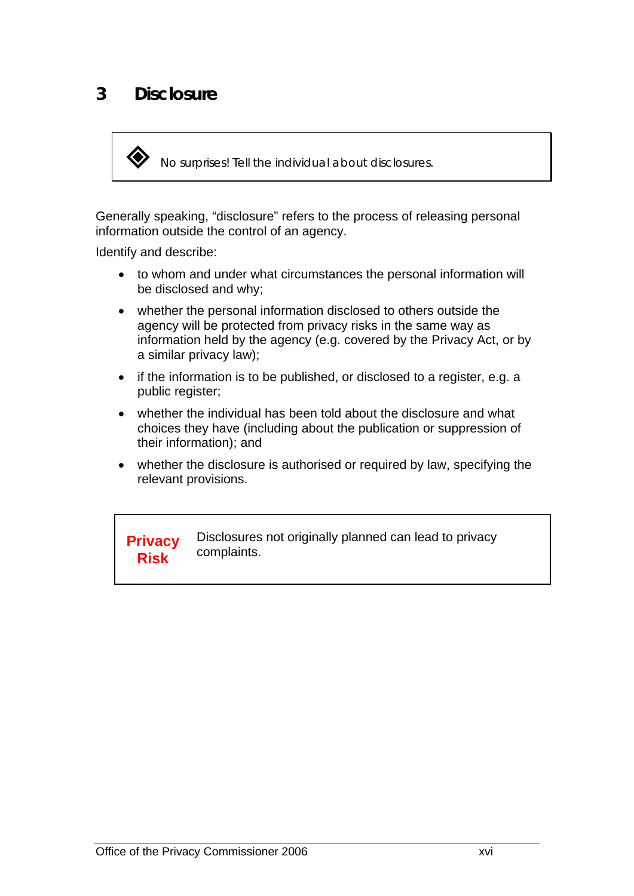# 3 Disclosure

◈ *No surprises! Tell the individual about disclosures.*

Generally speaking, "disclosure" refers to the process of releasing personal information outside the control of an agency.

Identify and describe:

- to whom and under what circumstances the personal information will be disclosed and why;
- whether the personal information disclosed to others outside the agency will be protected from privacy risks in the same way as information held by the agency (e.g. covered by the Privacy Act, or by a similar privacy law);
- if the information is to be published, or disclosed to a register, e.g. a public register;
- whether the individual has been told about the disclosure and what choices they have (including about the publication or suppression of their information); and
- whether the disclosure is authorised or required by law, specifying the relevant provisions.

| **Privacy Risk** | Disclosures not originally planned can lead to privacy complaints. |
|---|---|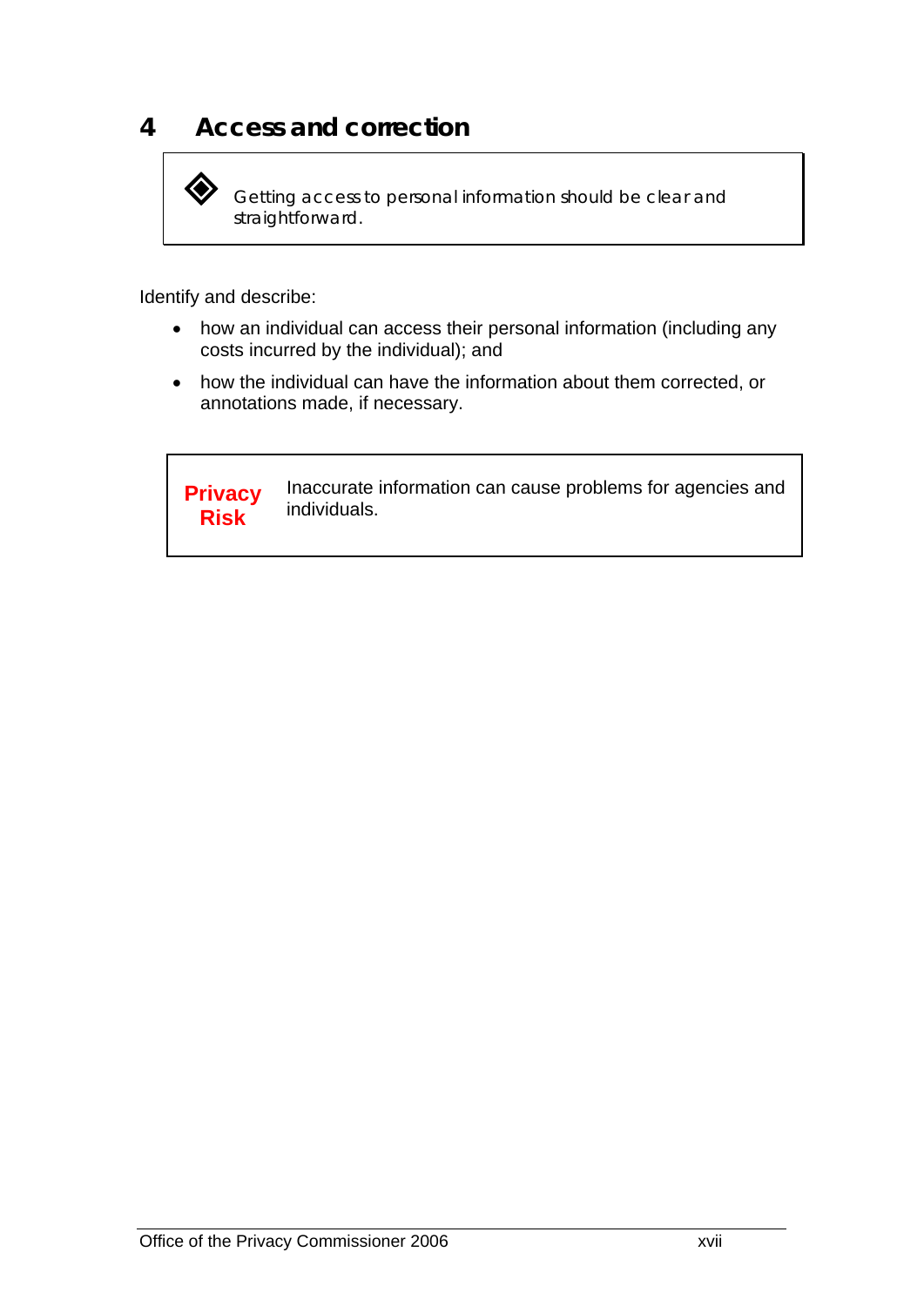# 4 Access and correction

> ◈ Getting access to personal information should be clear and straightforward.

Identify and describe:

- how an individual can access their personal information (including any costs incurred by the individual); and
- how the individual can have the information about them corrected, or annotations made, if necessary.

| Privacy Risk | Inaccurate information can cause problems for agencies and individuals. |
| --- | --- |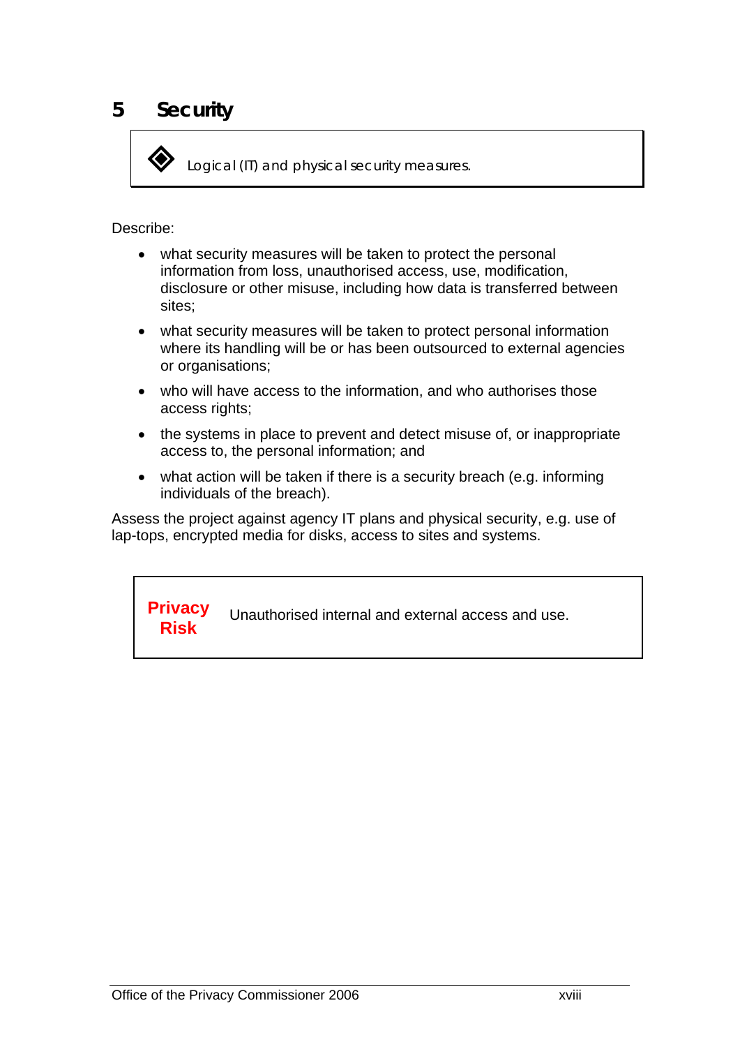# 5 Security

> ◈ *Logical (IT) and physical security measures.*

Describe:

- what security measures will be taken to protect the personal information from loss, unauthorised access, use, modification, disclosure or other misuse, including how data is transferred between sites;
- what security measures will be taken to protect personal information where its handling will be or has been outsourced to external agencies or organisations;
- who will have access to the information, and who authorises those access rights;
- the systems in place to prevent and detect misuse of, or inappropriate access to, the personal information; and
- what action will be taken if there is a security breach (e.g. informing individuals of the breach).

Assess the project against agency IT plans and physical security, e.g. use of lap-tops, encrypted media for disks, access to sites and systems.

> **Privacy Risk** Unauthorised internal and external access and use.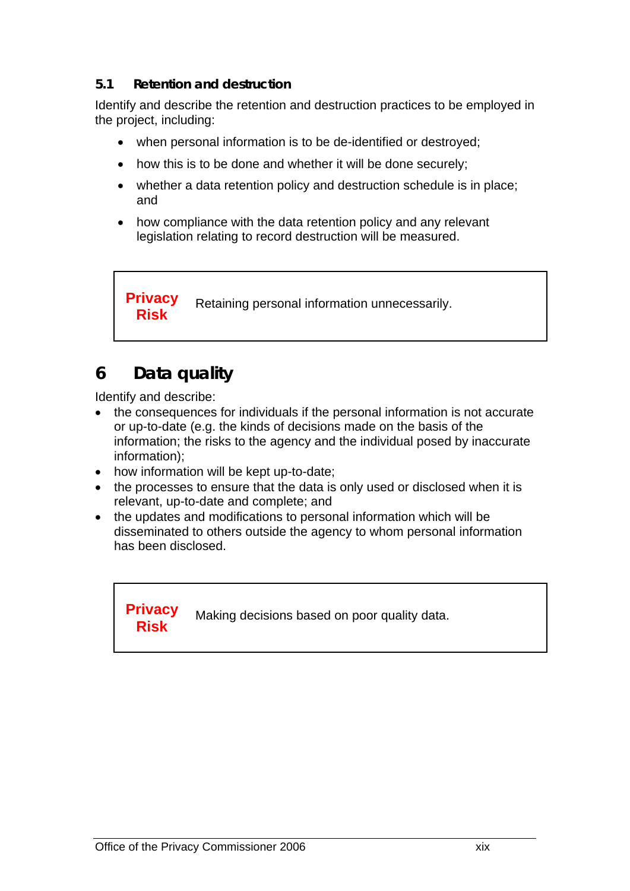### 5.1 Retention and destruction

Identify and describe the retention and destruction practices to be employed in the project, including:

- when personal information is to be de-identified or destroyed;
- how this is to be done and whether it will be done securely;
- whether a data retention policy and destruction schedule is in place; and
- how compliance with the data retention policy and any relevant legislation relating to record destruction will be measured.

| **Privacy Risk** | Retaining personal information unnecessarily. |
|---|---|

## 6 Data quality

Identify and describe:

- the consequences for individuals if the personal information is not accurate or up-to-date (e.g. the kinds of decisions made on the basis of the information; the risks to the agency and the individual posed by inaccurate information);
- how information will be kept up-to-date;
- the processes to ensure that the data is only used or disclosed when it is relevant, up-to-date and complete; and
- the updates and modifications to personal information which will be disseminated to others outside the agency to whom personal information has been disclosed.

| **Privacy Risk** | Making decisions based on poor quality data. |
|---|---|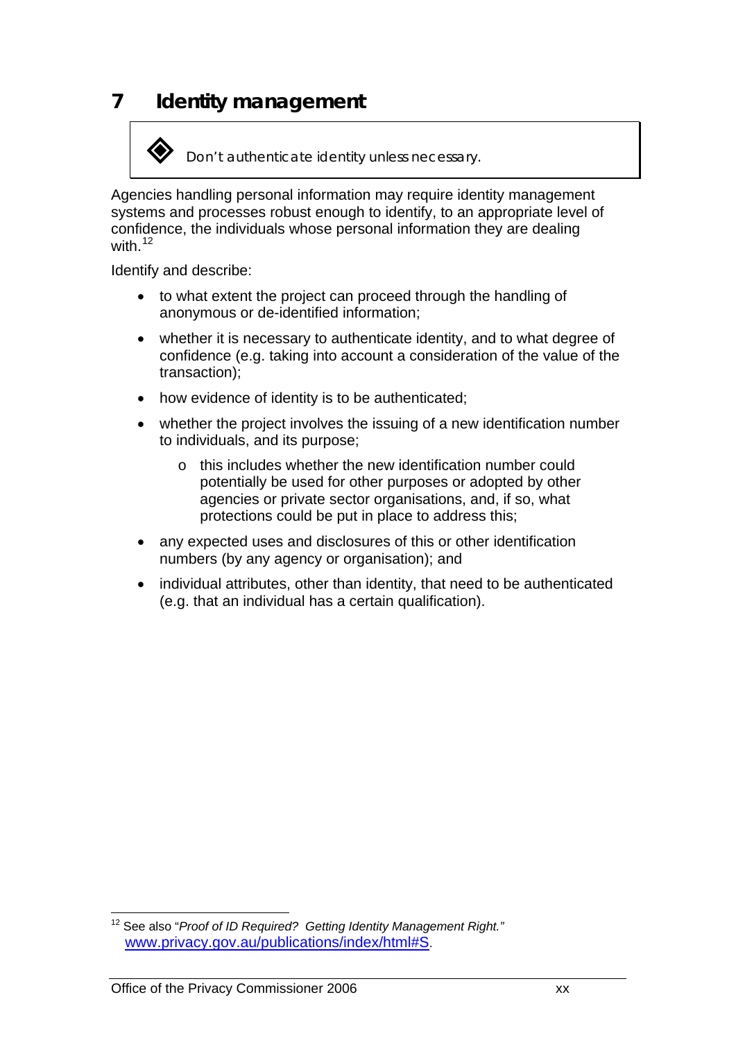# 7 Identity management

> ◈ Don't authenticate identity unless necessary.

Agencies handling personal information may require identity management systems and processes robust enough to identify, to an appropriate level of confidence, the individuals whose personal information they are dealing with.[12]

Identify and describe:

- to what extent the project can proceed through the handling of anonymous or de-identified information;
- whether it is necessary to authenticate identity, and to what degree of confidence (e.g. taking into account a consideration of the value of the transaction);
- how evidence of identity is to be authenticated;
- whether the project involves the issuing of a new identification number to individuals, and its purpose;
  - this includes whether the new identification number could potentially be used for other purposes or adopted by other agencies or private sector organisations, and, if so, what protections could be put in place to address this;
- any expected uses and disclosures of this or other identification numbers (by any agency or organisation); and
- individual attributes, other than identity, that need to be authenticated (e.g. that an individual has a certain qualification).

---

[12] See also "*Proof of ID Required? Getting Identity Management Right.*" www.privacy.gov.au/publications/index/html#S.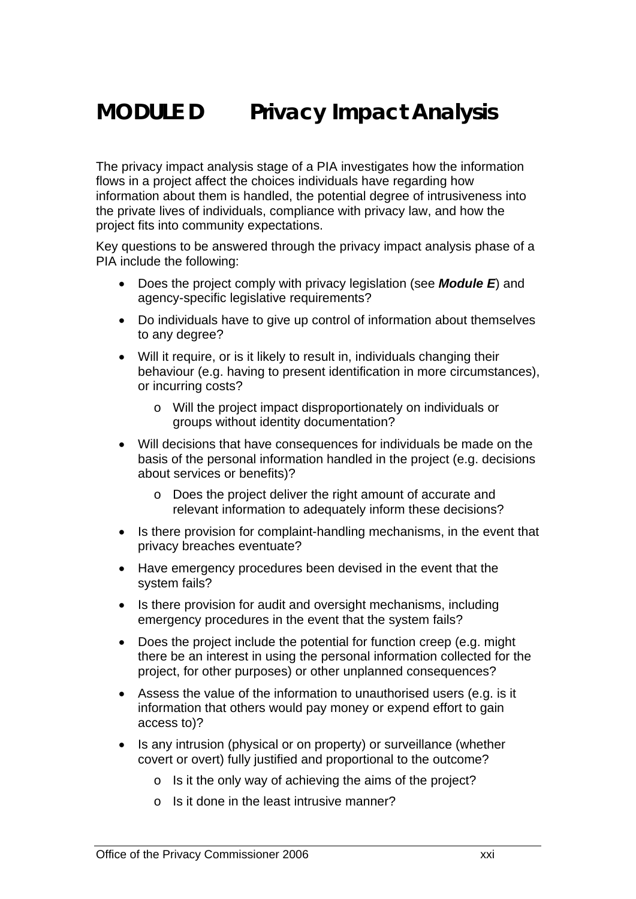# MODULE D Privacy Impact Analysis

The privacy impact analysis stage of a PIA investigates how the information flows in a project affect the choices individuals have regarding how information about them is handled, the potential degree of intrusiveness into the private lives of individuals, compliance with privacy law, and how the project fits into community expectations.

Key questions to be answered through the privacy impact analysis phase of a PIA include the following:

- Does the project comply with privacy legislation (see ***Module E***) and agency-specific legislative requirements?
- Do individuals have to give up control of information about themselves to any degree?
- Will it require, or is it likely to result in, individuals changing their behaviour (e.g. having to present identification in more circumstances), or incurring costs?
    - Will the project impact disproportionately on individuals or groups without identity documentation?
- Will decisions that have consequences for individuals be made on the basis of the personal information handled in the project (e.g. decisions about services or benefits)?
    - Does the project deliver the right amount of accurate and relevant information to adequately inform these decisions?
- Is there provision for complaint-handling mechanisms, in the event that privacy breaches eventuate?
- Have emergency procedures been devised in the event that the system fails?
- Is there provision for audit and oversight mechanisms, including emergency procedures in the event that the system fails?
- Does the project include the potential for function creep (e.g. might there be an interest in using the personal information collected for the project, for other purposes) or other unplanned consequences?
- Assess the value of the information to unauthorised users (e.g. is it information that others would pay money or expend effort to gain access to)?
- Is any intrusion (physical or on property) or surveillance (whether covert or overt) fully justified and proportional to the outcome?
    - Is it the only way of achieving the aims of the project?
    - Is it done in the least intrusive manner?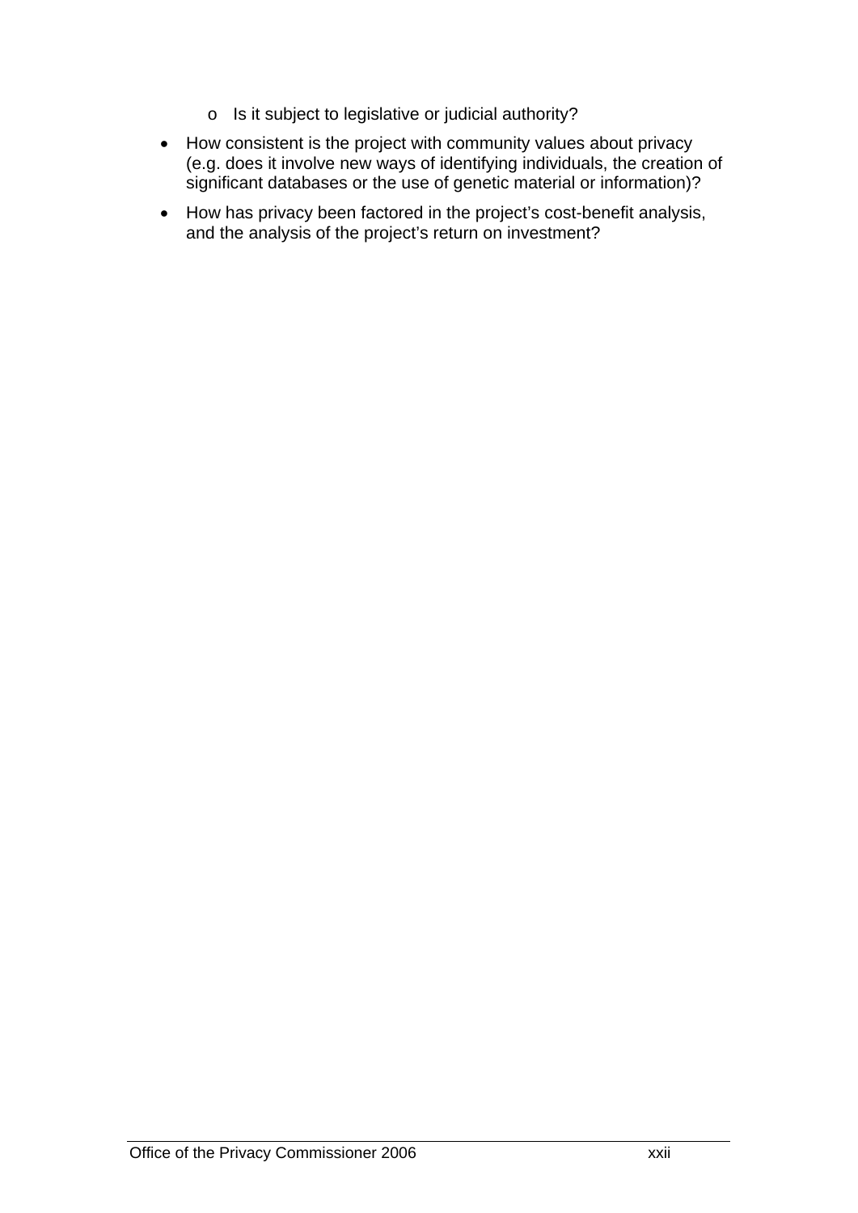- Is it subject to legislative or judicial authority?
- How consistent is the project with community values about privacy (e.g. does it involve new ways of identifying individuals, the creation of significant databases or the use of genetic material or information)?
- How has privacy been factored in the project's cost-benefit analysis, and the analysis of the project's return on investment?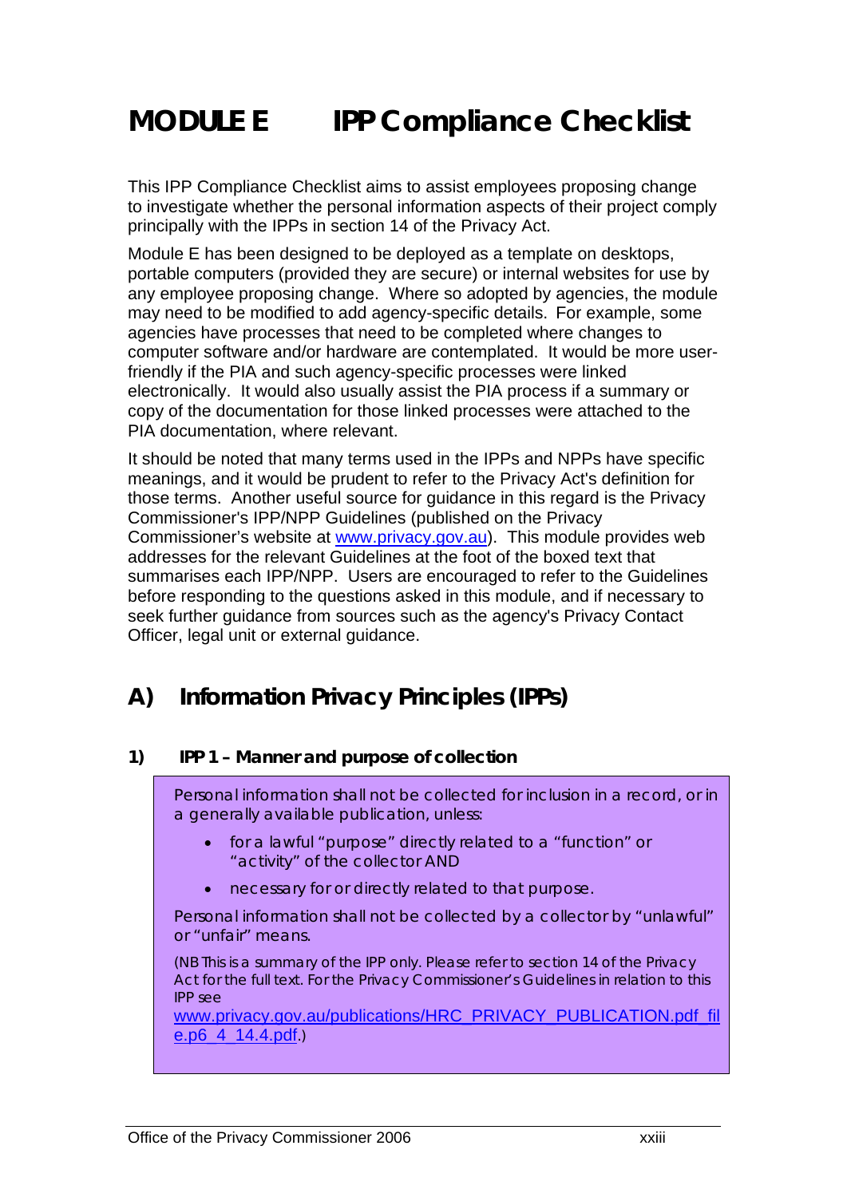# MODULE E IPP Compliance Checklist

This IPP Compliance Checklist aims to assist employees proposing change to investigate whether the personal information aspects of their project comply principally with the IPPs in section 14 of the Privacy Act.

Module E has been designed to be deployed as a template on desktops, portable computers (provided they are secure) or internal websites for use by any employee proposing change. Where so adopted by agencies, the module may need to be modified to add agency-specific details. For example, some agencies have processes that need to be completed where changes to computer software and/or hardware are contemplated. It would be more user-friendly if the PIA and such agency-specific processes were linked electronically. It would also usually assist the PIA process if a summary or copy of the documentation for those linked processes were attached to the PIA documentation, where relevant.

It should be noted that many terms used in the IPPs and NPPs have specific meanings, and it would be prudent to refer to the Privacy Act's definition for those terms. Another useful source for guidance in this regard is the Privacy Commissioner's IPP/NPP Guidelines (published on the Privacy Commissioner's website at www.privacy.gov.au). This module provides web addresses for the relevant Guidelines at the foot of the boxed text that summarises each IPP/NPP. Users are encouraged to refer to the Guidelines before responding to the questions asked in this module, and if necessary to seek further guidance from sources such as the agency's Privacy Contact Officer, legal unit or external guidance.

## A) Information Privacy Principles (IPPs)

### 1) IPP 1 – Manner and purpose of collection

> Personal information shall not be collected for inclusion in a record, or in a generally available publication, unless:
>
> - for a lawful "purpose" directly related to a "function" or "activity" of the collector AND
> - necessary for or directly related to that purpose.
>
> Personal information shall not be collected by a collector by "unlawful" or "unfair" means.
>
> (NB This is a summary of the IPP only. Please refer to section 14 of the Privacy Act for the full text. For the Privacy Commissioner's Guidelines in relation to this IPP see www.privacy.gov.au/publications/HRC_PRIVACY_PUBLICATION.pdf_file.p6_4_14.4.pdf.)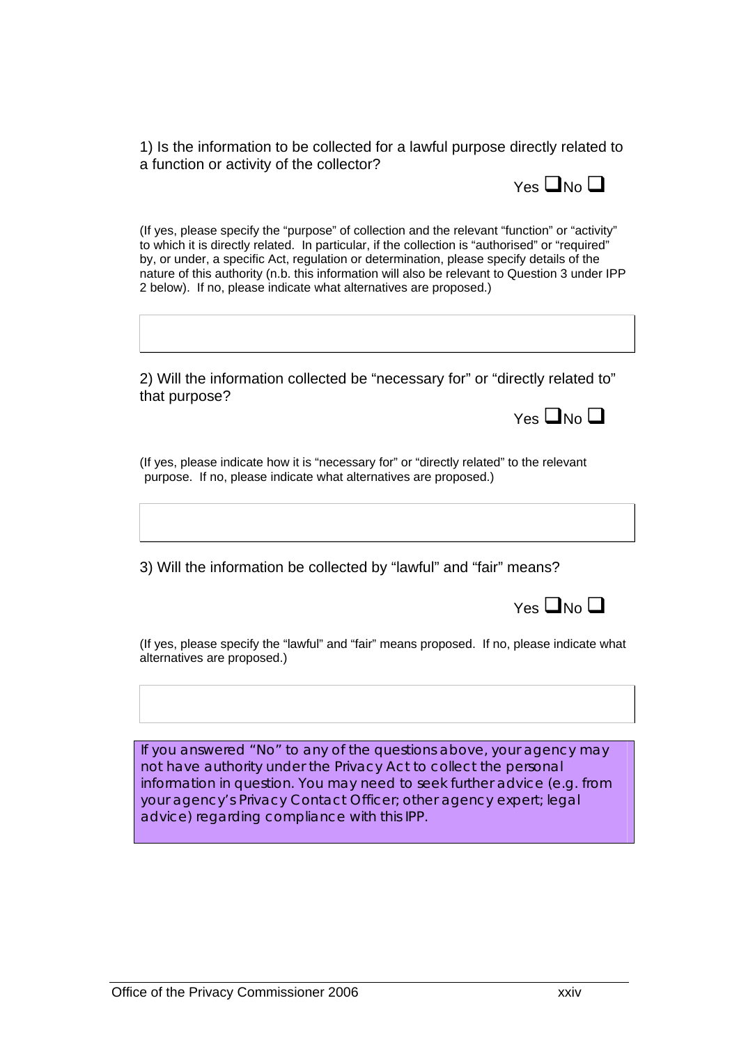1) Is the information to be collected for a lawful purpose directly related to a function or activity of the collector?

Yes ☐ No ☐

(If yes, please specify the "purpose" of collection and the relevant "function" or "activity" to which it is directly related. In particular, if the collection is "authorised" or "required" by, or under, a specific Act, regulation or determination, please specify details of the nature of this authority (n.b. this information will also be relevant to Question 3 under IPP 2 below). If no, please indicate what alternatives are proposed.)

| |
|---|
| |

2) Will the information collected be "necessary for" or "directly related to" that purpose?

Yes ☐ No ☐

(If yes, please indicate how it is "necessary for" or "directly related" to the relevant purpose. If no, please indicate what alternatives are proposed.)

| |
|---|
| |

3) Will the information be collected by "lawful" and "fair" means?

Yes ☐ No ☐

(If yes, please specify the "lawful" and "fair" means proposed. If no, please indicate what alternatives are proposed.)

| |
|---|
| |

If you answered "No" to any of the questions above, your agency may not have authority under the Privacy Act to collect the personal information in question. You may need to seek further advice (e.g. from your agency's Privacy Contact Officer; other agency expert; legal advice) regarding compliance with this IPP.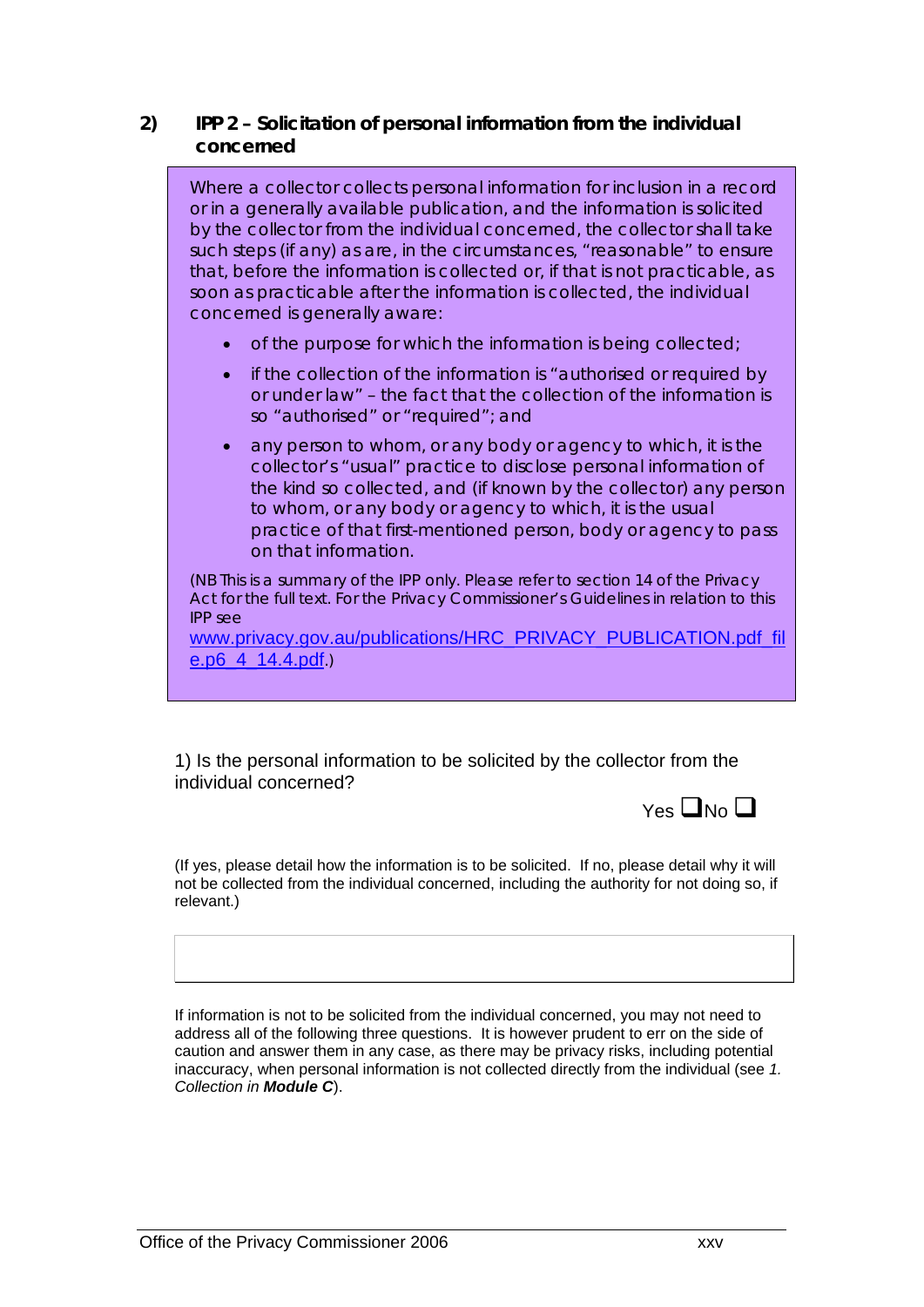## 2) IPP 2 – Solicitation of personal information from the individual concerned

> Where a collector collects personal information for inclusion in a record or in a generally available publication, and the information is solicited by the collector from the individual concerned, the collector shall take such steps (if any) as are, in the circumstances, "reasonable" to ensure that, before the information is collected or, if that is not practicable, as soon as practicable after the information is collected, the individual concerned is generally aware:
>
> - of the purpose for which the information is being collected;
> - if the collection of the information is "authorised or required by or under law" – the fact that the collection of the information is so "authorised" or "required"; and
> - any person to whom, or any body or agency to which, it is the collector's "usual" practice to disclose personal information of the kind so collected, and (if known by the collector) any person to whom, or any body or agency to which, it is the usual practice of that first-mentioned person, body or agency to pass on that information.
>
> (NB This is a summary of the IPP only. Please refer to section 14 of the Privacy Act for the full text. For the Privacy Commissioner's Guidelines in relation to this IPP see www.privacy.gov.au/publications/HRC_PRIVACY_PUBLICATION.pdf_file.p6_4_14.4.pdf.)

1) Is the personal information to be solicited by the collector from the individual concerned?

Yes ☐ No ☐

(If yes, please detail how the information is to be solicited. If no, please detail why it will not be collected from the individual concerned, including the authority for not doing so, if relevant.)

| |
|---|
| |

If information is not to be solicited from the individual concerned, you may not need to address all of the following three questions. It is however prudent to err on the side of caution and answer them in any case, as there may be privacy risks, including potential inaccuracy, when personal information is not collected directly from the individual (see *1. Collection in **Module C***).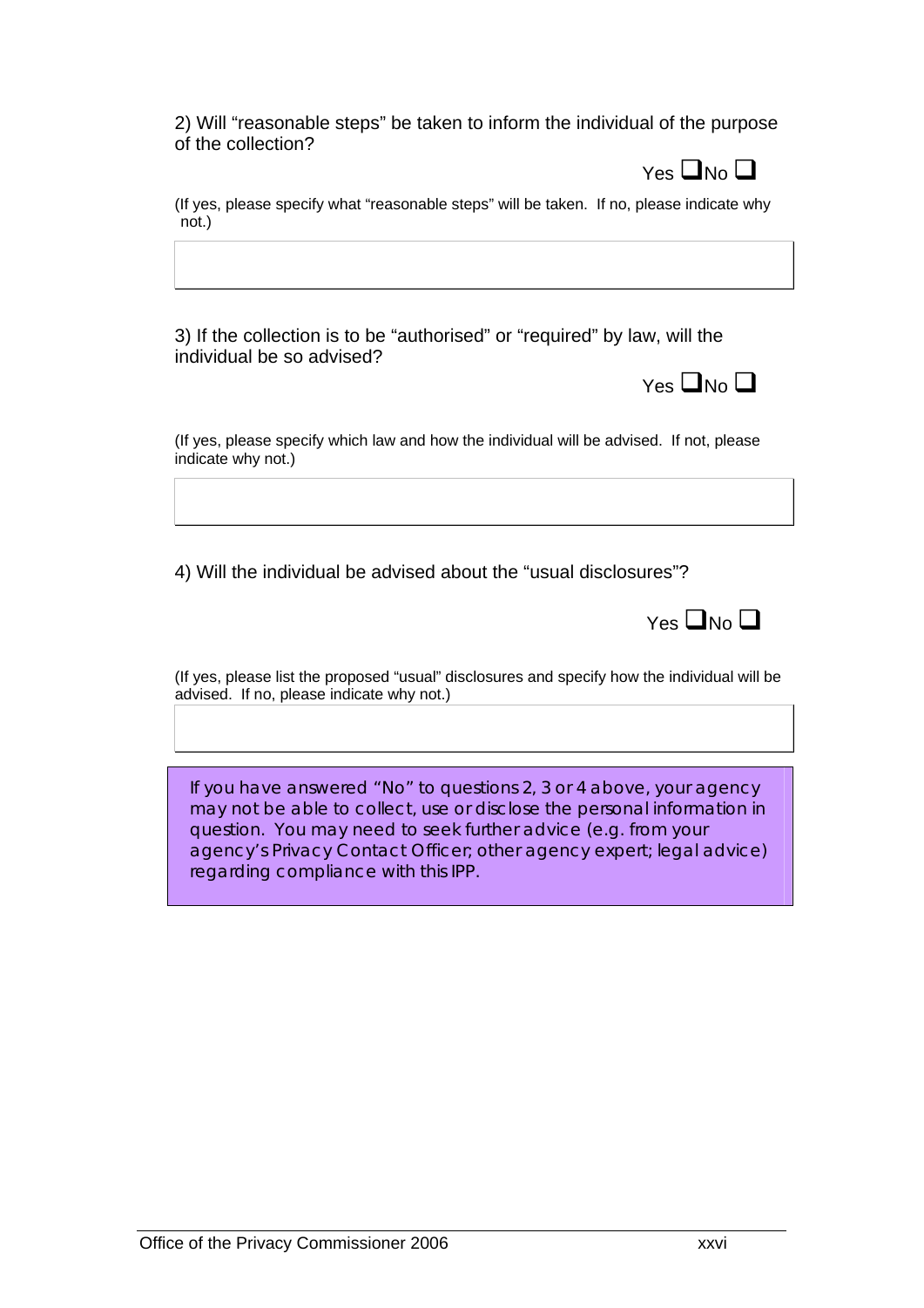2) Will "reasonable steps" be taken to inform the individual of the purpose of the collection?

Yes ❑ No ❑

(If yes, please specify what "reasonable steps" will be taken. If no, please indicate why not.)

3) If the collection is to be "authorised" or "required" by law, will the individual be so advised?

Yes ❑ No ❑

(If yes, please specify which law and how the individual will be advised. If not, please indicate why not.)

4) Will the individual be advised about the "usual disclosures"?

Yes ❑ No ❑

(If yes, please list the proposed "usual" disclosures and specify how the individual will be advised. If no, please indicate why not.)

If you have answered "No" to questions 2, 3 or 4 above, your agency may not be able to collect, use or disclose the personal information in question. You may need to seek further advice (e.g. from your agency's Privacy Contact Officer; other agency expert; legal advice) regarding compliance with this IPP.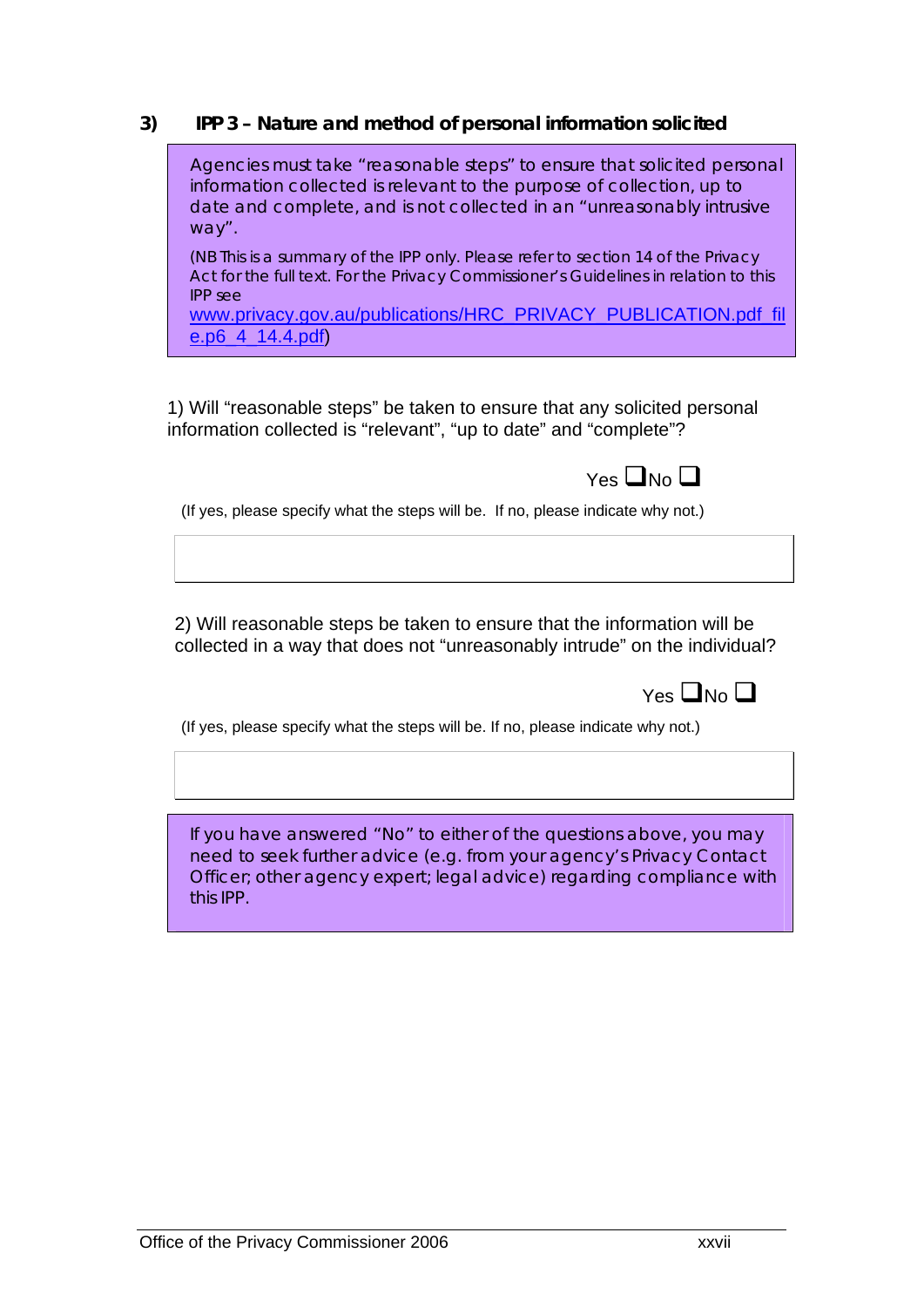### 3) IPP 3 – Nature and method of personal information solicited

> Agencies must take "reasonable steps" to ensure that solicited personal information collected is relevant to the purpose of collection, up to date and complete, and is not collected in an "unreasonably intrusive way".
>
> (NB This is a summary of the IPP only. Please refer to section 14 of the Privacy Act for the full text. For the Privacy Commissioner's Guidelines in relation to this IPP see www.privacy.gov.au/publications/HRC_PRIVACY_PUBLICATION.pdf_file.p6_4_14.4.pdf)

1) Will "reasonable steps" be taken to ensure that any solicited personal information collected is "relevant", "up to date" and "complete"?

Yes ☐ No ☐

(If yes, please specify what the steps will be. If no, please indicate why not.)

|  |
|---|
|  |

2) Will reasonable steps be taken to ensure that the information will be collected in a way that does not "unreasonably intrude" on the individual?

Yes ☐ No ☐

(If yes, please specify what the steps will be. If no, please indicate why not.)

|  |
|---|
|  |

> If you have answered "No" to either of the questions above, you may need to seek further advice (e.g. from your agency's Privacy Contact Officer; other agency expert; legal advice) regarding compliance with this IPP.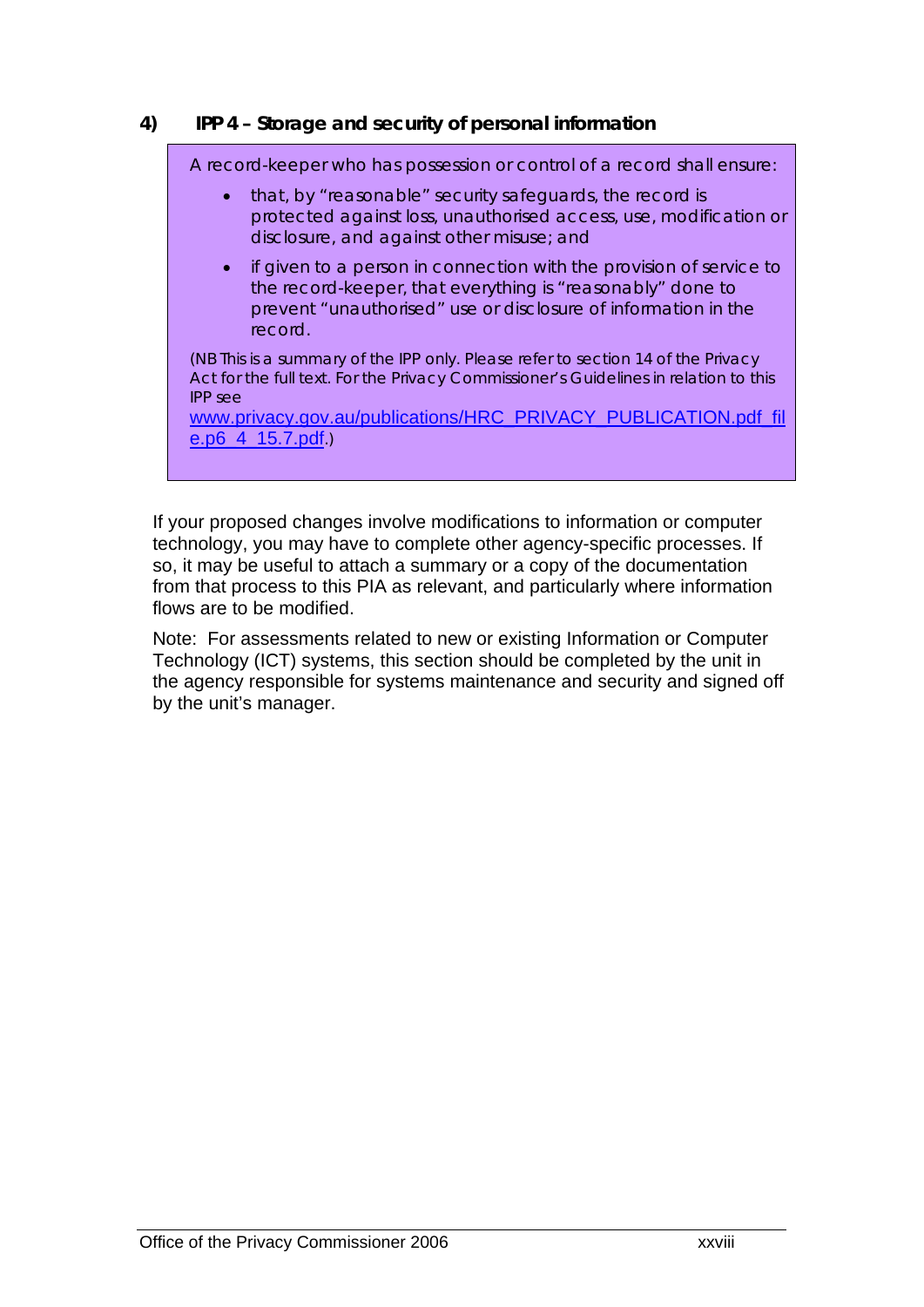### 4) IPP 4 – Storage and security of personal information

A record-keeper who has possession or control of a record shall ensure:

- that, by "reasonable" security safeguards, the record is protected against loss, unauthorised access, use, modification or disclosure, and against other misuse; and
- if given to a person in connection with the provision of service to the record-keeper, that everything is "reasonably" done to prevent "unauthorised" use or disclosure of information in the record.

(NB This is a summary of the IPP only. Please refer to section 14 of the Privacy Act for the full text. For the Privacy Commissioner's Guidelines in relation to this IPP see www.privacy.gov.au/publications/HRC_PRIVACY_PUBLICATION.pdf_file.p6_4_15.7.pdf.)

If your proposed changes involve modifications to information or computer technology, you may have to complete other agency-specific processes. If so, it may be useful to attach a summary or a copy of the documentation from that process to this PIA as relevant, and particularly where information flows are to be modified.

Note: For assessments related to new or existing Information or Computer Technology (ICT) systems, this section should be completed by the unit in the agency responsible for systems maintenance and security and signed off by the unit's manager.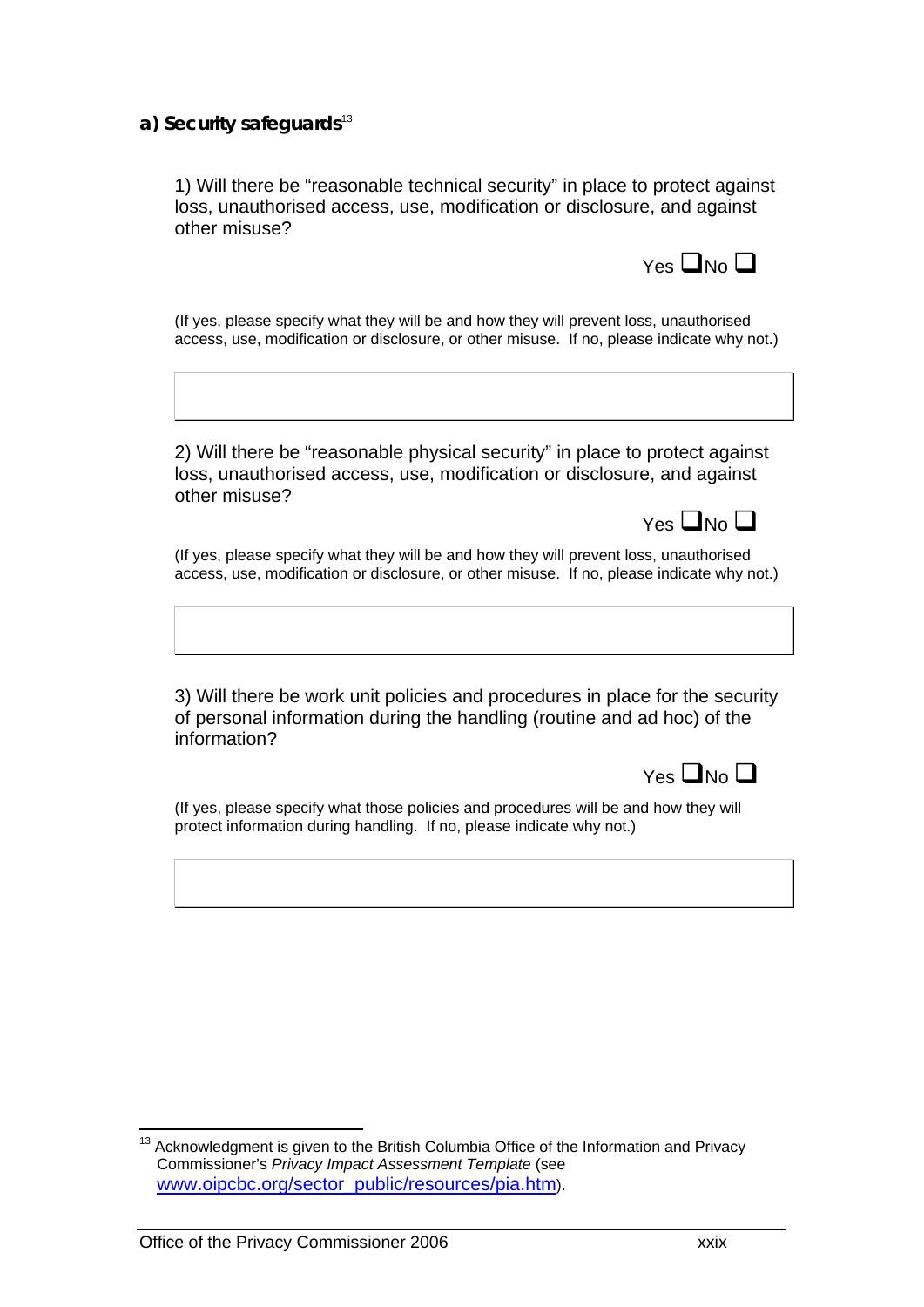### a) Security safeguards[13]

1) Will there be "reasonable technical security" in place to protect against loss, unauthorised access, use, modification or disclosure, and against other misuse?

Yes ☐ No ☐

(If yes, please specify what they will be and how they will prevent loss, unauthorised access, use, modification or disclosure, or other misuse. If no, please indicate why not.)

2) Will there be "reasonable physical security" in place to protect against loss, unauthorised access, use, modification or disclosure, and against other misuse?

Yes ☐ No ☐

(If yes, please specify what they will be and how they will prevent loss, unauthorised access, use, modification or disclosure, or other misuse. If no, please indicate why not.)

3) Will there be work unit policies and procedures in place for the security of personal information during the handling (routine and ad hoc) of the information?

Yes ☐ No ☐

(If yes, please specify what those policies and procedures will be and how they will protect information during handling. If no, please indicate why not.)

---

[13] Acknowledgment is given to the British Columbia Office of the Information and Privacy Commissioner's *Privacy Impact Assessment Template* (see [www.oipcbc.org/sector_public/resources/pia.htm](www.oipcbc.org/sector_public/resources/pia.htm)).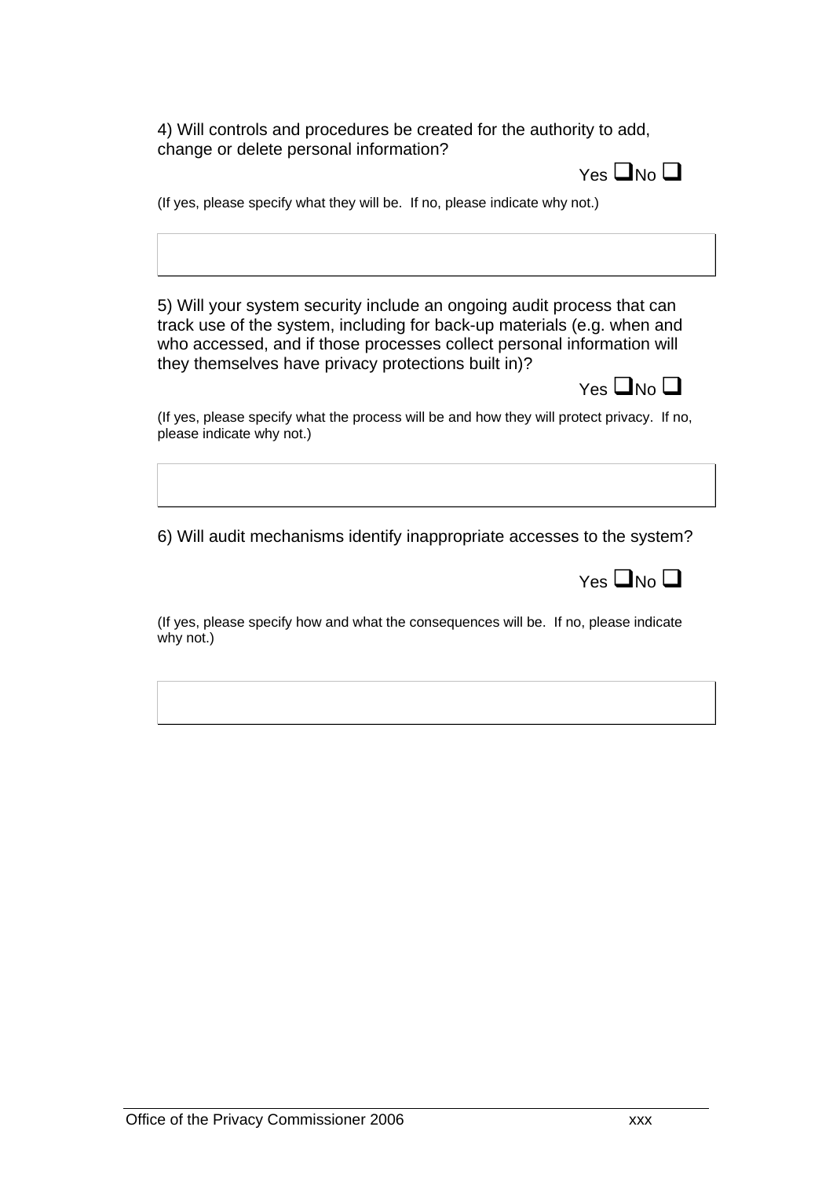4) Will controls and procedures be created for the authority to add, change or delete personal information?

Yes ☐ No ☐

(If yes, please specify what they will be. If no, please indicate why not.)

|   |
|---|
|   |

5) Will your system security include an ongoing audit process that can track use of the system, including for back-up materials (e.g. when and who accessed, and if those processes collect personal information will they themselves have privacy protections built in)?

Yes ☐ No ☐

(If yes, please specify what the process will be and how they will protect privacy. If no, please indicate why not.)

|   |
|---|
|   |

6) Will audit mechanisms identify inappropriate accesses to the system?

Yes ☐ No ☐

(If yes, please specify how and what the consequences will be. If no, please indicate why not.)

|   |
|---|
|   |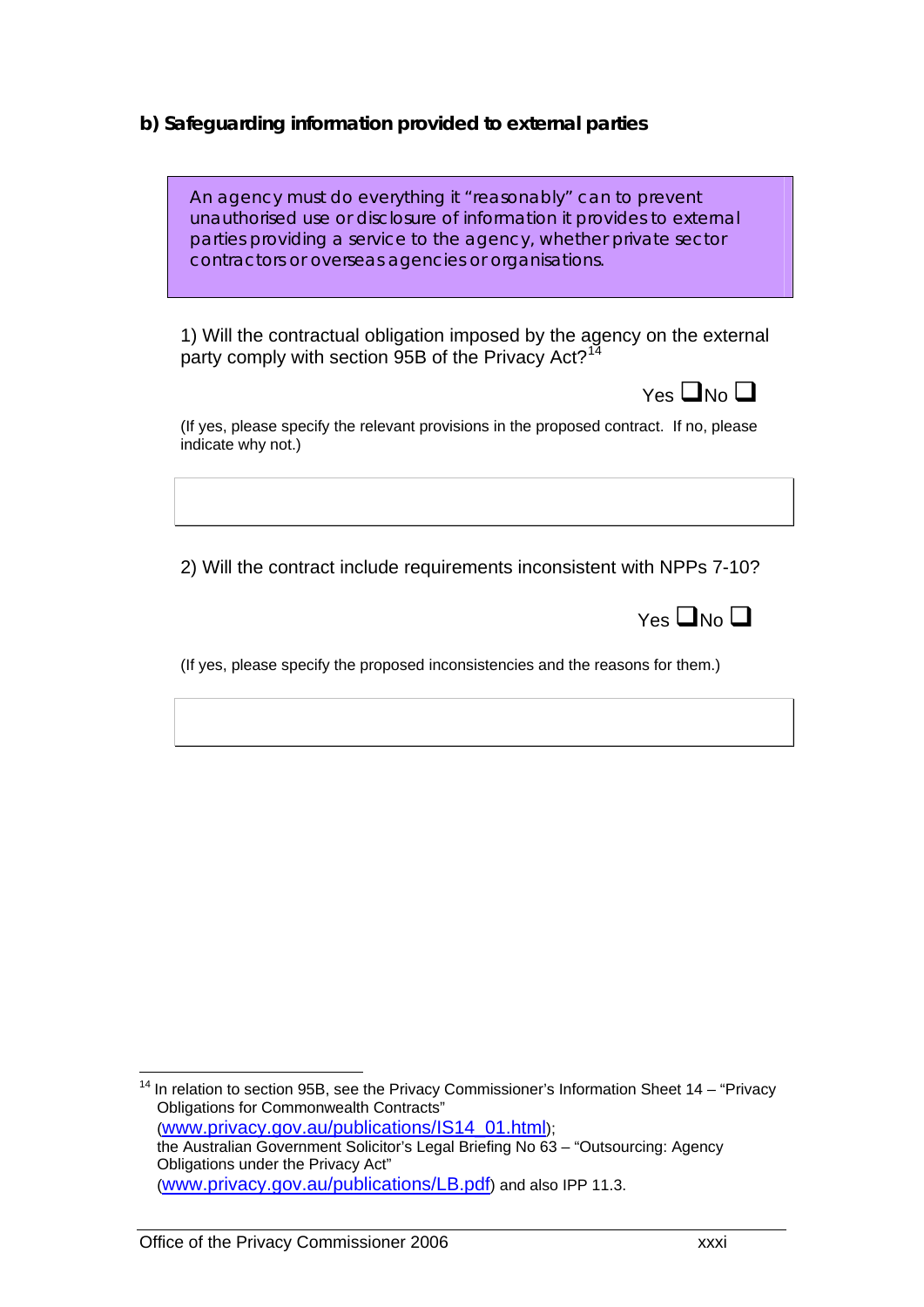**b) Safeguarding information provided to external parties**

> An agency must do everything it "reasonably" can to prevent unauthorised use or disclosure of information it provides to external parties providing a service to the agency, whether private sector contractors or overseas agencies or organisations.

1) Will the contractual obligation imposed by the agency on the external party comply with section 95B of the Privacy Act?[14]

Yes ❑ No ❑

(If yes, please specify the relevant provisions in the proposed contract. If no, please indicate why not.)

2) Will the contract include requirements inconsistent with NPPs 7-10?

Yes ❑ No ❑

(If yes, please specify the proposed inconsistencies and the reasons for them.)

---

[14] In relation to section 95B, see the Privacy Commissioner's Information Sheet 14 – "Privacy Obligations for Commonwealth Contracts" (www.privacy.gov.au/publications/IS14_01.html); the Australian Government Solicitor's Legal Briefing No 63 – "Outsourcing: Agency Obligations under the Privacy Act" (www.privacy.gov.au/publications/LB.pdf) and also IPP 11.3.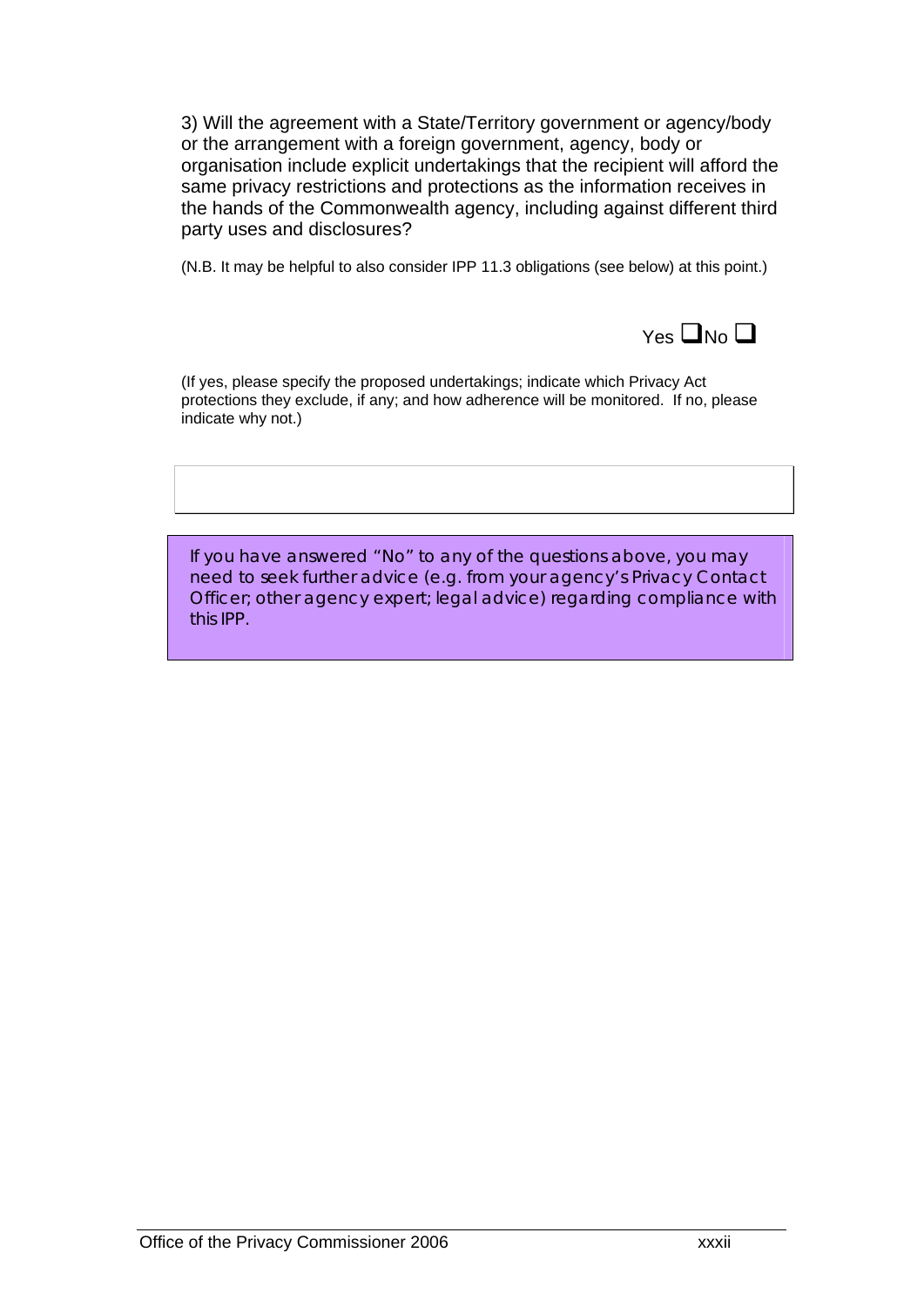3) Will the agreement with a State/Territory government or agency/body or the arrangement with a foreign government, agency, body or organisation include explicit undertakings that the recipient will afford the same privacy restrictions and protections as the information receives in the hands of the Commonwealth agency, including against different third party uses and disclosures?

(N.B. It may be helpful to also consider IPP 11.3 obligations (see below) at this point.)

Yes ☐ No ☐

(If yes, please specify the proposed undertakings; indicate which Privacy Act protections they exclude, if any; and how adherence will be monitored. If no, please indicate why not.)

| |
|---|
| |

> If you have answered "No" to any of the questions above, you may need to seek further advice (e.g. from your agency's Privacy Contact Officer; other agency expert; legal advice) regarding compliance with this IPP.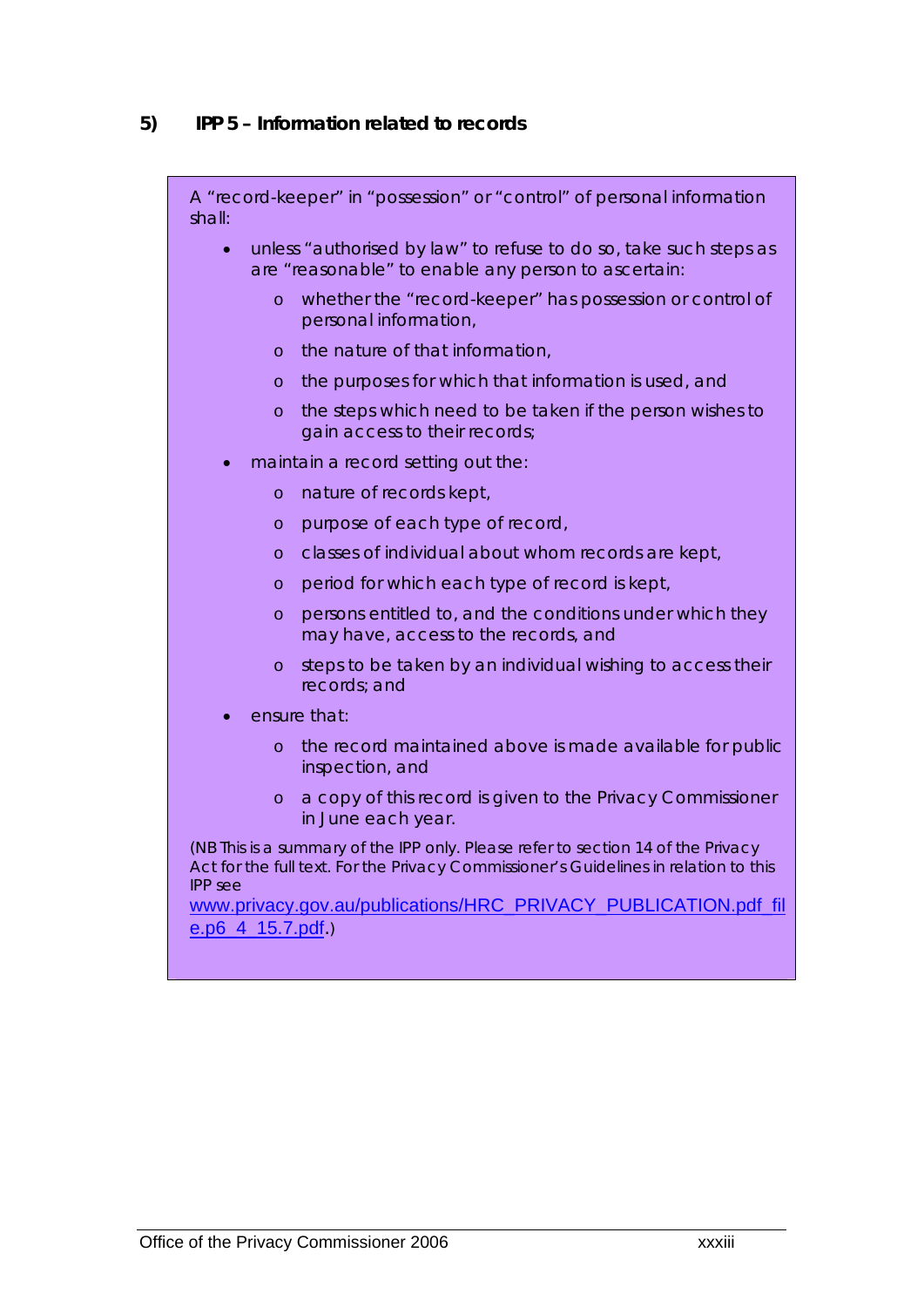### 5) IPP 5 – Information related to records

A "record-keeper" in "possession" or "control" of personal information shall:

- unless "authorised by law" to refuse to do so, take such steps as are "reasonable" to enable any person to ascertain:
  - whether the "record-keeper" has possession or control of personal information,
  - the nature of that information,
  - the purposes for which that information is used, and
  - the steps which need to be taken if the person wishes to gain access to their records;
- maintain a record setting out the:
  - nature of records kept,
  - purpose of each type of record,
  - classes of individual about whom records are kept,
  - period for which each type of record is kept,
  - persons entitled to, and the conditions under which they may have, access to the records, and
  - steps to be taken by an individual wishing to access their records; and
- ensure that:
  - the record maintained above is made available for public inspection, and
  - a copy of this record is given to the Privacy Commissioner in June each year.

(NB This is a summary of the IPP only. Please refer to section 14 of the Privacy Act for the full text. For the Privacy Commissioner's Guidelines in relation to this IPP see www.privacy.gov.au/publications/HRC_PRIVACY_PUBLICATION.pdf_file.p6_4_15.7.pdf.)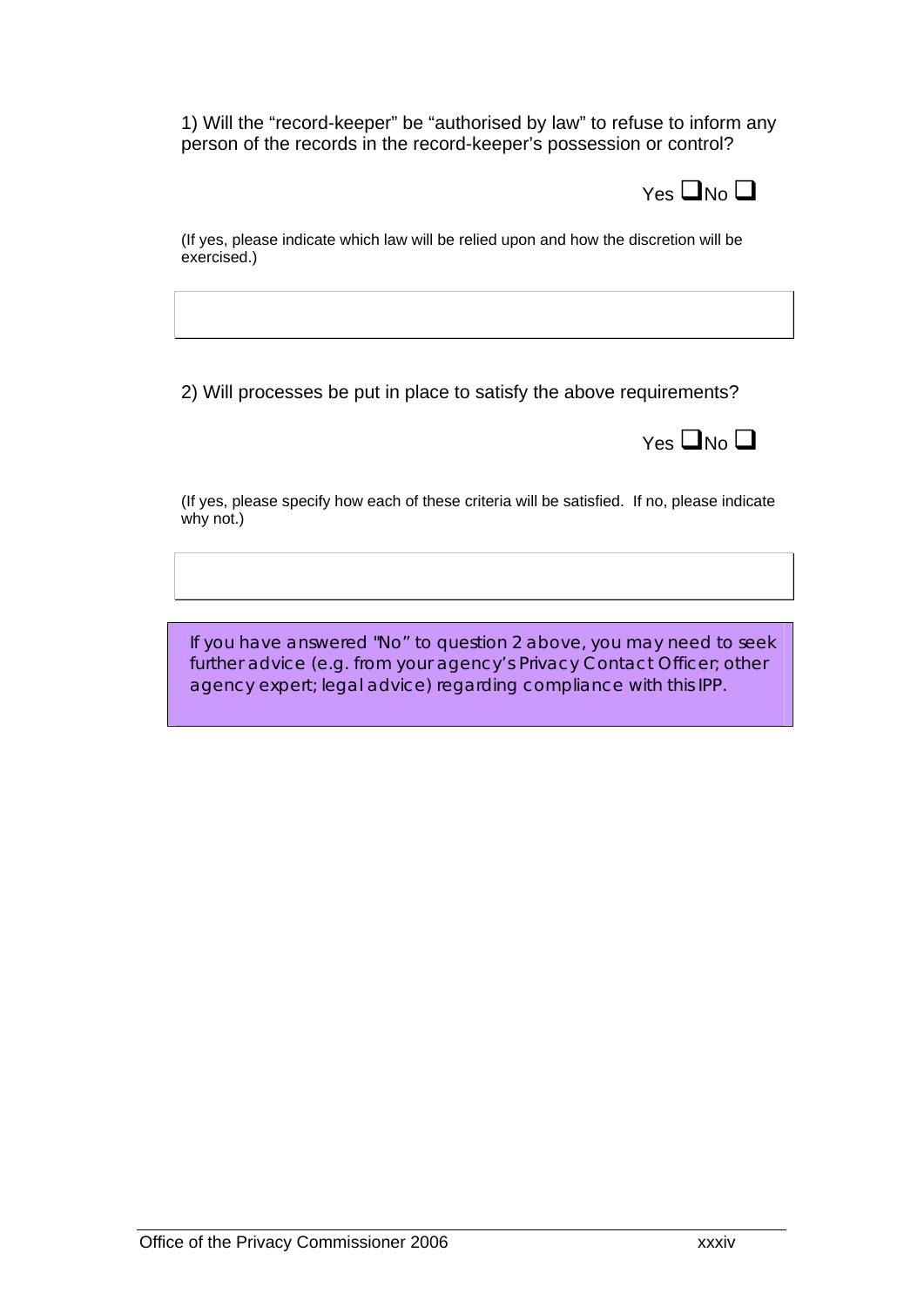1) Will the "record-keeper" be "authorised by law" to refuse to inform any person of the records in the record-keeper's possession or control?

Yes ❑ No ❑

(If yes, please indicate which law will be relied upon and how the discretion will be exercised.)

2) Will processes be put in place to satisfy the above requirements?

Yes ❑ No ❑

(If yes, please specify how each of these criteria will be satisfied. If no, please indicate why not.)

> If you have answered "No" to question 2 above, you may need to seek further advice (e.g. from your agency's Privacy Contact Officer; other agency expert; legal advice) regarding compliance with this IPP.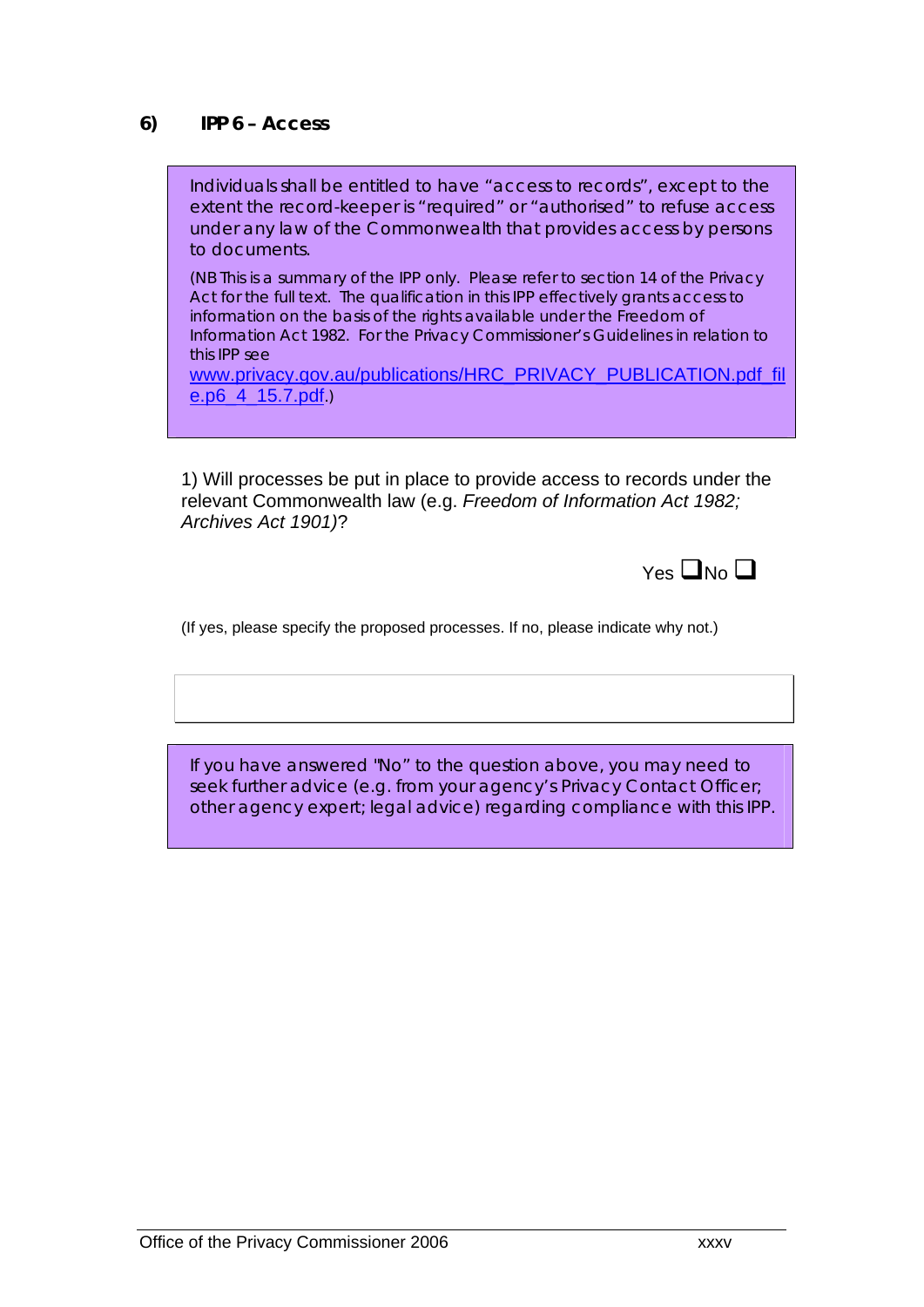## 6) IPP 6 – Access

Individuals shall be entitled to have "access to records", except to the extent the record-keeper is "required" or "authorised" to refuse access under any law of the Commonwealth that provides access by persons to documents.

(NB This is a summary of the IPP only. Please refer to section 14 of the Privacy Act for the full text. The qualification in this IPP effectively grants access to information on the basis of the rights available under the Freedom of Information Act 1982. For the Privacy Commissioner's Guidelines in relation to this IPP see www.privacy.gov.au/publications/HRC_PRIVACY_PUBLICATION.pdf_file.p6_4_15.7.pdf.)

1) Will processes be put in place to provide access to records under the relevant Commonwealth law (e.g. *Freedom of Information Act 1982; Archives Act 1901)*?

Yes ❑ No ❑

(If yes, please specify the proposed processes. If no, please indicate why not.)

If you have answered "No" to the question above, you may need to seek further advice (e.g. from your agency's Privacy Contact Officer; other agency expert; legal advice) regarding compliance with this IPP.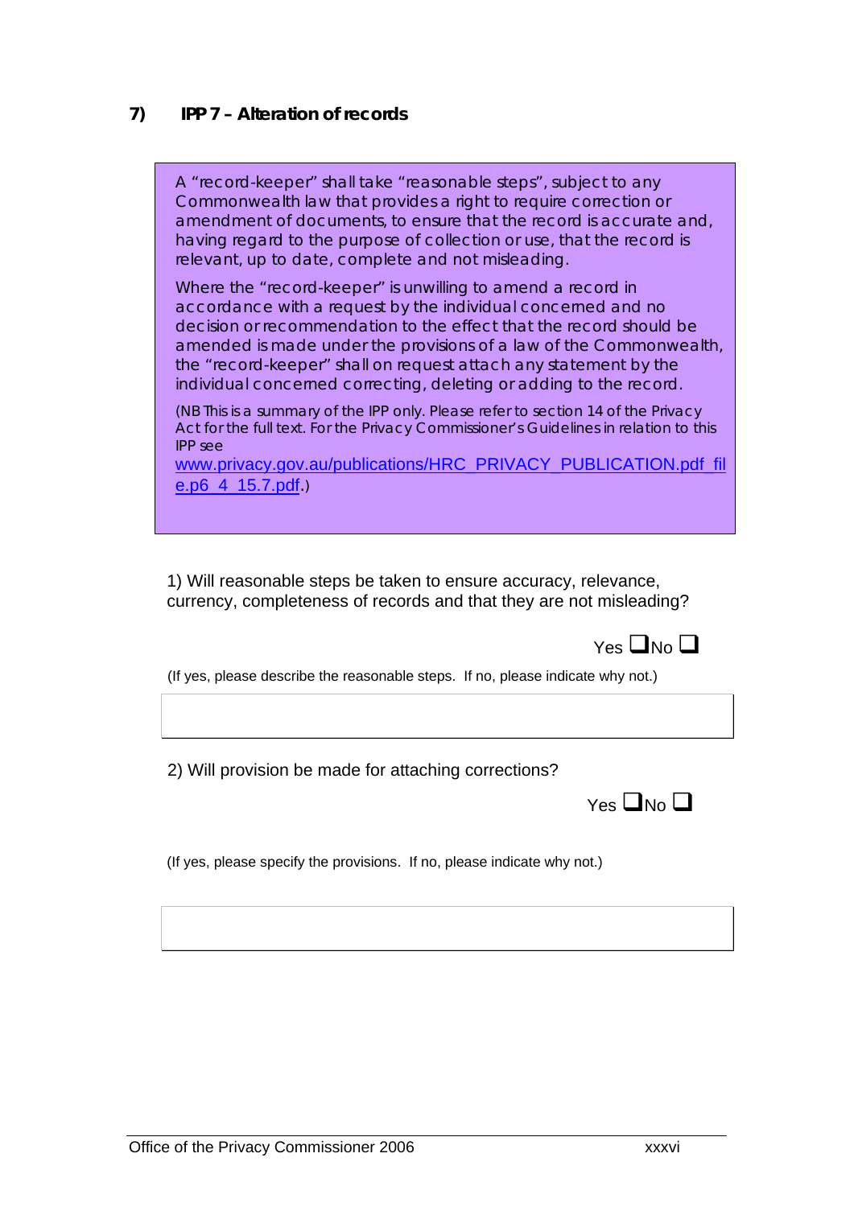## 7) IPP 7 – Alteration of records

A "record-keeper" shall take "reasonable steps", subject to any Commonwealth law that provides a right to require correction or amendment of documents, to ensure that the record is accurate and, having regard to the purpose of collection or use, that the record is relevant, up to date, complete and not misleading.

Where the "record-keeper" is unwilling to amend a record in accordance with a request by the individual concerned and no decision or recommendation to the effect that the record should be amended is made under the provisions of a law of the Commonwealth, the "record-keeper" shall on request attach any statement by the individual concerned correcting, deleting or adding to the record.

(NB This is a summary of the IPP only. Please refer to section 14 of the Privacy Act for the full text. For the Privacy Commissioner's Guidelines in relation to this IPP see www.privacy.gov.au/publications/HRC_PRIVACY_PUBLICATION.pdf_file.p6_4_15.7.pdf.)

1) Will reasonable steps be taken to ensure accuracy, relevance, currency, completeness of records and that they are not misleading?

Yes ☐ No ☐

(If yes, please describe the reasonable steps. If no, please indicate why not.)

2) Will provision be made for attaching corrections?

Yes ☐ No ☐

(If yes, please specify the provisions. If no, please indicate why not.)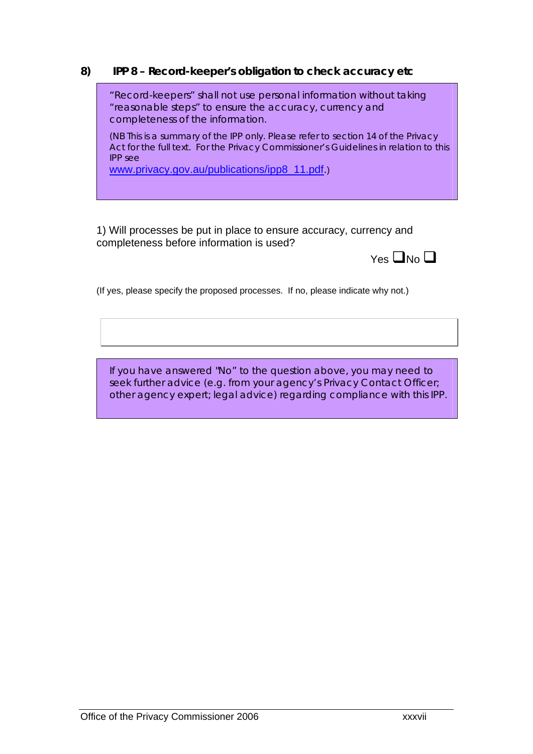## 8) IPP 8 – Record-keeper's obligation to check accuracy etc

> "Record-keepers" shall not use personal information without taking "reasonable steps" to ensure the accuracy, currency and completeness of the information.
>
> (NB This is a summary of the IPP only. Please refer to section 14 of the Privacy Act for the full text. For the Privacy Commissioner's Guidelines in relation to this IPP see [www.privacy.gov.au/publications/ipp8_11.pdf](http://www.privacy.gov.au/publications/ipp8_11.pdf).)

1) Will processes be put in place to ensure accuracy, currency and completeness before information is used?

Yes ☐ No ☐

(If yes, please specify the proposed processes. If no, please indicate why not.)

> If you have answered "No" to the question above, you may need to seek further advice (e.g. from your agency's Privacy Contact Officer; other agency expert; legal advice) regarding compliance with this IPP.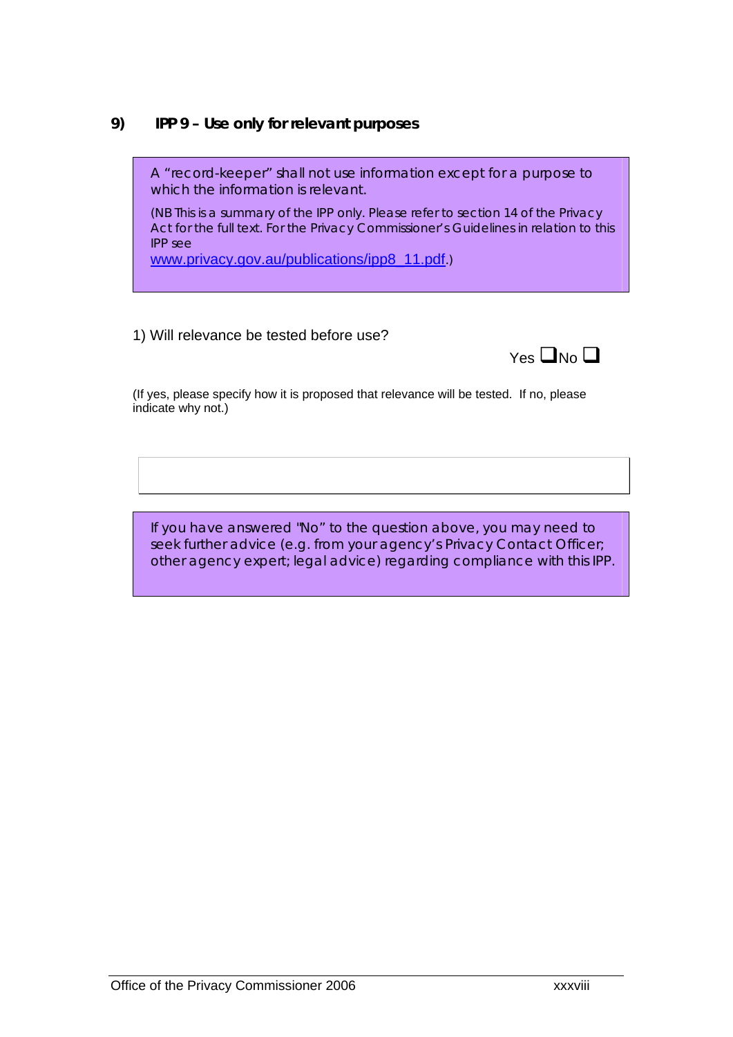## 9) IPP 9 – Use only for relevant purposes

A "record-keeper" shall not use information except for a purpose to which the information is relevant.

(NB This is a summary of the IPP only. Please refer to section 14 of the Privacy Act for the full text. For the Privacy Commissioner's Guidelines in relation to this IPP see www.privacy.gov.au/publications/ipp8_11.pdf.)

1) Will relevance be tested before use?

Yes ❑ No ❑

(If yes, please specify how it is proposed that relevance will be tested. If no, please indicate why not.)

If you have answered "No" to the question above, you may need to seek further advice (e.g. from your agency's Privacy Contact Officer; other agency expert; legal advice) regarding compliance with this IPP.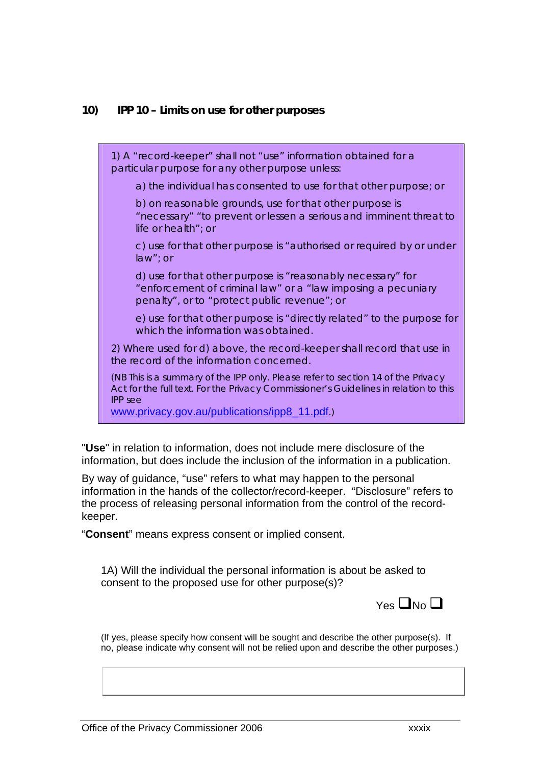### 10) IPP 10 – Limits on use for other purposes

> 1) A "record-keeper" shall not "use" information obtained for a particular purpose for any other purpose unless:
>
> a) the individual has consented to use for that other purpose; or
>
> b) on reasonable grounds, use for that other purpose is "necessary" "to prevent or lessen a serious and imminent threat to life or health"; or
>
> c) use for that other purpose is "authorised or required by or under law"; or
>
> d) use for that other purpose is "reasonably necessary" for "enforcement of criminal law" or a "law imposing a pecuniary penalty", or to "protect public revenue"; or
>
> e) use for that other purpose is "directly related" to the purpose for which the information was obtained.
>
> 2) Where used for d) above, the record-keeper shall record that use in the record of the information concerned.
>
> (NB This is a summary of the IPP only. Please refer to section 14 of the Privacy Act for the full text. For the Privacy Commissioner's Guidelines in relation to this IPP see www.privacy.gov.au/publications/ipp8_11.pdf.)

"**Use**" in relation to information, does not include mere disclosure of the information, but does include the inclusion of the information in a publication.

By way of guidance, "use" refers to what may happen to the personal information in the hands of the collector/record-keeper. "Disclosure" refers to the process of releasing personal information from the control of the record-keeper.

"**Consent**" means express consent or implied consent.

1A) Will the individual the personal information is about be asked to consent to the proposed use for other purpose(s)?

Yes ☐ No ☐

(If yes, please specify how consent will be sought and describe the other purpose(s). If no, please indicate why consent will not be relied upon and describe the other purposes.)

| |
|---|
| |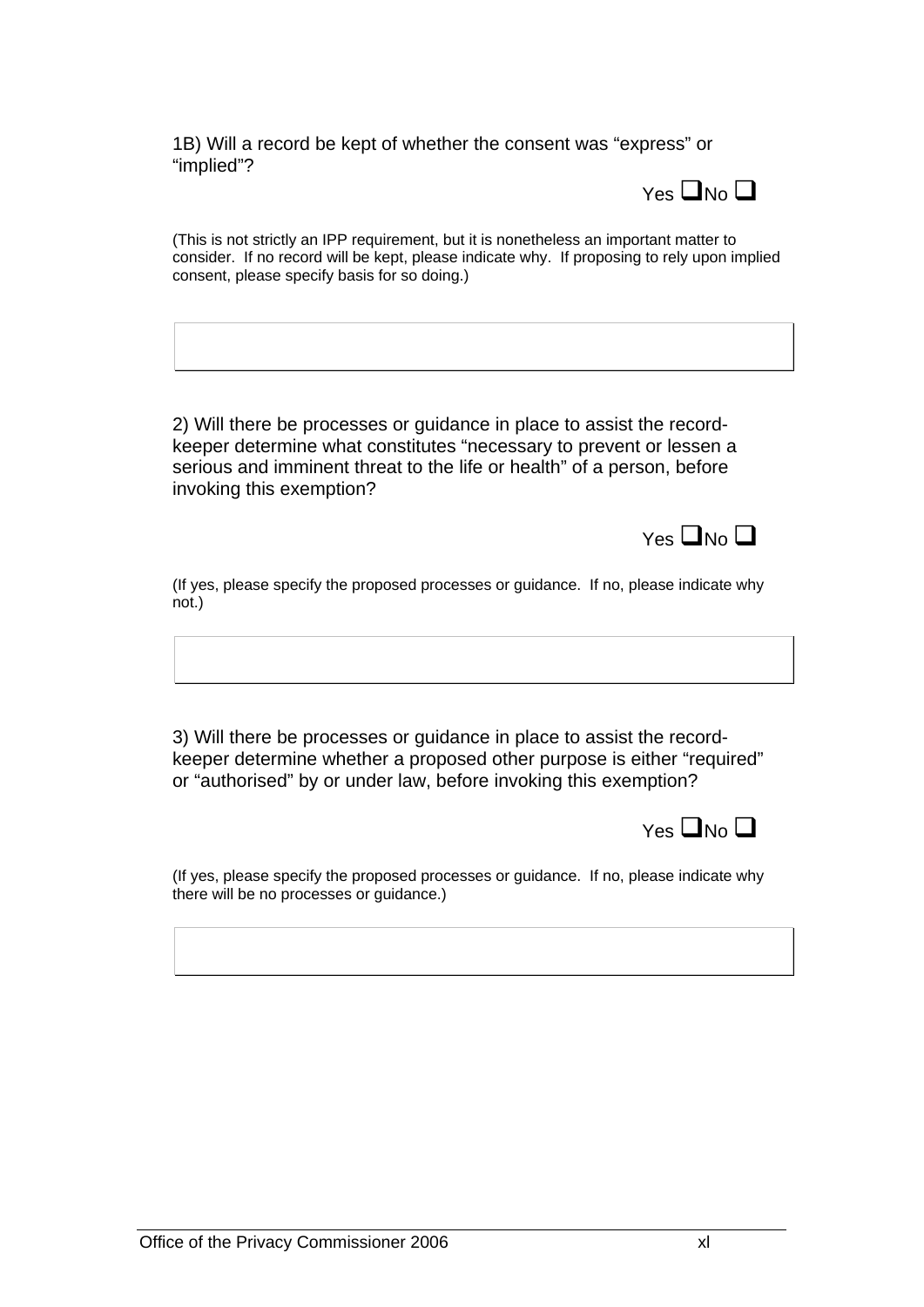1B) Will a record be kept of whether the consent was "express" or "implied"?

Yes ☐ No ☐

(This is not strictly an IPP requirement, but it is nonetheless an important matter to consider. If no record will be kept, please indicate why. If proposing to rely upon implied consent, please specify basis for so doing.)

| |
|---|
| |

2) Will there be processes or guidance in place to assist the record-keeper determine what constitutes "necessary to prevent or lessen a serious and imminent threat to the life or health" of a person, before invoking this exemption?

Yes ☐ No ☐

(If yes, please specify the proposed processes or guidance. If no, please indicate why not.)

| |
|---|
| |

3) Will there be processes or guidance in place to assist the record-keeper determine whether a proposed other purpose is either "required" or "authorised" by or under law, before invoking this exemption?

Yes ☐ No ☐

(If yes, please specify the proposed processes or guidance. If no, please indicate why there will be no processes or guidance.)

| |
|---|
| |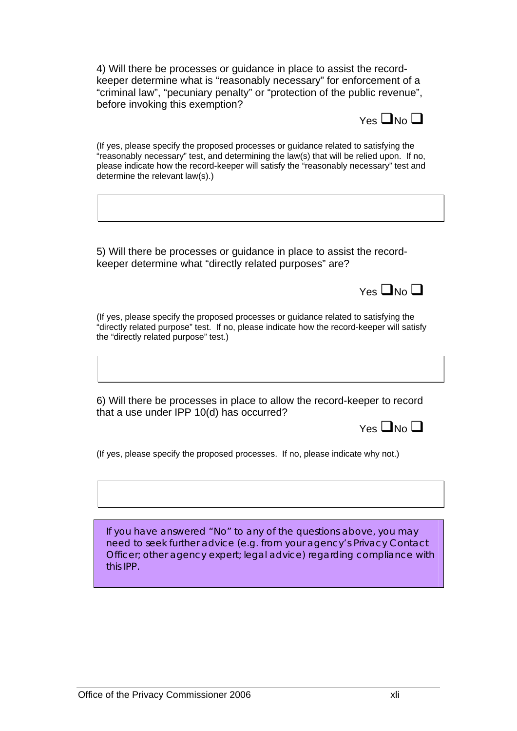4) Will there be processes or guidance in place to assist the record-keeper determine what is "reasonably necessary" for enforcement of a "criminal law", "pecuniary penalty" or "protection of the public revenue", before invoking this exemption?

Yes ❑ No ❑

(If yes, please specify the proposed processes or guidance related to satisfying the "reasonably necessary" test, and determining the law(s) that will be relied upon. If no, please indicate how the record-keeper will satisfy the "reasonably necessary" test and determine the relevant law(s).)

|   |
|---|
|   |

5) Will there be processes or guidance in place to assist the record-keeper determine what "directly related purposes" are?

Yes ❑ No ❑

(If yes, please specify the proposed processes or guidance related to satisfying the "directly related purpose" test. If no, please indicate how the record-keeper will satisfy the "directly related purpose" test.)

|   |
|---|
|   |

6) Will there be processes in place to allow the record-keeper to record that a use under IPP 10(d) has occurred?

Yes ❑ No ❑

(If yes, please specify the proposed processes. If no, please indicate why not.)

|   |
|---|
|   |

If you have answered "No" to any of the questions above, you may need to seek further advice (e.g. from your agency's Privacy Contact Officer; other agency expert; legal advice) regarding compliance with this IPP.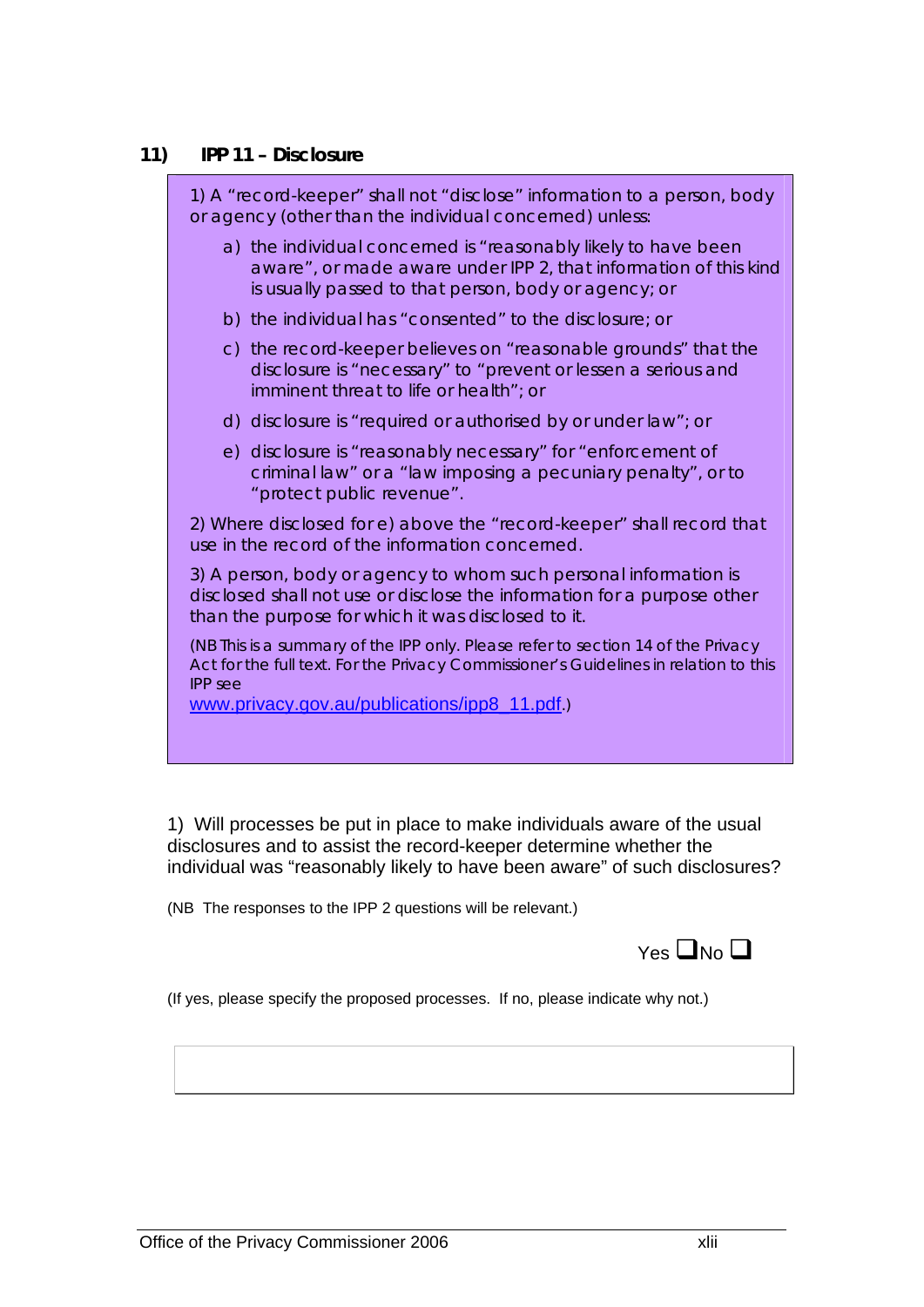## 11) IPP 11 – Disclosure

1) A "record-keeper" shall not "disclose" information to a person, body or agency (other than the individual concerned) unless:

a) the individual concerned is "reasonably likely to have been aware", or made aware under IPP 2, that information of this kind is usually passed to that person, body or agency; or

b) the individual has "consented" to the disclosure; or

c) the record-keeper believes on "reasonable grounds" that the disclosure is "necessary" to "prevent or lessen a serious and imminent threat to life or health"; or

d) disclosure is "required or authorised by or under law"; or

e) disclosure is "reasonably necessary" for "enforcement of criminal law" or a "law imposing a pecuniary penalty", or to "protect public revenue".

2) Where disclosed for e) above the "record-keeper" shall record that use in the record of the information concerned.

3) A person, body or agency to whom such personal information is disclosed shall not use or disclose the information for a purpose other than the purpose for which it was disclosed to it.

(NB This is a summary of the IPP only. Please refer to section 14 of the Privacy Act for the full text. For the Privacy Commissioner's Guidelines in relation to this IPP see www.privacy.gov.au/publications/ipp8_11.pdf.)

1) Will processes be put in place to make individuals aware of the usual disclosures and to assist the record-keeper determine whether the individual was "reasonably likely to have been aware" of such disclosures?

(NB The responses to the IPP 2 questions will be relevant.)

Yes ☐ No ☐

(If yes, please specify the proposed processes. If no, please indicate why not.)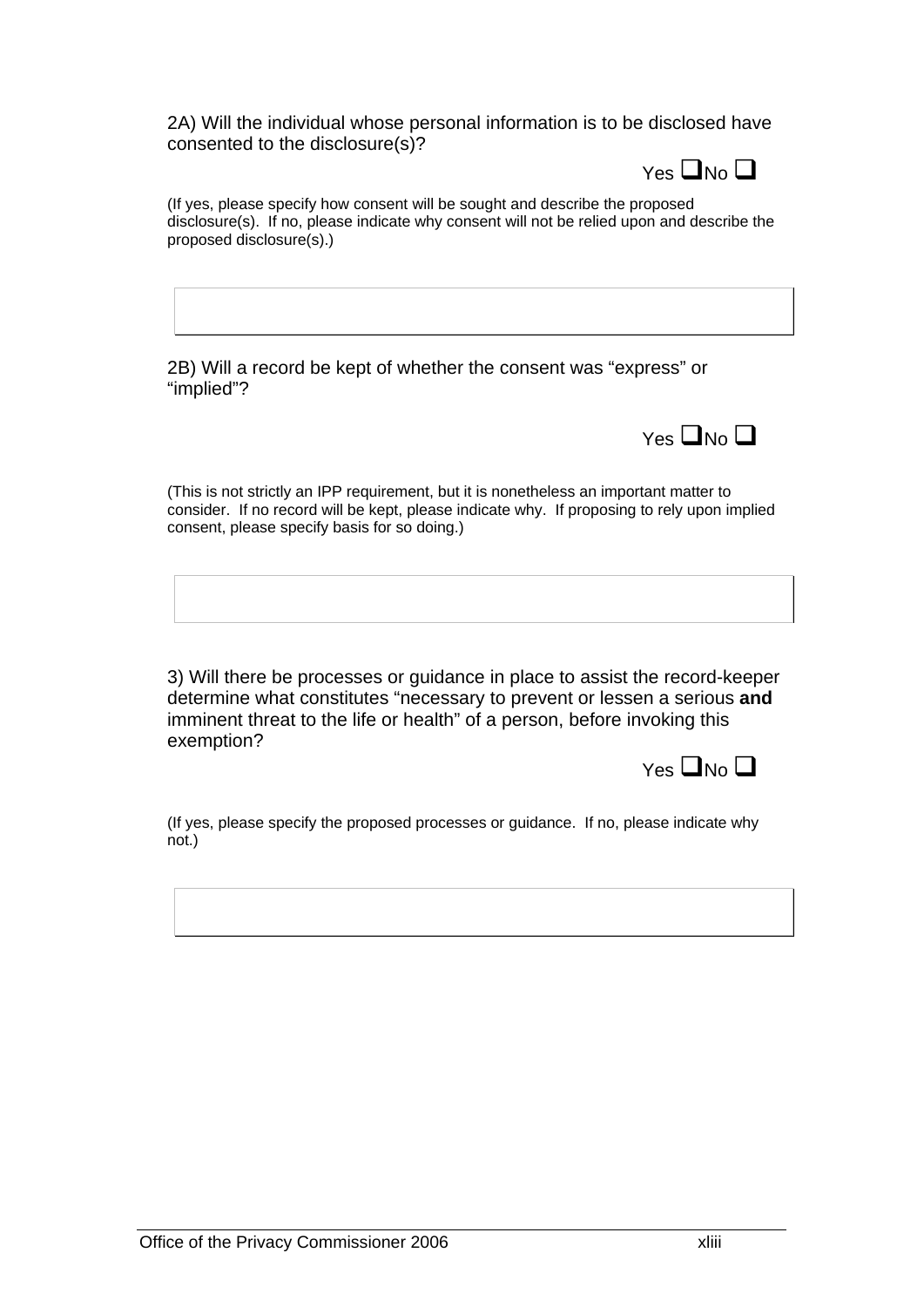2A) Will the individual whose personal information is to be disclosed have consented to the disclosure(s)?

Yes ❑ No ❑

(If yes, please specify how consent will be sought and describe the proposed disclosure(s). If no, please indicate why consent will not be relied upon and describe the proposed disclosure(s).)

2B) Will a record be kept of whether the consent was "express" or "implied"?

Yes ❑ No ❑

(This is not strictly an IPP requirement, but it is nonetheless an important matter to consider. If no record will be kept, please indicate why. If proposing to rely upon implied consent, please specify basis for so doing.)

3) Will there be processes or guidance in place to assist the record-keeper determine what constitutes "necessary to prevent or lessen a serious **and** imminent threat to the life or health" of a person, before invoking this exemption?

Yes ❑ No ❑

(If yes, please specify the proposed processes or guidance. If no, please indicate why not.)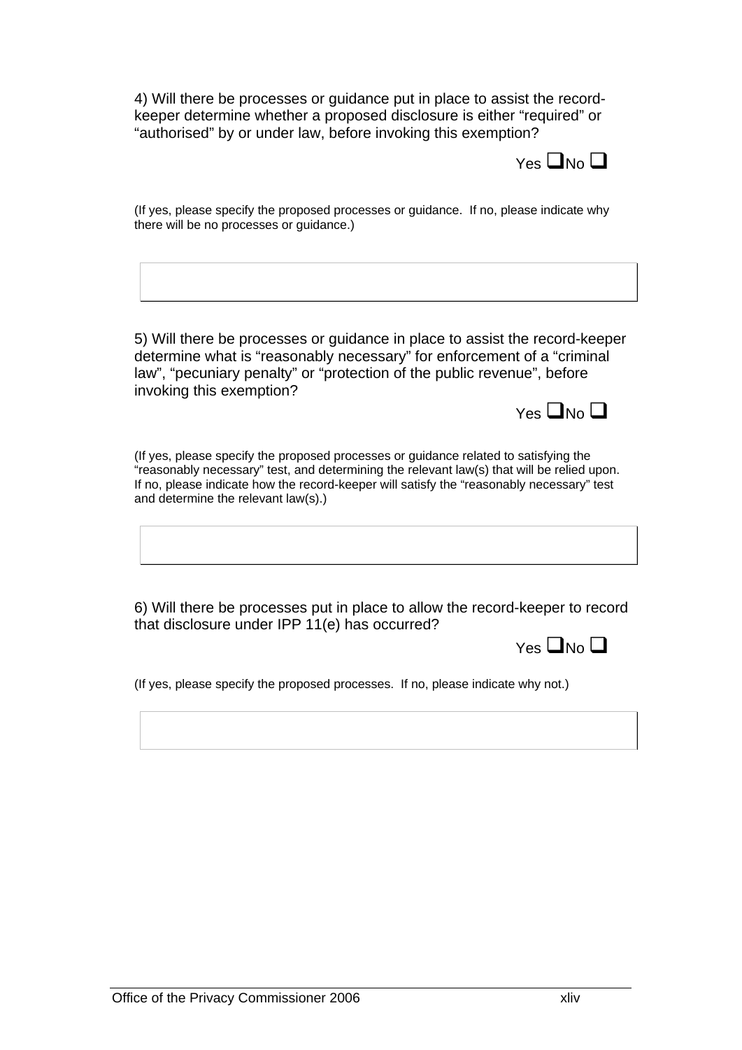4) Will there be processes or guidance put in place to assist the record-keeper determine whether a proposed disclosure is either "required" or "authorised" by or under law, before invoking this exemption?

Yes ☐ No ☐

(If yes, please specify the proposed processes or guidance. If no, please indicate why there will be no processes or guidance.)

5) Will there be processes or guidance in place to assist the record-keeper determine what is "reasonably necessary" for enforcement of a "criminal law", "pecuniary penalty" or "protection of the public revenue", before invoking this exemption?

Yes ☐ No ☐

(If yes, please specify the proposed processes or guidance related to satisfying the "reasonably necessary" test, and determining the relevant law(s) that will be relied upon. If no, please indicate how the record-keeper will satisfy the "reasonably necessary" test and determine the relevant law(s).)

6) Will there be processes put in place to allow the record-keeper to record that disclosure under IPP 11(e) has occurred?

Yes ☐ No ☐

(If yes, please specify the proposed processes. If no, please indicate why not.)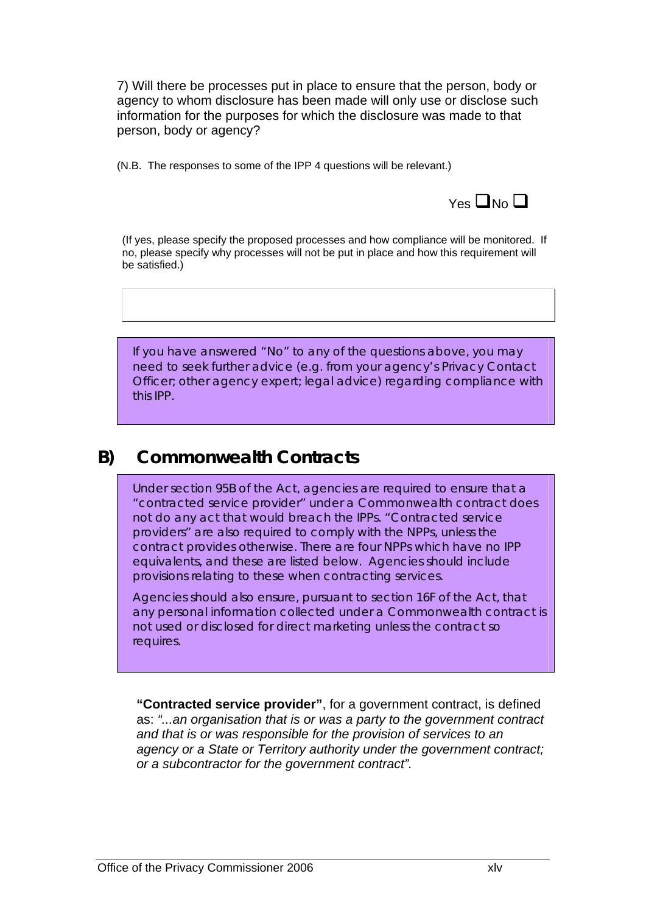7) Will there be processes put in place to ensure that the person, body or agency to whom disclosure has been made will only use or disclose such information for the purposes for which the disclosure was made to that person, body or agency?

(N.B. The responses to some of the IPP 4 questions will be relevant.)

Yes ❑ No ❑

(If yes, please specify the proposed processes and how compliance will be monitored. If no, please specify why processes will not be put in place and how this requirement will be satisfied.)

If you have answered "No" to any of the questions above, you may need to seek further advice (e.g. from your agency's Privacy Contact Officer; other agency expert; legal advice) regarding compliance with this IPP.

## B) Commonwealth Contracts

Under section 95B of the Act, agencies are required to ensure that a "contracted service provider" under a Commonwealth contract does not do any act that would breach the IPPs. "Contracted service providers" are also required to comply with the NPPs, unless the contract provides otherwise. There are four NPPs which have no IPP equivalents, and these are listed below. Agencies should include provisions relating to these when contracting services.

Agencies should also ensure, pursuant to section 16F of the Act, that any personal information collected under a Commonwealth contract is not used or disclosed for direct marketing unless the contract so requires.

**"Contracted service provider"**, for a government contract, is defined as: *"...an organisation that is or was a party to the government contract and that is or was responsible for the provision of services to an agency or a State or Territory authority under the government contract; or a subcontractor for the government contract".*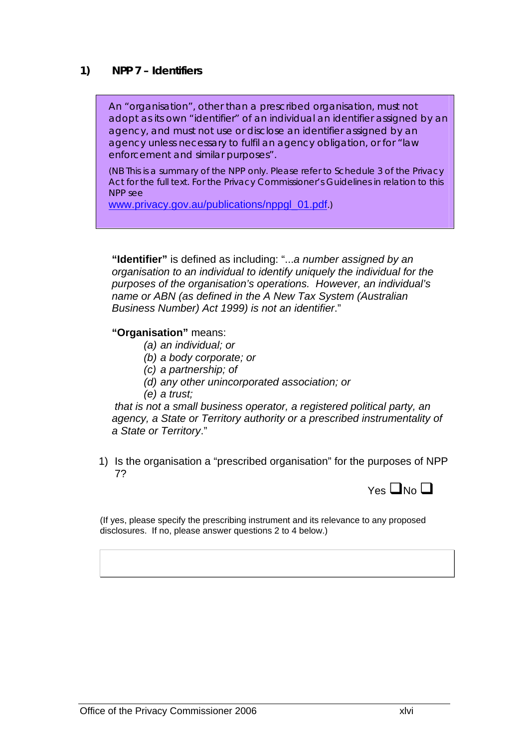## 1) NPP 7 – Identifiers

> An "organisation", other than a prescribed organisation, must not adopt as its own "identifier" of an individual an identifier assigned by an agency, and must not use or disclose an identifier assigned by an agency unless necessary to fulfil an agency obligation, or for "law enforcement and similar purposes".
>
> (NB This is a summary of the NPP only. Please refer to Schedule 3 of the Privacy Act for the full text. For the Privacy Commissioner's Guidelines in relation to this NPP see www.privacy.gov.au/publications/nppgl_01.pdf.)

**"Identifier"** is defined as including: "...*a number assigned by an organisation to an individual to identify uniquely the individual for the purposes of the organisation's operations. However, an individual's name or ABN (as defined in the A New Tax System (Australian Business Number) Act 1999) is not an identifier*."

**"Organisation"** means:

*(a) an individual; or*
*(b) a body corporate; or*
*(c) a partnership; of*
*(d) any other unincorporated association; or*
*(e) a trust;*

*that is not a small business operator, a registered political party, an agency, a State or Territory authority or a prescribed instrumentality of a State or Territory*."

1) Is the organisation a "prescribed organisation" for the purposes of NPP 7?

Yes ☐ No ☐

(If yes, please specify the prescribing instrument and its relevance to any proposed disclosures. If no, please answer questions 2 to 4 below.)

| |
|---|
| |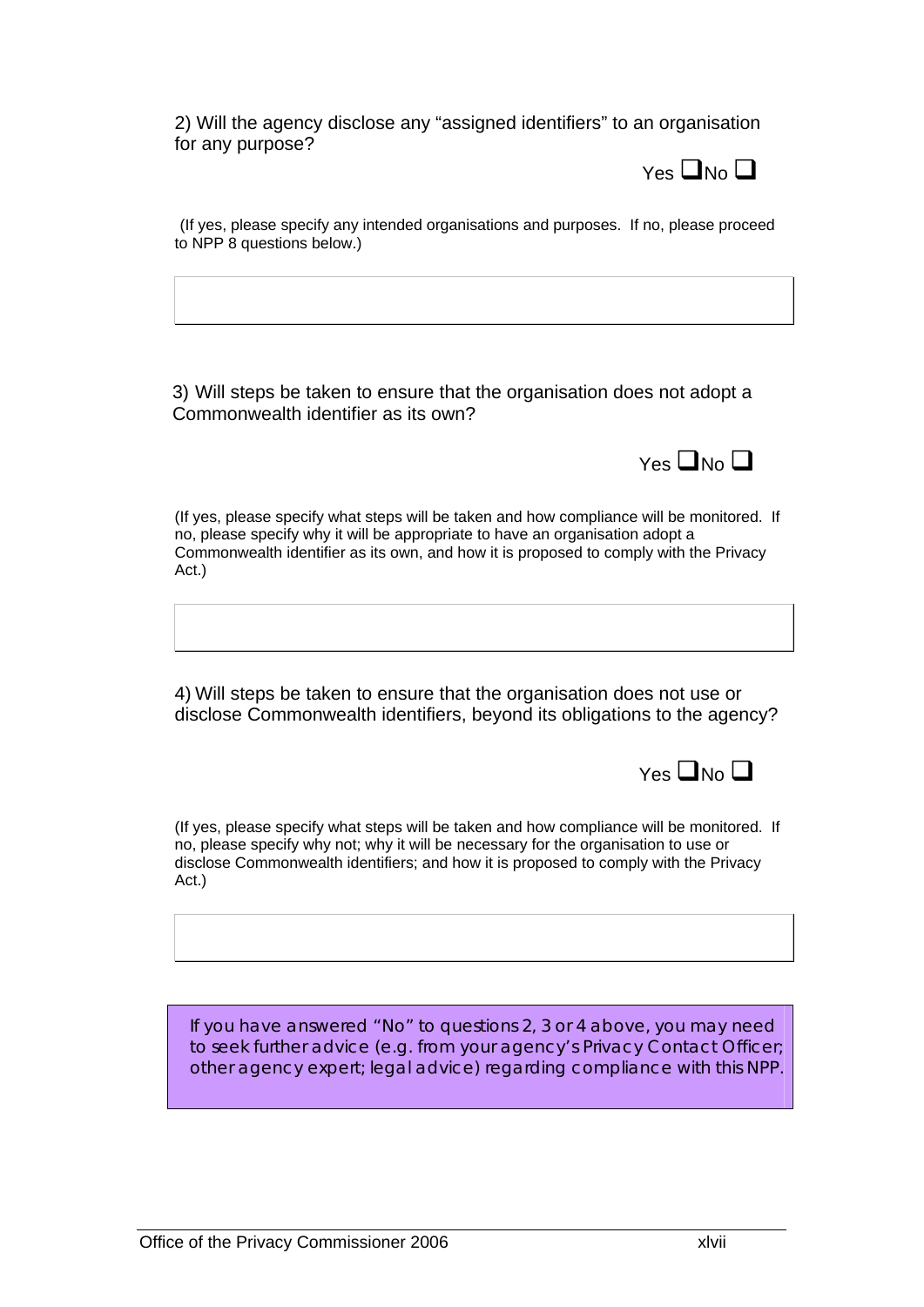2) Will the agency disclose any "assigned identifiers" to an organisation for any purpose?

Yes ❑ No ❑

(If yes, please specify any intended organisations and purposes. If no, please proceed to NPP 8 questions below.)

| |
|---|
| |

3) Will steps be taken to ensure that the organisation does not adopt a Commonwealth identifier as its own?

Yes ❑ No ❑

(If yes, please specify what steps will be taken and how compliance will be monitored. If no, please specify why it will be appropriate to have an organisation adopt a Commonwealth identifier as its own, and how it is proposed to comply with the Privacy Act.)

| |
|---|
| |

4) Will steps be taken to ensure that the organisation does not use or disclose Commonwealth identifiers, beyond its obligations to the agency?

Yes ❑ No ❑

(If yes, please specify what steps will be taken and how compliance will be monitored. If no, please specify why not; why it will be necessary for the organisation to use or disclose Commonwealth identifiers; and how it is proposed to comply with the Privacy Act.)

| |
|---|
| |

If you have answered "No" to questions 2, 3 or 4 above, you may need to seek further advice (e.g. from your agency's Privacy Contact Officer; other agency expert; legal advice) regarding compliance with this NPP.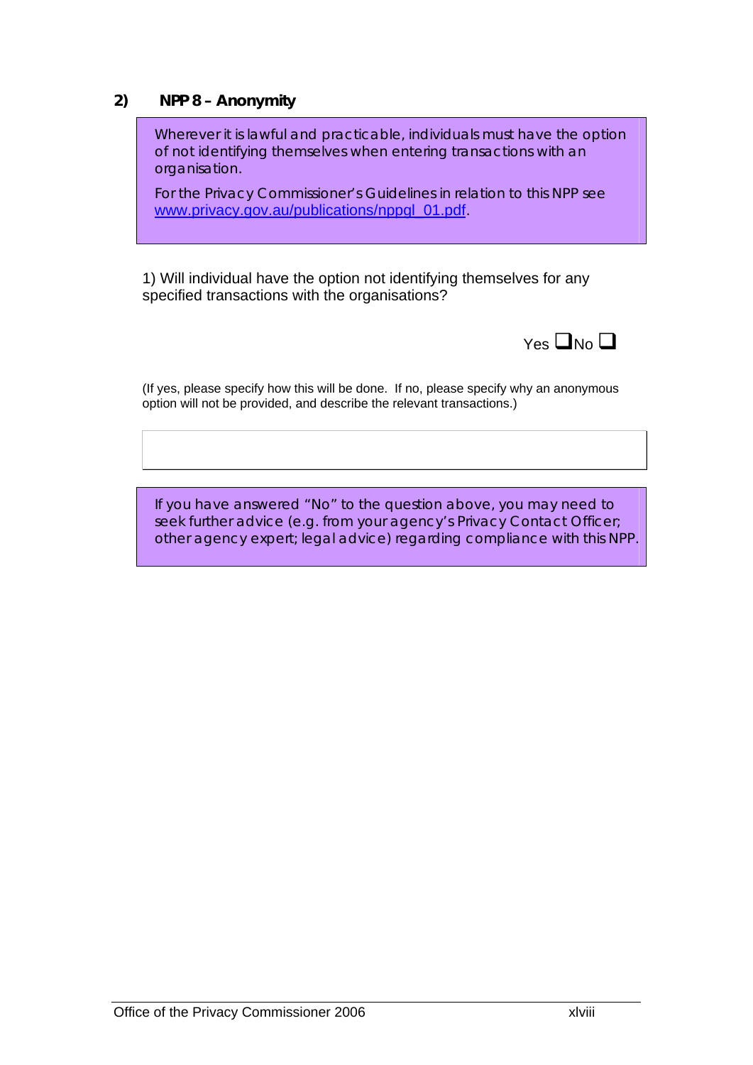## 2) NPP 8 – Anonymity

> Wherever it is lawful and practicable, individuals must have the option of not identifying themselves when entering transactions with an organisation.
>
> For the Privacy Commissioner's Guidelines in relation to this NPP see www.privacy.gov.au/publications/nppgl_01.pdf.

1) Will individual have the option not identifying themselves for any specified transactions with the organisations?

Yes ☐ No ☐

(If yes, please specify how this will be done. If no, please specify why an anonymous option will not be provided, and describe the relevant transactions.)

| |
|---|
| |

> If you have answered "No" to the question above, you may need to seek further advice (e.g. from your agency's Privacy Contact Officer; other agency expert; legal advice) regarding compliance with this NPP.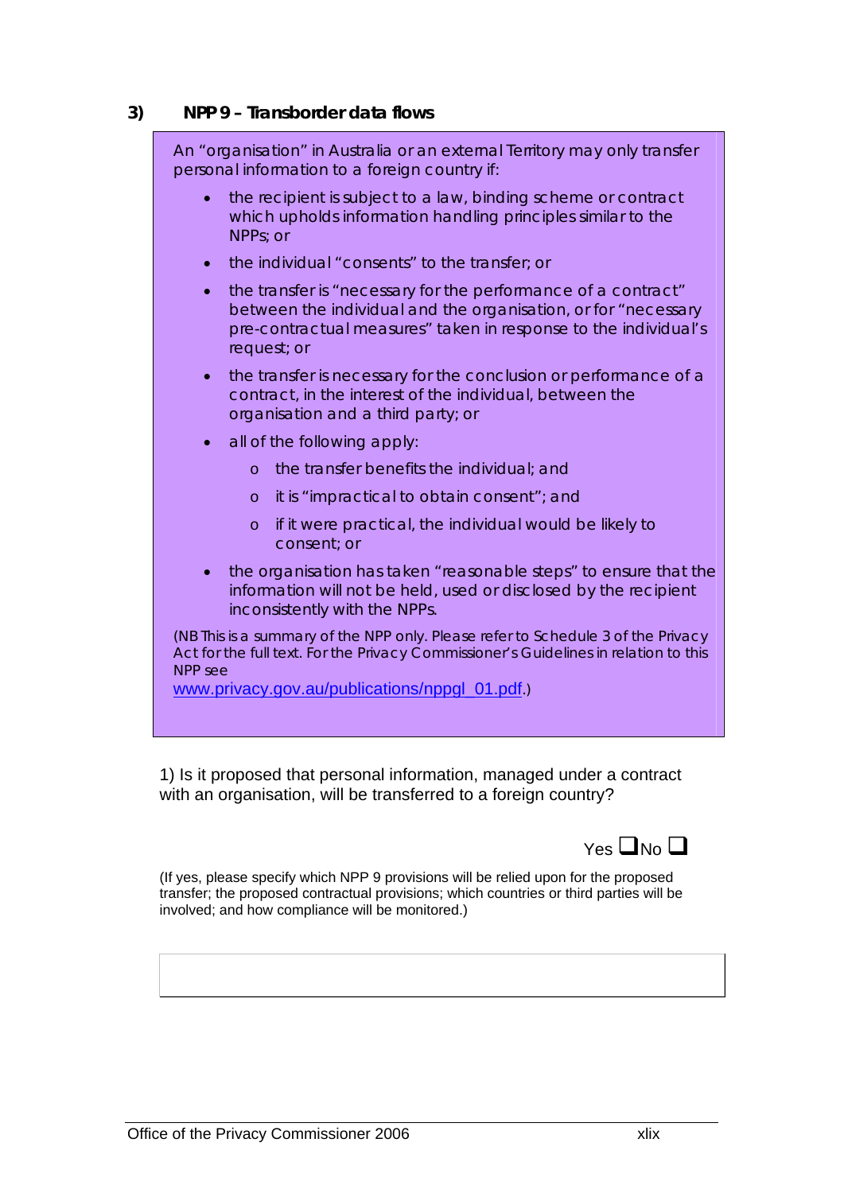### 3) NPP 9 – Transborder data flows

An "organisation" in Australia or an external Territory may only transfer personal information to a foreign country if:

- the recipient is subject to a law, binding scheme or contract which upholds information handling principles similar to the NPPs; or
- the individual "consents" to the transfer; or
- the transfer is "necessary for the performance of a contract" between the individual and the organisation, or for "necessary pre-contractual measures" taken in response to the individual's request; or
- the transfer is necessary for the conclusion or performance of a contract, in the interest of the individual, between the organisation and a third party; or
- all of the following apply:
  - o the transfer benefits the individual; and
  - o it is "impractical to obtain consent"; and
  - o if it were practical, the individual would be likely to consent; or
- the organisation has taken "reasonable steps" to ensure that the information will not be held, used or disclosed by the recipient inconsistently with the NPPs.

(NB This is a summary of the NPP only. Please refer to Schedule 3 of the Privacy Act for the full text. For the Privacy Commissioner's Guidelines in relation to this NPP see [www.privacy.gov.au/publications/nppgl_01.pdf](www.privacy.gov.au/publications/nppgl_01.pdf).)

1) Is it proposed that personal information, managed under a contract with an organisation, will be transferred to a foreign country?

Yes ❑ No ❑

(If yes, please specify which NPP 9 provisions will be relied upon for the proposed transfer; the proposed contractual provisions; which countries or third parties will be involved; and how compliance will be monitored.)

| |
|---|
| |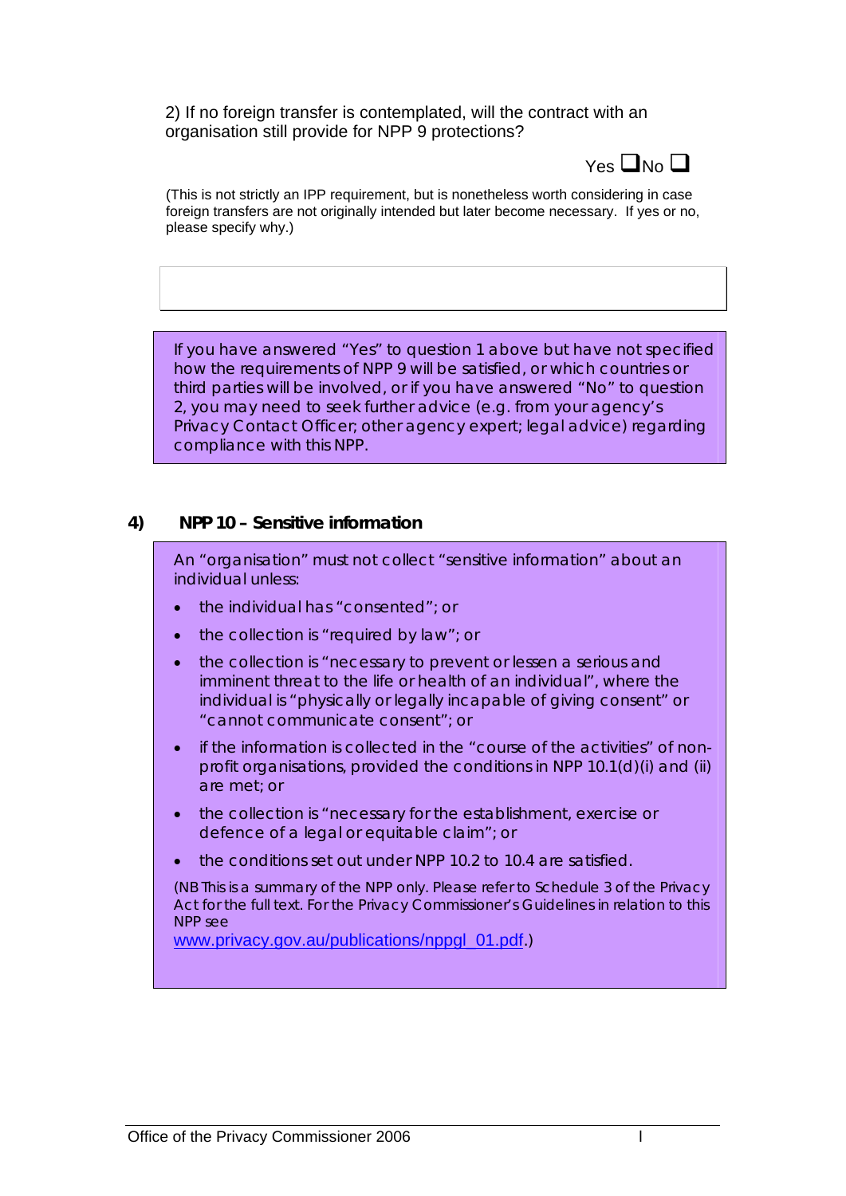2) If no foreign transfer is contemplated, will the contract with an organisation still provide for NPP 9 protections?

Yes ❑ No ❑

(This is not strictly an IPP requirement, but is nonetheless worth considering in case foreign transfers are not originally intended but later become necessary. If yes or no, please specify why.)

| |
|---|
| |

> If you have answered "Yes" to question 1 above but have not specified how the requirements of NPP 9 will be satisfied, or which countries or third parties will be involved, or if you have answered "No" to question 2, you may need to seek further advice (e.g. from your agency's Privacy Contact Officer; other agency expert; legal advice) regarding compliance with this NPP.

## 4) NPP 10 – Sensitive information

> An "organisation" must not collect "sensitive information" about an individual unless:
>
> - the individual has "consented"; or
> - the collection is "required by law"; or
> - the collection is "necessary to prevent or lessen a serious and imminent threat to the life or health of an individual", where the individual is "physically or legally incapable of giving consent" or "cannot communicate consent"; or
> - if the information is collected in the "course of the activities" of non-profit organisations, provided the conditions in NPP 10.1(d)(i) and (ii) are met; or
> - the collection is "necessary for the establishment, exercise or defence of a legal or equitable claim"; or
> - the conditions set out under NPP 10.2 to 10.4 are satisfied.
>
> (NB This is a summary of the NPP only. Please refer to Schedule 3 of the Privacy Act for the full text. For the Privacy Commissioner's Guidelines in relation to this NPP see www.privacy.gov.au/publications/nppgl_01.pdf.)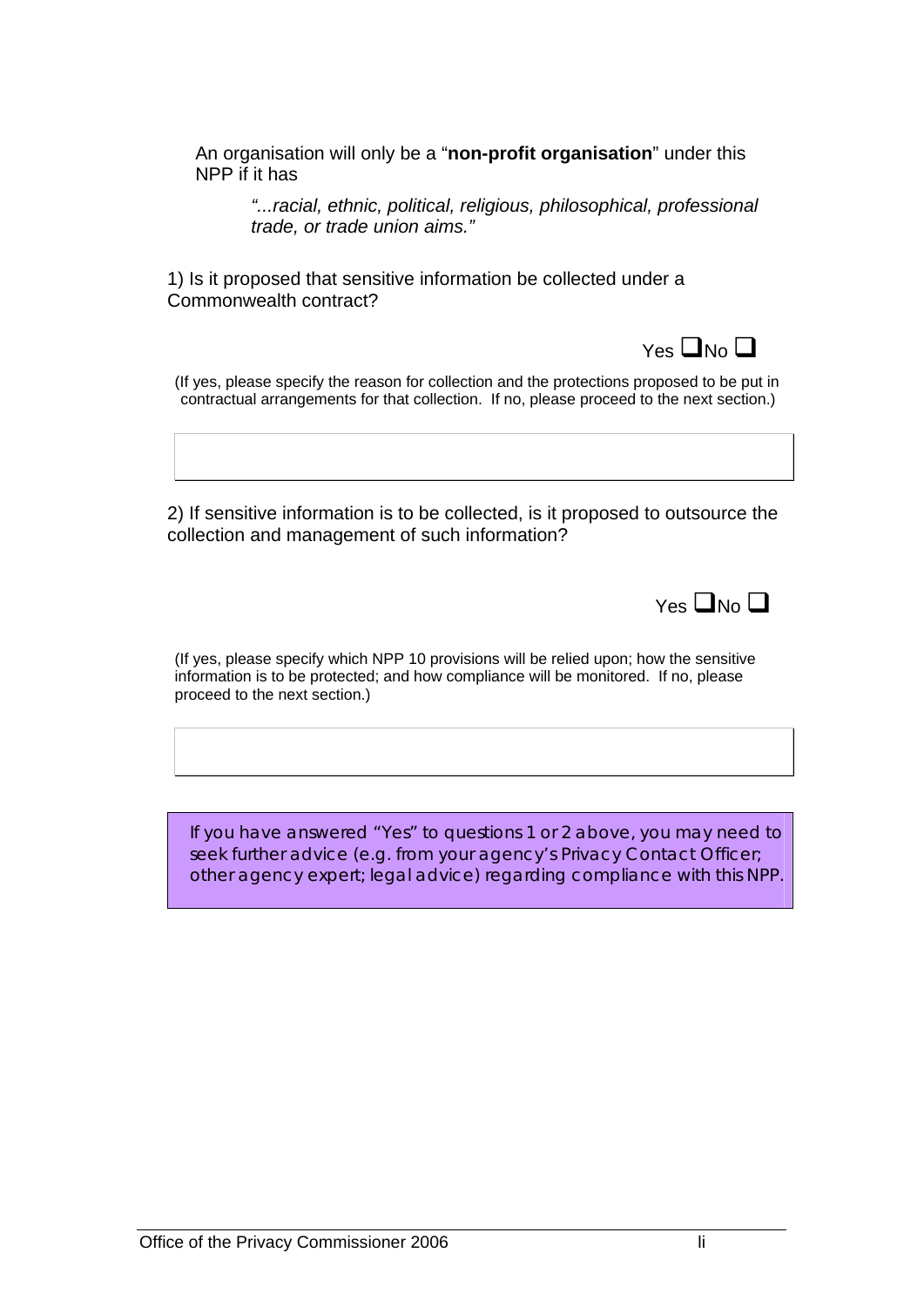An organisation will only be a "**non-profit organisation**" under this NPP if it has

> *"...racial, ethnic, political, religious, philosophical, professional trade, or trade union aims."*

1) Is it proposed that sensitive information be collected under a Commonwealth contract?

Yes ❑ No ❑

(If yes, please specify the reason for collection and the protections proposed to be put in contractual arrangements for that collection. If no, please proceed to the next section.)

| |
|---|
| |

2) If sensitive information is to be collected, is it proposed to outsource the collection and management of such information?

Yes ❑ No ❑

(If yes, please specify which NPP 10 provisions will be relied upon; how the sensitive information is to be protected; and how compliance will be monitored. If no, please proceed to the next section.)

| |
|---|
| |

> If you have answered "Yes" to questions 1 or 2 above, you may need to seek further advice (e.g. from your agency's Privacy Contact Officer; other agency expert; legal advice) regarding compliance with this NPP.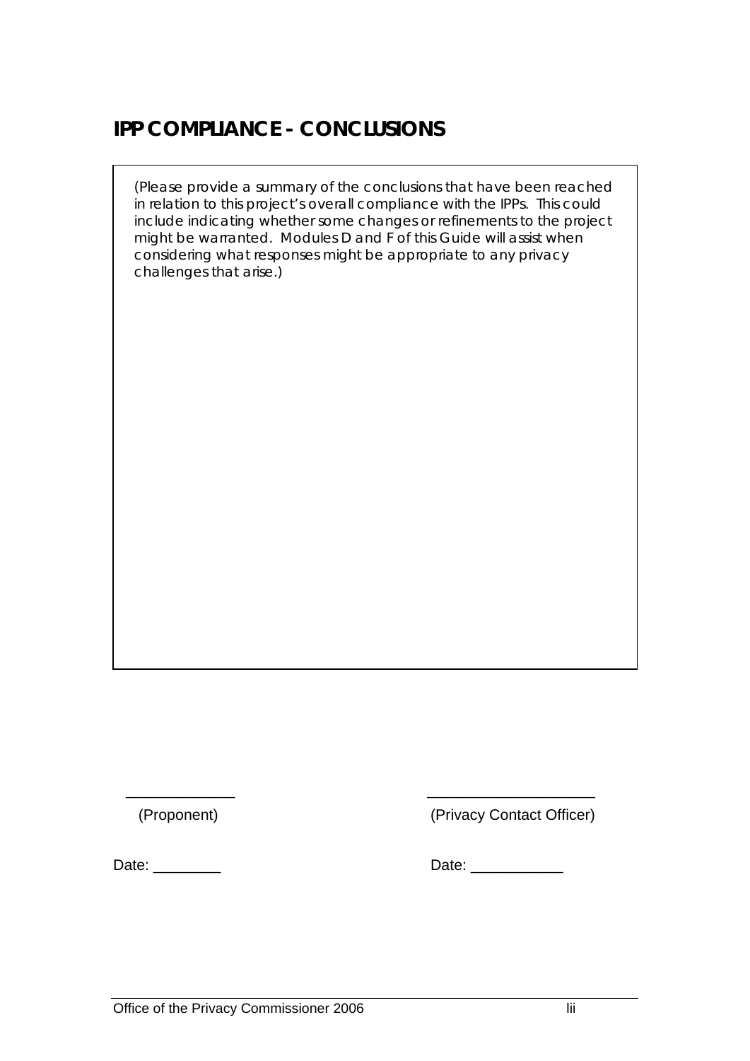## IPP COMPLIANCE - CONCLUSIONS

*(Please provide a summary of the conclusions that have been reached in relation to this project's overall compliance with the IPPs. This could include indicating whether some changes or refinements to the project might be warranted. Modules D and F of this Guide will assist when considering what responses might be appropriate to any privacy challenges that arise.)*

_____________ (Proponent)

____________________ (Privacy Contact Officer)

Date: ________

Date: ___________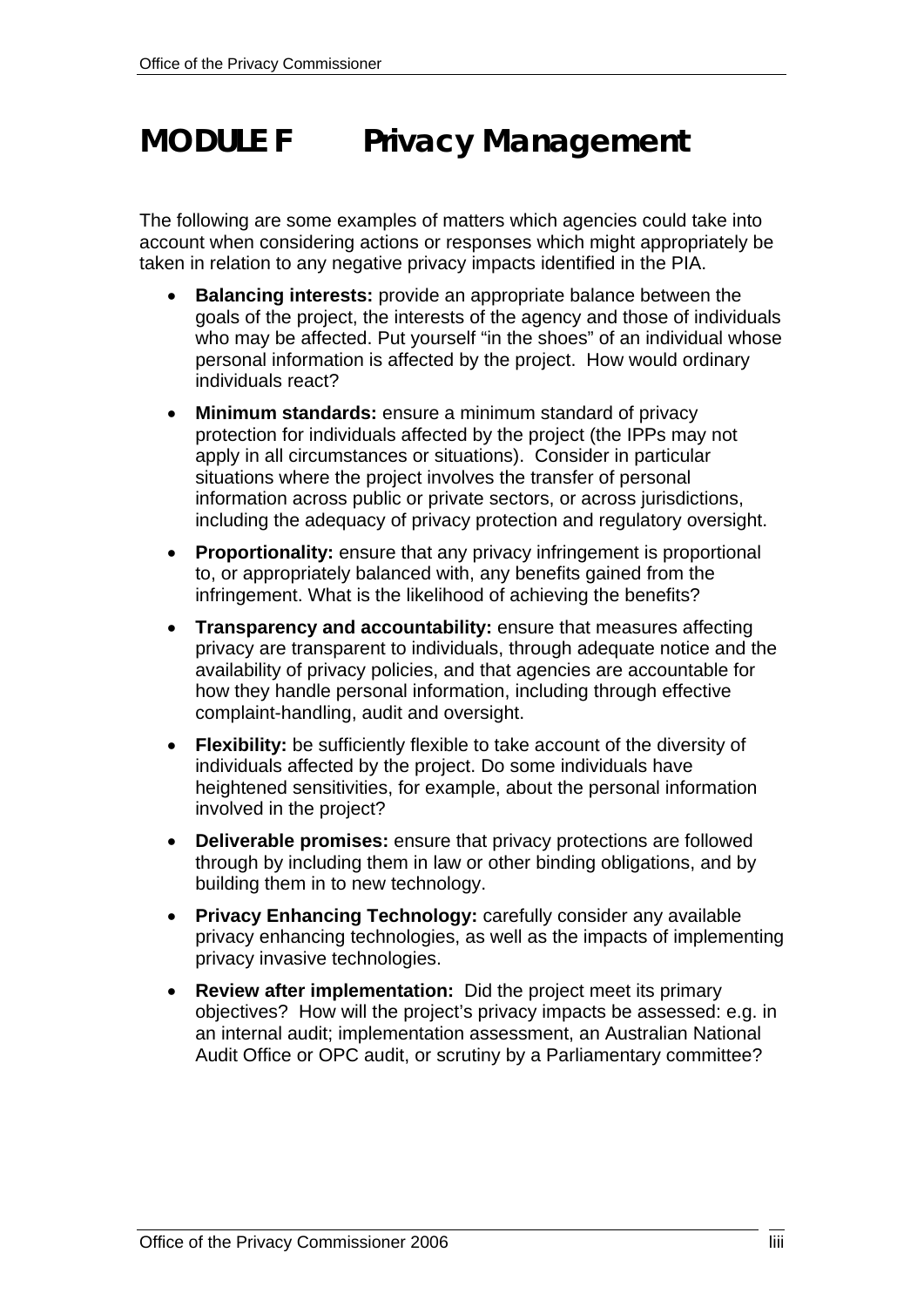# MODULE F Privacy Management

The following are some examples of matters which agencies could take into account when considering actions or responses which might appropriately be taken in relation to any negative privacy impacts identified in the PIA.

- **Balancing interests:** provide an appropriate balance between the goals of the project, the interests of the agency and those of individuals who may be affected. Put yourself "in the shoes" of an individual whose personal information is affected by the project. How would ordinary individuals react?
- **Minimum standards:** ensure a minimum standard of privacy protection for individuals affected by the project (the IPPs may not apply in all circumstances or situations). Consider in particular situations where the project involves the transfer of personal information across public or private sectors, or across jurisdictions, including the adequacy of privacy protection and regulatory oversight.
- **Proportionality:** ensure that any privacy infringement is proportional to, or appropriately balanced with, any benefits gained from the infringement. What is the likelihood of achieving the benefits?
- **Transparency and accountability:** ensure that measures affecting privacy are transparent to individuals, through adequate notice and the availability of privacy policies, and that agencies are accountable for how they handle personal information, including through effective complaint-handling, audit and oversight.
- **Flexibility:** be sufficiently flexible to take account of the diversity of individuals affected by the project. Do some individuals have heightened sensitivities, for example, about the personal information involved in the project?
- **Deliverable promises:** ensure that privacy protections are followed through by including them in law or other binding obligations, and by building them in to new technology.
- **Privacy Enhancing Technology:** carefully consider any available privacy enhancing technologies, as well as the impacts of implementing privacy invasive technologies.
- **Review after implementation:** Did the project meet its primary objectives? How will the project's privacy impacts be assessed: e.g. in an internal audit; implementation assessment, an Australian National Audit Office or OPC audit, or scrutiny by a Parliamentary committee?